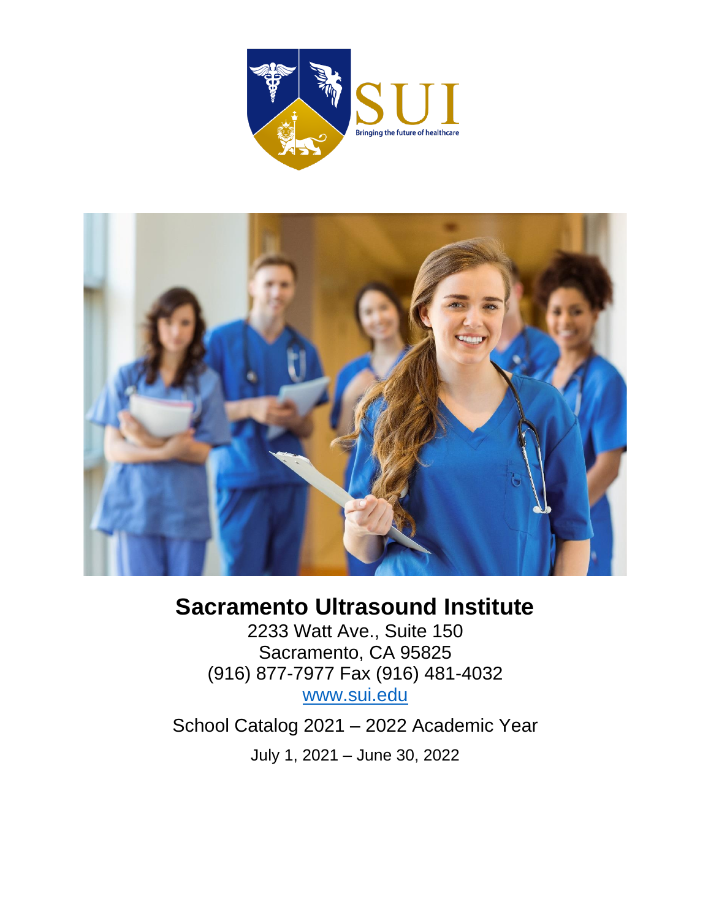# Sacramento Ultrasound Institute

2233 Watt Ave., Suite 150
Sacramento, CA 95825
(916) 877-7977 Fax (916) 481-4032
www.sui.edu

School Catalog 2021 – 2022 Academic Year

July 1, 2021 – June 30, 2022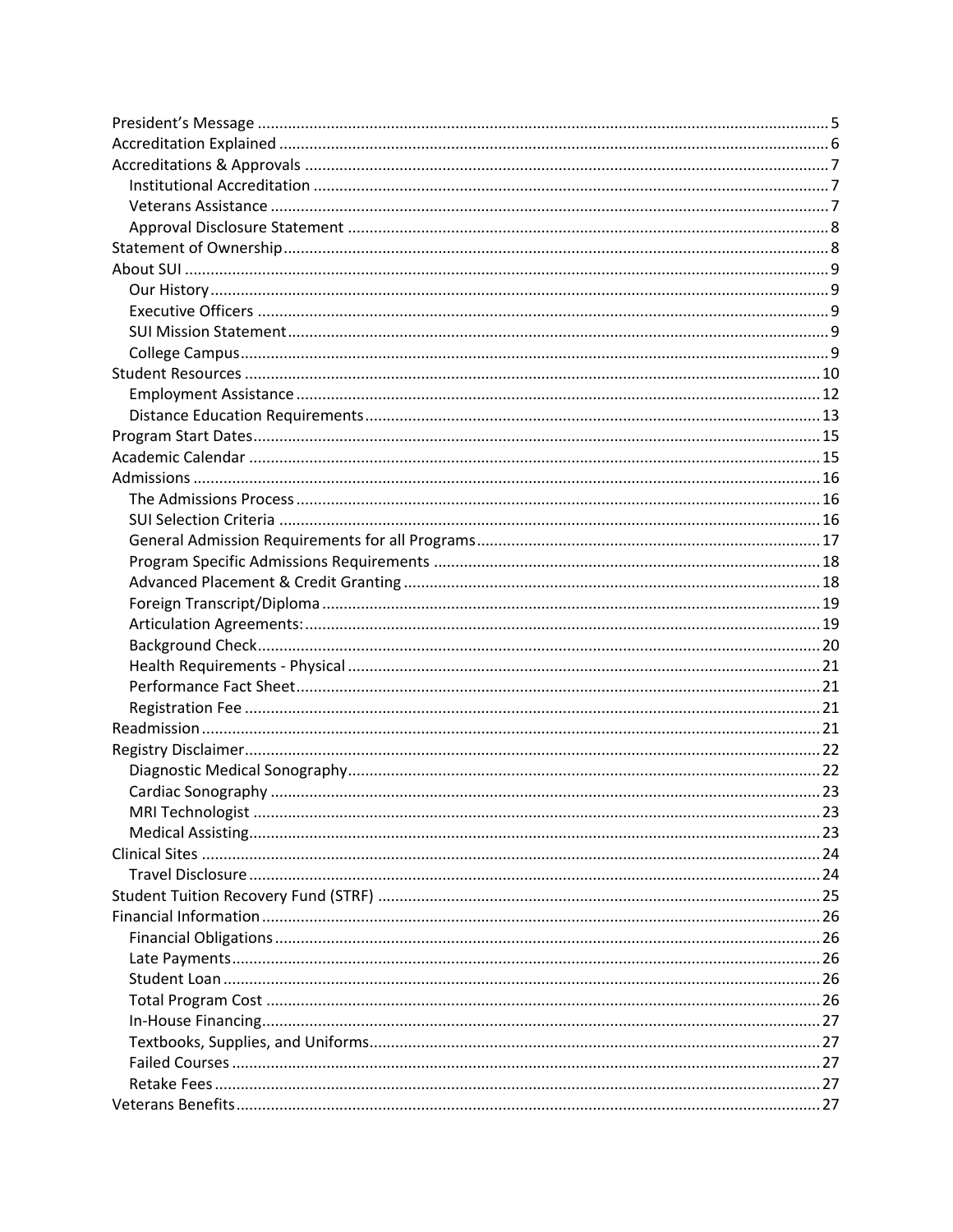President's Message .......... 5
Accreditation Explained .......... 6
Accreditations & Approvals .......... 7
  Institutional Accreditation .......... 7
  Veterans Assistance .......... 7
  Approval Disclosure Statement .......... 8
Statement of Ownership .......... 8
About SUI .......... 9
  Our History .......... 9
  Executive Officers .......... 9
  SUI Mission Statement .......... 9
  College Campus .......... 9
Student Resources .......... 10
  Employment Assistance .......... 12
  Distance Education Requirements .......... 13
Program Start Dates .......... 15
Academic Calendar .......... 15
Admissions .......... 16
  The Admissions Process .......... 16
  SUI Selection Criteria .......... 16
  General Admission Requirements for all Programs .......... 17
  Program Specific Admissions Requirements .......... 18
  Advanced Placement & Credit Granting .......... 18
  Foreign Transcript/Diploma .......... 19
  Articulation Agreements: .......... 19
  Background Check .......... 20
  Health Requirements - Physical .......... 21
  Performance Fact Sheet .......... 21
  Registration Fee .......... 21
Readmission .......... 21
Registry Disclaimer .......... 22
  Diagnostic Medical Sonography .......... 22
  Cardiac Sonography .......... 23
  MRI Technologist .......... 23
  Medical Assisting .......... 23
Clinical Sites .......... 24
  Travel Disclosure .......... 24
Student Tuition Recovery Fund (STRF) .......... 25
Financial Information .......... 26
  Financial Obligations .......... 26
  Late Payments .......... 26
  Student Loan .......... 26
  Total Program Cost .......... 26
  In-House Financing .......... 27
  Textbooks, Supplies, and Uniforms .......... 27
  Failed Courses .......... 27
  Retake Fees .......... 27
Veterans Benefits .......... 27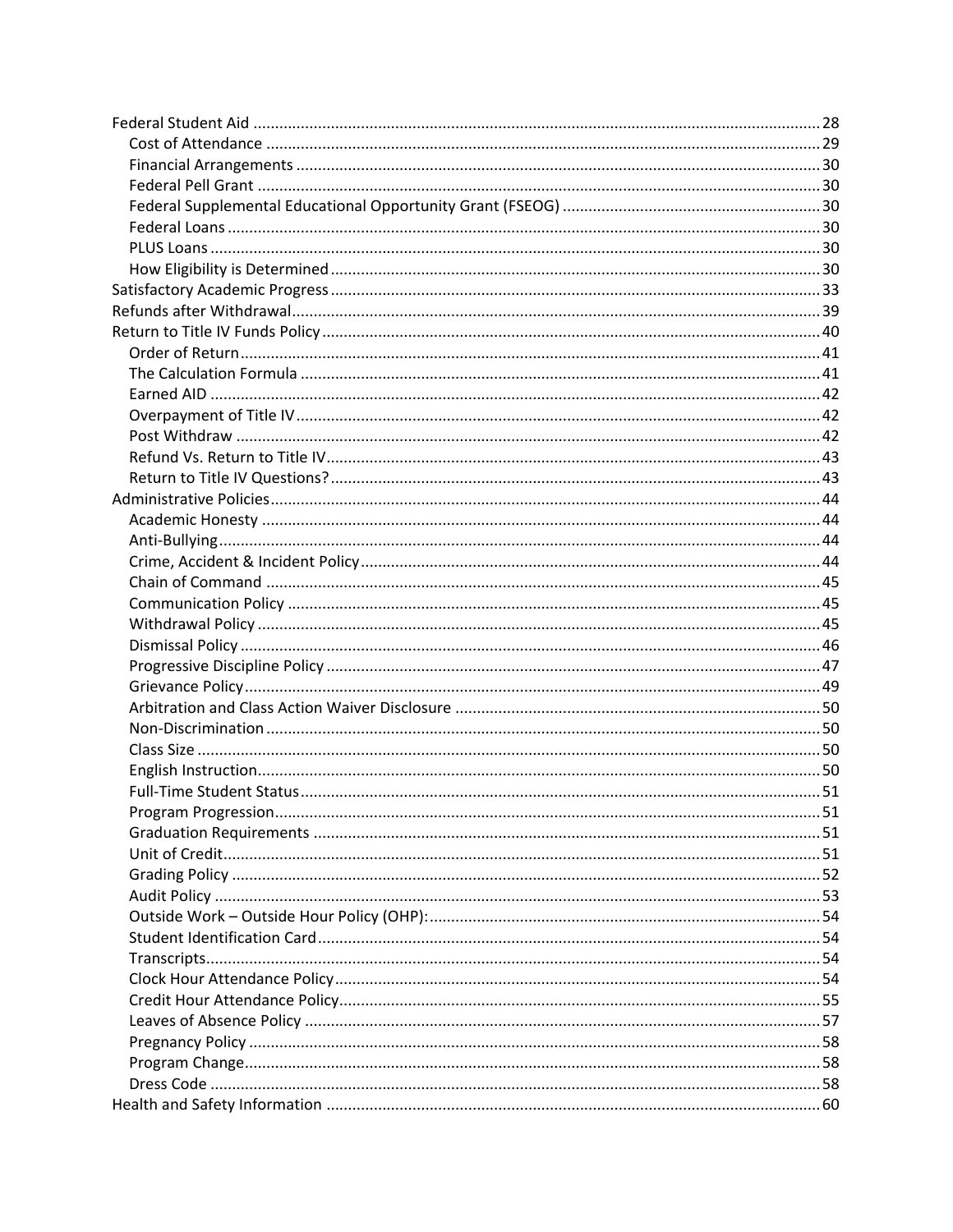- Federal Student Aid .......... 28
  - Cost of Attendance .......... 29
  - Financial Arrangements .......... 30
  - Federal Pell Grant .......... 30
  - Federal Supplemental Educational Opportunity Grant (FSEOG) .......... 30
  - Federal Loans .......... 30
  - PLUS Loans .......... 30
  - How Eligibility is Determined .......... 30
- Satisfactory Academic Progress .......... 33
- Refunds after Withdrawal .......... 39
- Return to Title IV Funds Policy .......... 40
  - Order of Return .......... 41
  - The Calculation Formula .......... 41
  - Earned AID .......... 42
  - Overpayment of Title IV .......... 42
  - Post Withdraw .......... 42
  - Refund Vs. Return to Title IV .......... 43
  - Return to Title IV Questions? .......... 43
- Administrative Policies .......... 44
  - Academic Honesty .......... 44
  - Anti-Bullying .......... 44
  - Crime, Accident & Incident Policy .......... 44
  - Chain of Command .......... 45
  - Communication Policy .......... 45
  - Withdrawal Policy .......... 45
  - Dismissal Policy .......... 46
  - Progressive Discipline Policy .......... 47
  - Grievance Policy .......... 49
  - Arbitration and Class Action Waiver Disclosure .......... 50
  - Non-Discrimination .......... 50
  - Class Size .......... 50
  - English Instruction .......... 50
  - Full-Time Student Status .......... 51
  - Program Progression .......... 51
  - Graduation Requirements .......... 51
  - Unit of Credit .......... 51
  - Grading Policy .......... 52
  - Audit Policy .......... 53
  - Outside Work – Outside Hour Policy (OHP): .......... 54
  - Student Identification Card .......... 54
  - Transcripts .......... 54
  - Clock Hour Attendance Policy .......... 54
  - Credit Hour Attendance Policy .......... 55
  - Leaves of Absence Policy .......... 57
  - Pregnancy Policy .......... 58
  - Program Change .......... 58
  - Dress Code .......... 58
- Health and Safety Information .......... 60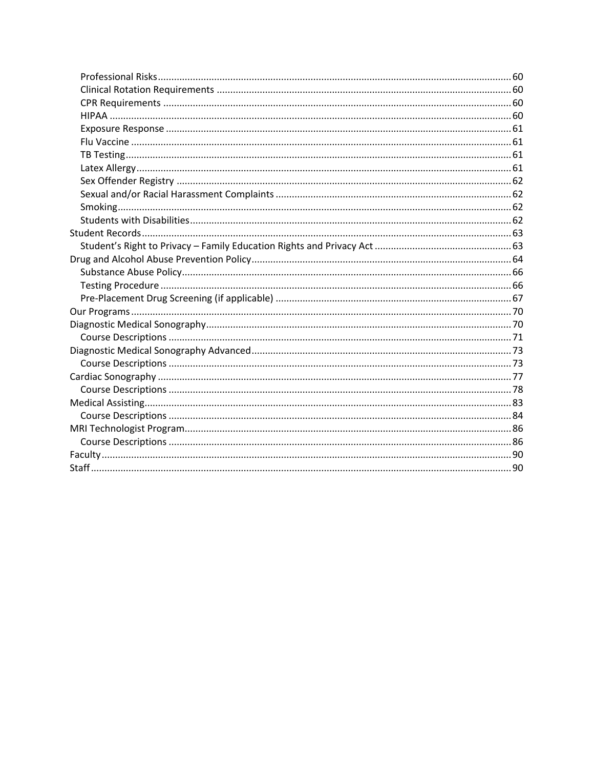- Professional Risks ... 60
- Clinical Rotation Requirements ... 60
- CPR Requirements ... 60
- HIPAA ... 60
- Exposure Response ... 61
- Flu Vaccine ... 61
- TB Testing ... 61
- Latex Allergy ... 61
- Sex Offender Registry ... 62
- Sexual and/or Racial Harassment Complaints ... 62
- Smoking ... 62
- Students with Disabilities ... 62

Student Records ... 63

- Student's Right to Privacy – Family Education Rights and Privacy Act ... 63

Drug and Alcohol Abuse Prevention Policy ... 64

- Substance Abuse Policy ... 66
- Testing Procedure ... 66
- Pre-Placement Drug Screening (if applicable) ... 67

Our Programs ... 70

Diagnostic Medical Sonography ... 70

- Course Descriptions ... 71

Diagnostic Medical Sonography Advanced ... 73

- Course Descriptions ... 73

Cardiac Sonography ... 77

- Course Descriptions ... 78

Medical Assisting ... 83

- Course Descriptions ... 84

MRI Technologist Program ... 86

- Course Descriptions ... 86

Faculty ... 90

Staff ... 90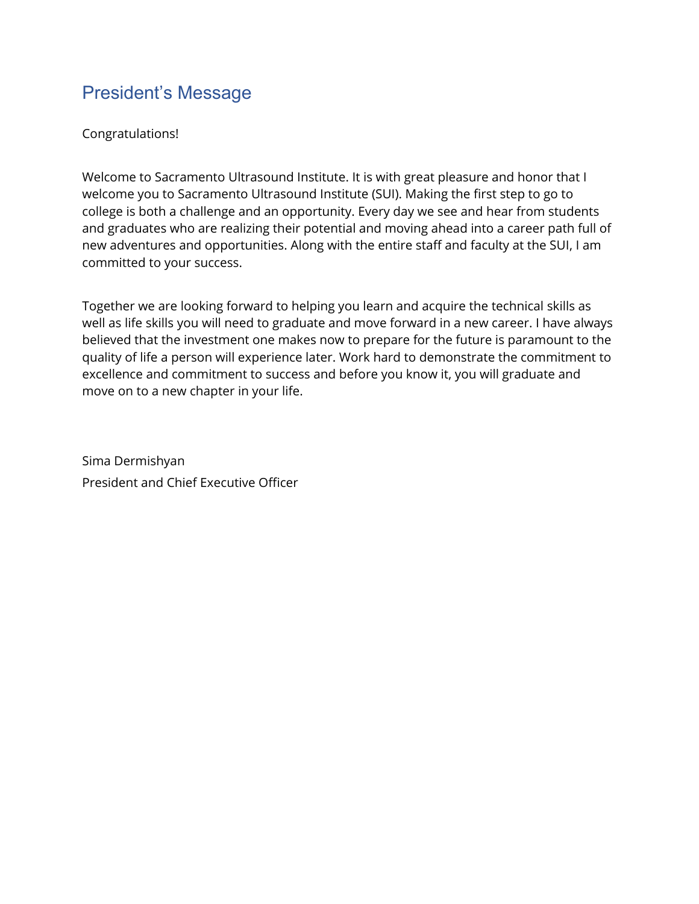## President's Message

Congratulations!

Welcome to Sacramento Ultrasound Institute. It is with great pleasure and honor that I welcome you to Sacramento Ultrasound Institute (SUI). Making the first step to go to college is both a challenge and an opportunity. Every day we see and hear from students and graduates who are realizing their potential and moving ahead into a career path full of new adventures and opportunities. Along with the entire staff and faculty at the SUI, I am committed to your success.

Together we are looking forward to helping you learn and acquire the technical skills as well as life skills you will need to graduate and move forward in a new career. I have always believed that the investment one makes now to prepare for the future is paramount to the quality of life a person will experience later. Work hard to demonstrate the commitment to excellence and commitment to success and before you know it, you will graduate and move on to a new chapter in your life.

Sima Dermishyan
President and Chief Executive Officer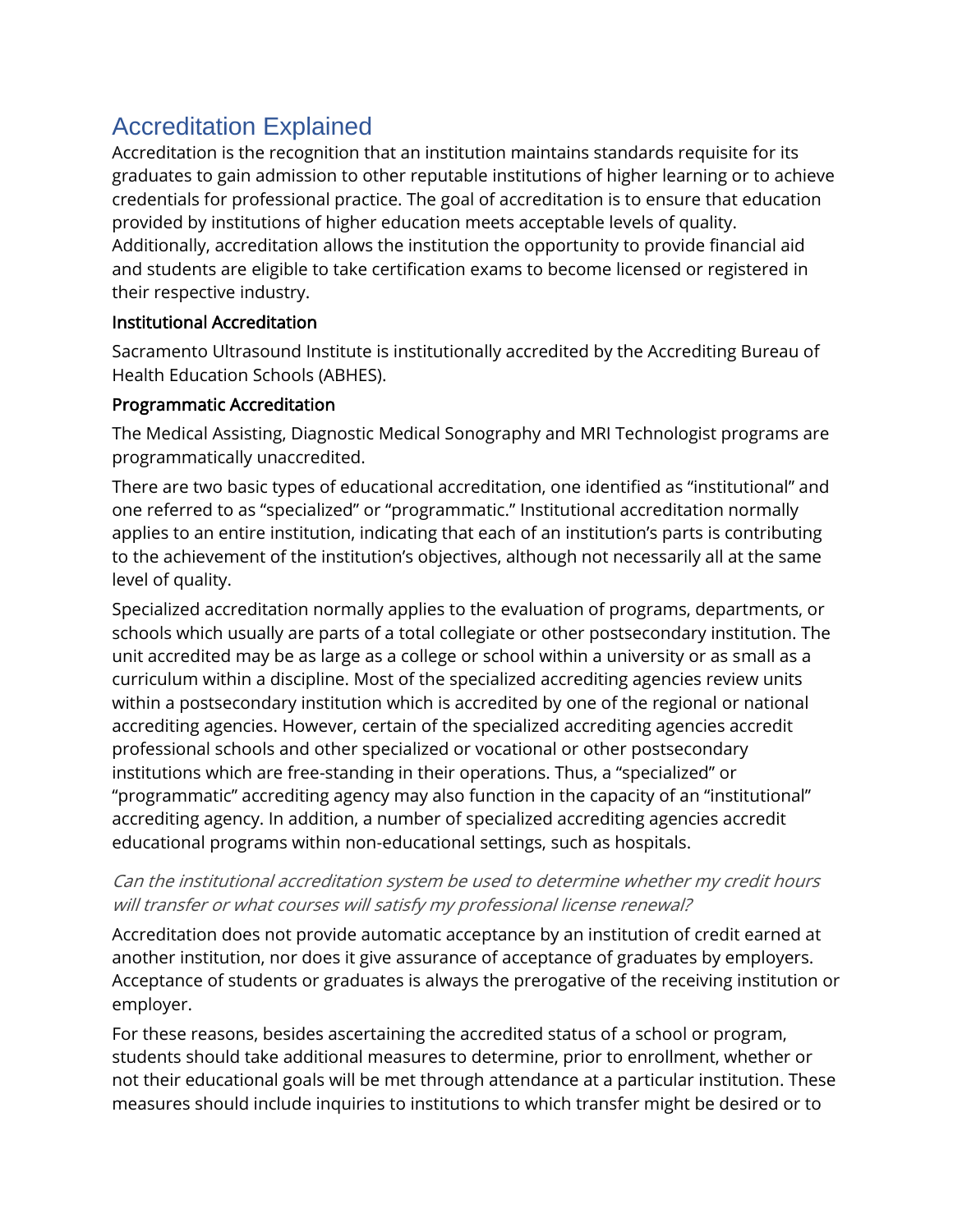# Accreditation Explained

Accreditation is the recognition that an institution maintains standards requisite for its graduates to gain admission to other reputable institutions of higher learning or to achieve credentials for professional practice. The goal of accreditation is to ensure that education provided by institutions of higher education meets acceptable levels of quality. Additionally, accreditation allows the institution the opportunity to provide financial aid and students are eligible to take certification exams to become licensed or registered in their respective industry.

### Institutional Accreditation

Sacramento Ultrasound Institute is institutionally accredited by the Accrediting Bureau of Health Education Schools (ABHES).

### Programmatic Accreditation

The Medical Assisting, Diagnostic Medical Sonography and MRI Technologist programs are programmatically unaccredited.

There are two basic types of educational accreditation, one identified as “institutional” and one referred to as “specialized” or “programmatic.” Institutional accreditation normally applies to an entire institution, indicating that each of an institution’s parts is contributing to the achievement of the institution’s objectives, although not necessarily all at the same level of quality.

Specialized accreditation normally applies to the evaluation of programs, departments, or schools which usually are parts of a total collegiate or other postsecondary institution. The unit accredited may be as large as a college or school within a university or as small as a curriculum within a discipline. Most of the specialized accrediting agencies review units within a postsecondary institution which is accredited by one of the regional or national accrediting agencies. However, certain of the specialized accrediting agencies accredit professional schools and other specialized or vocational or other postsecondary institutions which are free-standing in their operations. Thus, a “specialized” or “programmatic” accrediting agency may also function in the capacity of an “institutional” accrediting agency. In addition, a number of specialized accrediting agencies accredit educational programs within non-educational settings, such as hospitals.

*Can the institutional accreditation system be used to determine whether my credit hours will transfer or what courses will satisfy my professional license renewal?*

Accreditation does not provide automatic acceptance by an institution of credit earned at another institution, nor does it give assurance of acceptance of graduates by employers. Acceptance of students or graduates is always the prerogative of the receiving institution or employer.

For these reasons, besides ascertaining the accredited status of a school or program, students should take additional measures to determine, prior to enrollment, whether or not their educational goals will be met through attendance at a particular institution. These measures should include inquiries to institutions to which transfer might be desired or to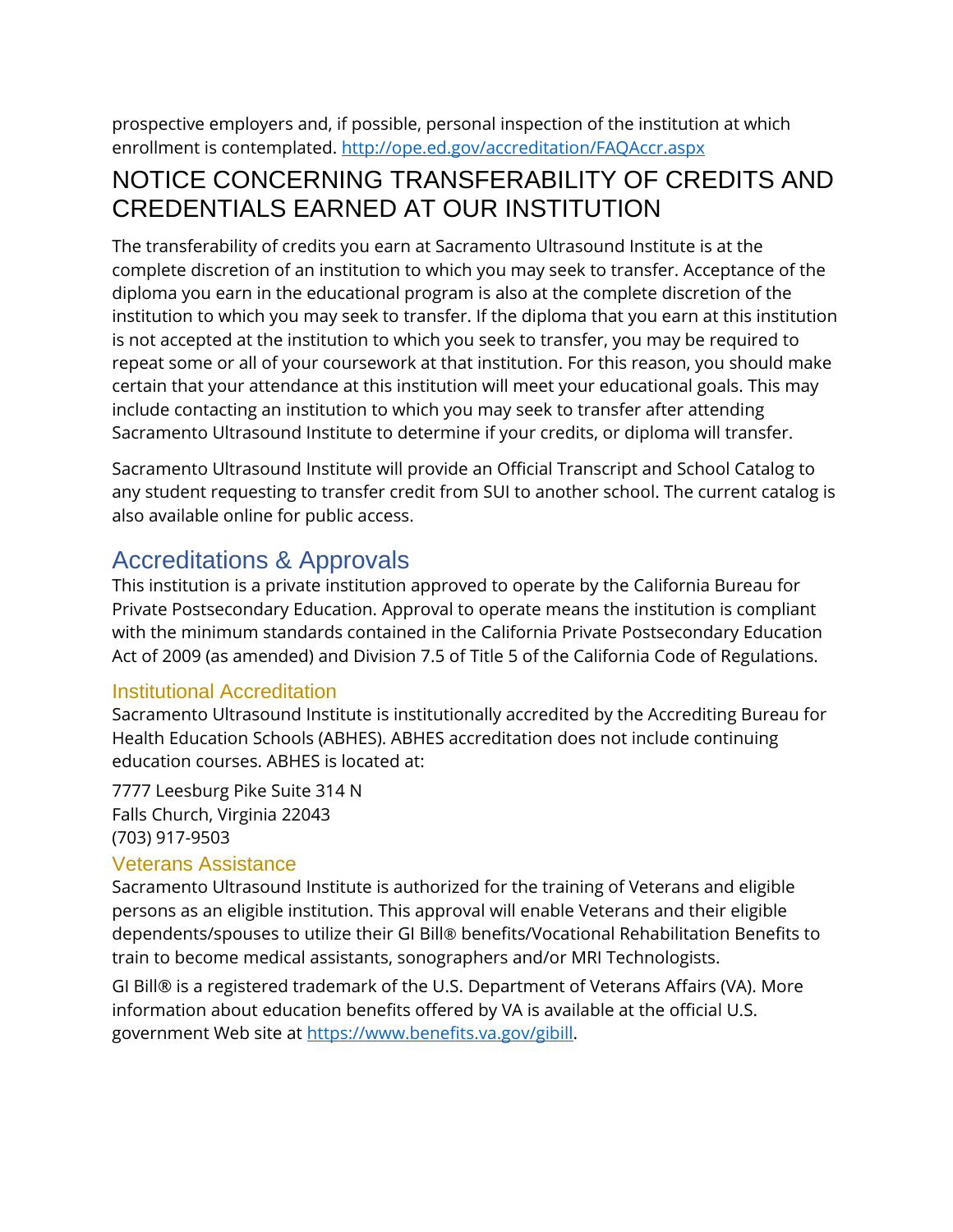prospective employers and, if possible, personal inspection of the institution at which enrollment is contemplated. http://ope.ed.gov/accreditation/FAQAccr.aspx

# NOTICE CONCERNING TRANSFERABILITY OF CREDITS AND CREDENTIALS EARNED AT OUR INSTITUTION

The transferability of credits you earn at Sacramento Ultrasound Institute is at the complete discretion of an institution to which you may seek to transfer. Acceptance of the diploma you earn in the educational program is also at the complete discretion of the institution to which you may seek to transfer. If the diploma that you earn at this institution is not accepted at the institution to which you seek to transfer, you may be required to repeat some or all of your coursework at that institution. For this reason, you should make certain that your attendance at this institution will meet your educational goals. This may include contacting an institution to which you may seek to transfer after attending Sacramento Ultrasound Institute to determine if your credits, or diploma will transfer.

Sacramento Ultrasound Institute will provide an Official Transcript and School Catalog to any student requesting to transfer credit from SUI to another school. The current catalog is also available online for public access.

## Accreditations & Approvals

This institution is a private institution approved to operate by the California Bureau for Private Postsecondary Education. Approval to operate means the institution is compliant with the minimum standards contained in the California Private Postsecondary Education Act of 2009 (as amended) and Division 7.5 of Title 5 of the California Code of Regulations.

### Institutional Accreditation

Sacramento Ultrasound Institute is institutionally accredited by the Accrediting Bureau for Health Education Schools (ABHES). ABHES accreditation does not include continuing education courses. ABHES is located at:

7777 Leesburg Pike Suite 314 N
Falls Church, Virginia 22043
(703) 917-9503

### Veterans Assistance

Sacramento Ultrasound Institute is authorized for the training of Veterans and eligible persons as an eligible institution. This approval will enable Veterans and their eligible dependents/spouses to utilize their GI Bill® benefits/Vocational Rehabilitation Benefits to train to become medical assistants, sonographers and/or MRI Technologists.

GI Bill® is a registered trademark of the U.S. Department of Veterans Affairs (VA). More information about education benefits offered by VA is available at the official U.S. government Web site at https://www.benefits.va.gov/gibill.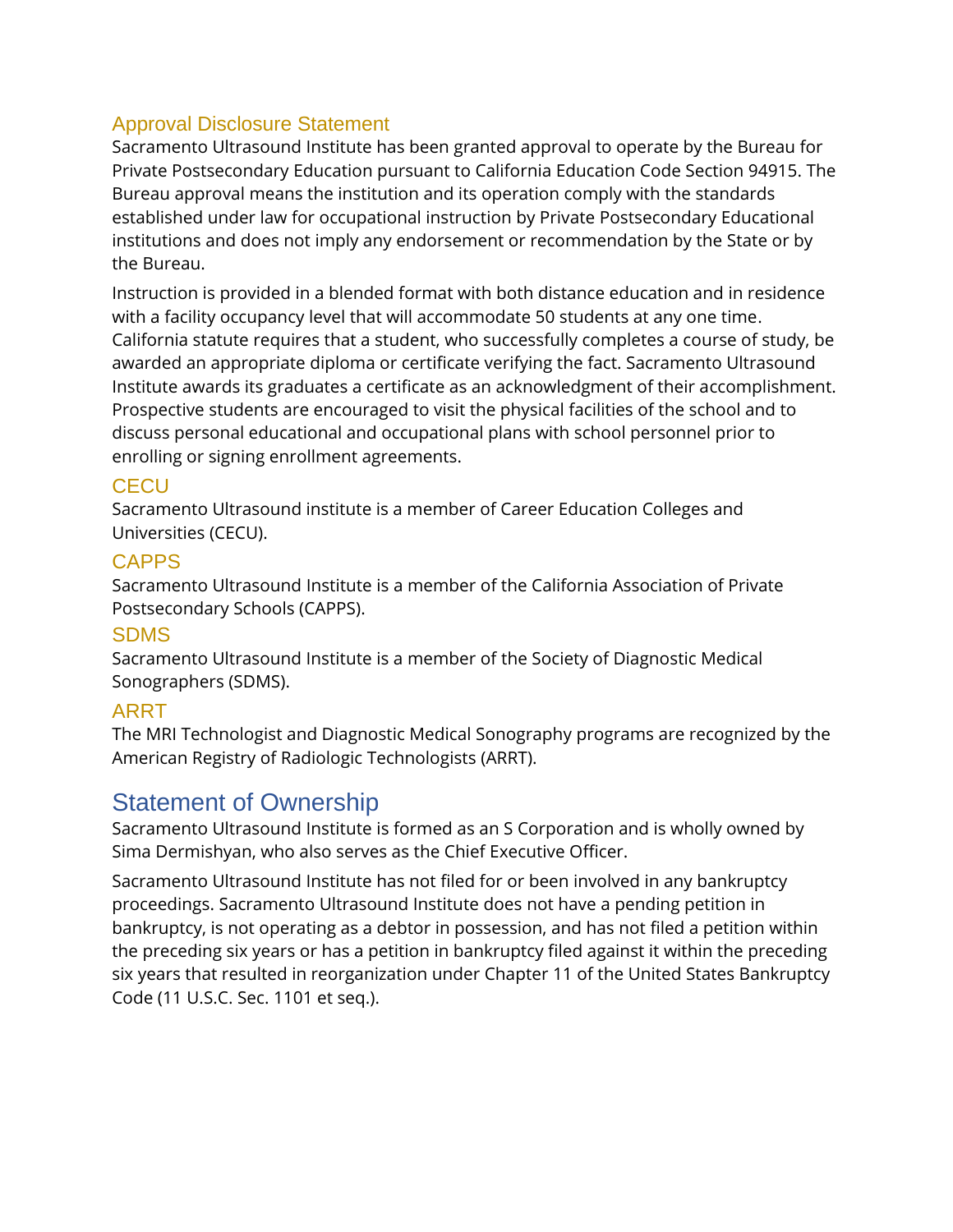### Approval Disclosure Statement

Sacramento Ultrasound Institute has been granted approval to operate by the Bureau for Private Postsecondary Education pursuant to California Education Code Section 94915. The Bureau approval means the institution and its operation comply with the standards established under law for occupational instruction by Private Postsecondary Educational institutions and does not imply any endorsement or recommendation by the State or by the Bureau.

Instruction is provided in a blended format with both distance education and in residence with a facility occupancy level that will accommodate 50 students at any one time. California statute requires that a student, who successfully completes a course of study, be awarded an appropriate diploma or certificate verifying the fact. Sacramento Ultrasound Institute awards its graduates a certificate as an acknowledgment of their accomplishment. Prospective students are encouraged to visit the physical facilities of the school and to discuss personal educational and occupational plans with school personnel prior to enrolling or signing enrollment agreements.

### CECU

Sacramento Ultrasound institute is a member of Career Education Colleges and Universities (CECU).

### CAPPS

Sacramento Ultrasound Institute is a member of the California Association of Private Postsecondary Schools (CAPPS).

### SDMS

Sacramento Ultrasound Institute is a member of the Society of Diagnostic Medical Sonographers (SDMS).

### ARRT

The MRI Technologist and Diagnostic Medical Sonography programs are recognized by the American Registry of Radiologic Technologists (ARRT).

## Statement of Ownership

Sacramento Ultrasound Institute is formed as an S Corporation and is wholly owned by Sima Dermishyan, who also serves as the Chief Executive Officer.

Sacramento Ultrasound Institute has not filed for or been involved in any bankruptcy proceedings. Sacramento Ultrasound Institute does not have a pending petition in bankruptcy, is not operating as a debtor in possession, and has not filed a petition within the preceding six years or has a petition in bankruptcy filed against it within the preceding six years that resulted in reorganization under Chapter 11 of the United States Bankruptcy Code (11 U.S.C. Sec. 1101 et seq.).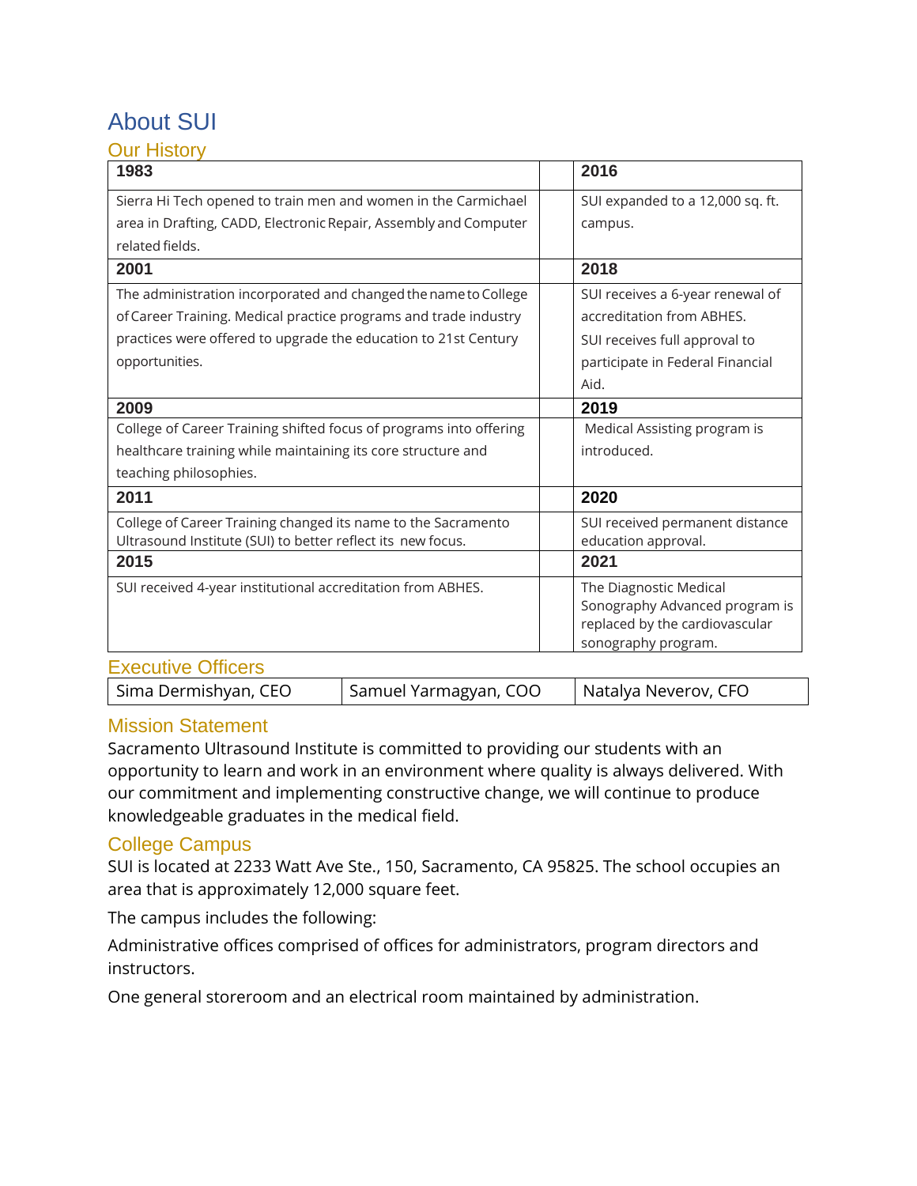# About SUI

## Our History

| 1983 | | 2016 |
|---|---|---|
| Sierra Hi Tech opened to train men and women in the Carmichael area in Drafting, CADD, Electronic Repair, Assembly and Computer related fields. | | SUI expanded to a 12,000 sq. ft. campus. |
| **2001** | | **2018** |
| The administration incorporated and changed the name to College of Career Training. Medical practice programs and trade industry practices were offered to upgrade the education to 21st Century opportunities. | | SUI receives a 6-year renewal of accreditation from ABHES. SUI receives full approval to participate in Federal Financial Aid. |
| **2009** | | **2019** |
| College of Career Training shifted focus of programs into offering healthcare training while maintaining its core structure and teaching philosophies. | | Medical Assisting program is introduced. |
| **2011** | | **2020** |
| College of Career Training changed its name to the Sacramento Ultrasound Institute (SUI) to better reflect its new focus. | | SUI received permanent distance education approval. |
| **2015** | | **2021** |
| SUI received 4-year institutional accreditation from ABHES. | | The Diagnostic Medical Sonography Advanced program is replaced by the cardiovascular sonography program. |

## Executive Officers

| Sima Dermishyan, CEO | Samuel Yarmagyan, COO | Natalya Neverov, CFO |
|---|---|---|

## Mission Statement

Sacramento Ultrasound Institute is committed to providing our students with an opportunity to learn and work in an environment where quality is always delivered. With our commitment and implementing constructive change, we will continue to produce knowledgeable graduates in the medical field.

## College Campus

SUI is located at 2233 Watt Ave Ste., 150, Sacramento, CA 95825. The school occupies an area that is approximately 12,000 square feet.

The campus includes the following:

Administrative offices comprised of offices for administrators, program directors and instructors.

One general storeroom and an electrical room maintained by administration.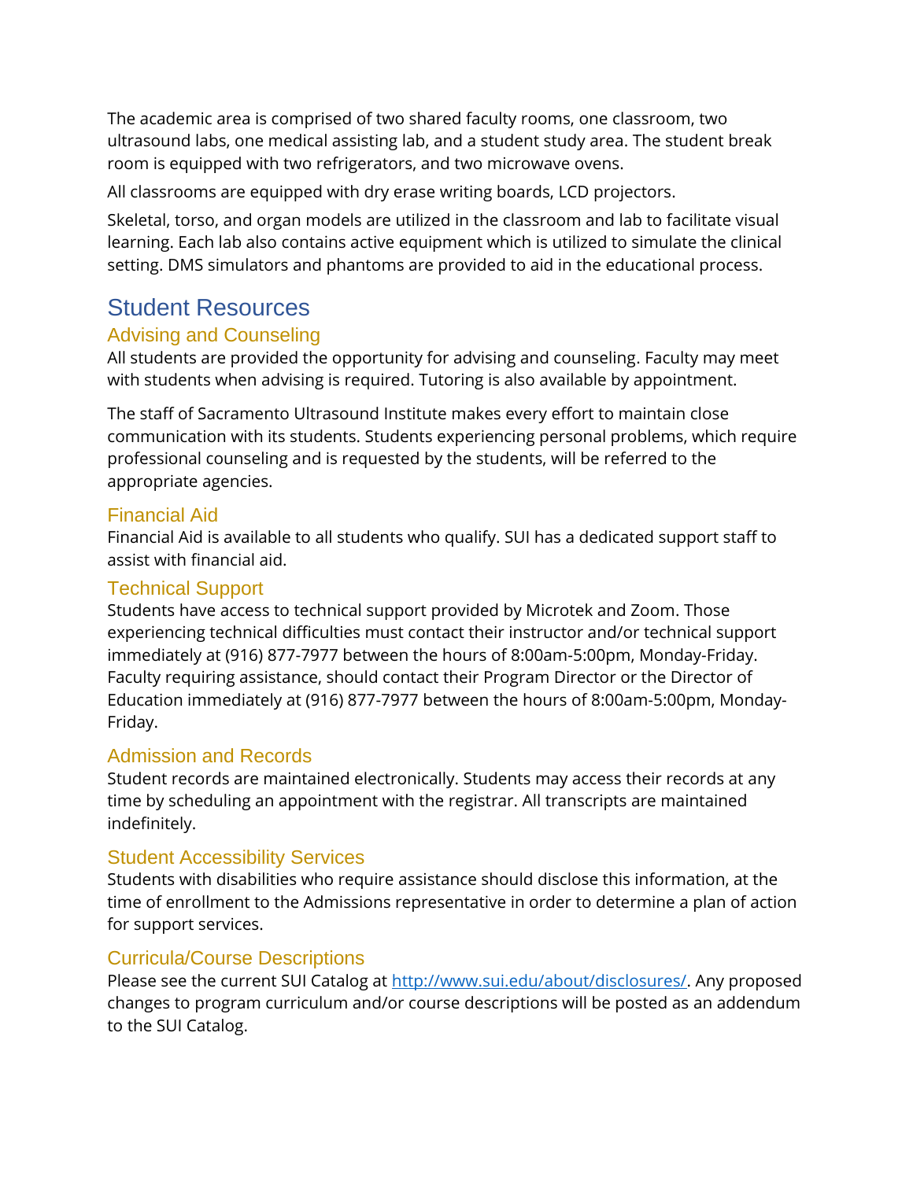The academic area is comprised of two shared faculty rooms, one classroom, two ultrasound labs, one medical assisting lab, and a student study area. The student break room is equipped with two refrigerators, and two microwave ovens.

All classrooms are equipped with dry erase writing boards, LCD projectors.

Skeletal, torso, and organ models are utilized in the classroom and lab to facilitate visual learning. Each lab also contains active equipment which is utilized to simulate the clinical setting. DMS simulators and phantoms are provided to aid in the educational process.

# Student Resources

## Advising and Counseling

All students are provided the opportunity for advising and counseling. Faculty may meet with students when advising is required. Tutoring is also available by appointment.

The staff of Sacramento Ultrasound Institute makes every effort to maintain close communication with its students. Students experiencing personal problems, which require professional counseling and is requested by the students, will be referred to the appropriate agencies.

## Financial Aid

Financial Aid is available to all students who qualify. SUI has a dedicated support staff to assist with financial aid.

## Technical Support

Students have access to technical support provided by Microtek and Zoom. Those experiencing technical difficulties must contact their instructor and/or technical support immediately at (916) 877-7977 between the hours of 8:00am-5:00pm, Monday-Friday. Faculty requiring assistance, should contact their Program Director or the Director of Education immediately at (916) 877-7977 between the hours of 8:00am-5:00pm, Monday-Friday.

## Admission and Records

Student records are maintained electronically. Students may access their records at any time by scheduling an appointment with the registrar. All transcripts are maintained indefinitely.

## Student Accessibility Services

Students with disabilities who require assistance should disclose this information, at the time of enrollment to the Admissions representative in order to determine a plan of action for support services.

## Curricula/Course Descriptions

Please see the current SUI Catalog at [http://www.sui.edu/about/disclosures/](http://www.sui.edu/about/disclosures/). Any proposed changes to program curriculum and/or course descriptions will be posted as an addendum to the SUI Catalog.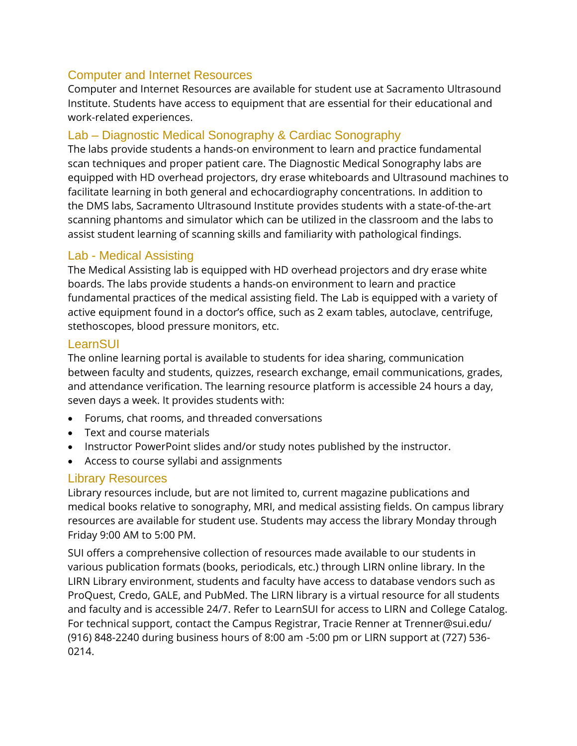## Computer and Internet Resources

Computer and Internet Resources are available for student use at Sacramento Ultrasound Institute. Students have access to equipment that are essential for their educational and work-related experiences.

## Lab – Diagnostic Medical Sonography & Cardiac Sonography

The labs provide students a hands-on environment to learn and practice fundamental scan techniques and proper patient care. The Diagnostic Medical Sonography labs are equipped with HD overhead projectors, dry erase whiteboards and Ultrasound machines to facilitate learning in both general and echocardiography concentrations. In addition to the DMS labs, Sacramento Ultrasound Institute provides students with a state-of-the-art scanning phantoms and simulator which can be utilized in the classroom and the labs to assist student learning of scanning skills and familiarity with pathological findings.

## Lab - Medical Assisting

The Medical Assisting lab is equipped with HD overhead projectors and dry erase white boards. The labs provide students a hands-on environment to learn and practice fundamental practices of the medical assisting field. The Lab is equipped with a variety of active equipment found in a doctor's office, such as 2 exam tables, autoclave, centrifuge, stethoscopes, blood pressure monitors, etc.

## LearnSUI

The online learning portal is available to students for idea sharing, communication between faculty and students, quizzes, research exchange, email communications, grades, and attendance verification. The learning resource platform is accessible 24 hours a day, seven days a week. It provides students with:

- Forums, chat rooms, and threaded conversations
- Text and course materials
- Instructor PowerPoint slides and/or study notes published by the instructor.
- Access to course syllabi and assignments

## Library Resources

Library resources include, but are not limited to, current magazine publications and medical books relative to sonography, MRI, and medical assisting fields. On campus library resources are available for student use. Students may access the library Monday through Friday 9:00 AM to 5:00 PM.

SUI offers a comprehensive collection of resources made available to our students in various publication formats (books, periodicals, etc.) through LIRN online library. In the LIRN Library environment, students and faculty have access to database vendors such as ProQuest, Credo, GALE, and PubMed. The LIRN library is a virtual resource for all students and faculty and is accessible 24/7. Refer to LearnSUI for access to LIRN and College Catalog. For technical support, contact the Campus Registrar, Tracie Renner at Trenner@sui.edu/ (916) 848-2240 during business hours of 8:00 am -5:00 pm or LIRN support at (727) 536-0214.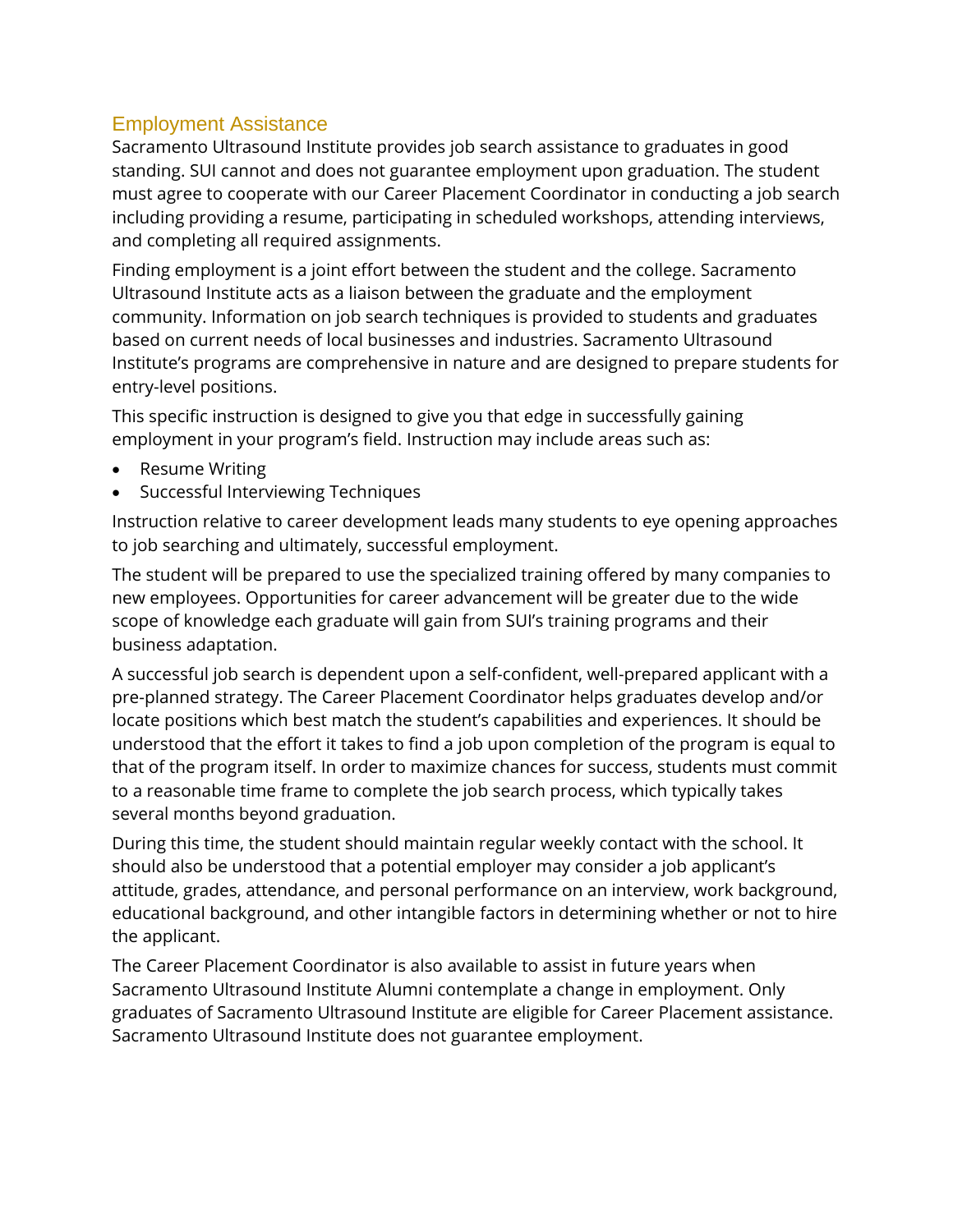## Employment Assistance

Sacramento Ultrasound Institute provides job search assistance to graduates in good standing. SUI cannot and does not guarantee employment upon graduation. The student must agree to cooperate with our Career Placement Coordinator in conducting a job search including providing a resume, participating in scheduled workshops, attending interviews, and completing all required assignments.

Finding employment is a joint effort between the student and the college. Sacramento Ultrasound Institute acts as a liaison between the graduate and the employment community. Information on job search techniques is provided to students and graduates based on current needs of local businesses and industries. Sacramento Ultrasound Institute's programs are comprehensive in nature and are designed to prepare students for entry-level positions.

This specific instruction is designed to give you that edge in successfully gaining employment in your program's field. Instruction may include areas such as:

- Resume Writing
- Successful Interviewing Techniques

Instruction relative to career development leads many students to eye opening approaches to job searching and ultimately, successful employment.

The student will be prepared to use the specialized training offered by many companies to new employees. Opportunities for career advancement will be greater due to the wide scope of knowledge each graduate will gain from SUI's training programs and their business adaptation.

A successful job search is dependent upon a self-confident, well-prepared applicant with a pre-planned strategy. The Career Placement Coordinator helps graduates develop and/or locate positions which best match the student's capabilities and experiences. It should be understood that the effort it takes to find a job upon completion of the program is equal to that of the program itself. In order to maximize chances for success, students must commit to a reasonable time frame to complete the job search process, which typically takes several months beyond graduation.

During this time, the student should maintain regular weekly contact with the school. It should also be understood that a potential employer may consider a job applicant's attitude, grades, attendance, and personal performance on an interview, work background, educational background, and other intangible factors in determining whether or not to hire the applicant.

The Career Placement Coordinator is also available to assist in future years when Sacramento Ultrasound Institute Alumni contemplate a change in employment. Only graduates of Sacramento Ultrasound Institute are eligible for Career Placement assistance. Sacramento Ultrasound Institute does not guarantee employment.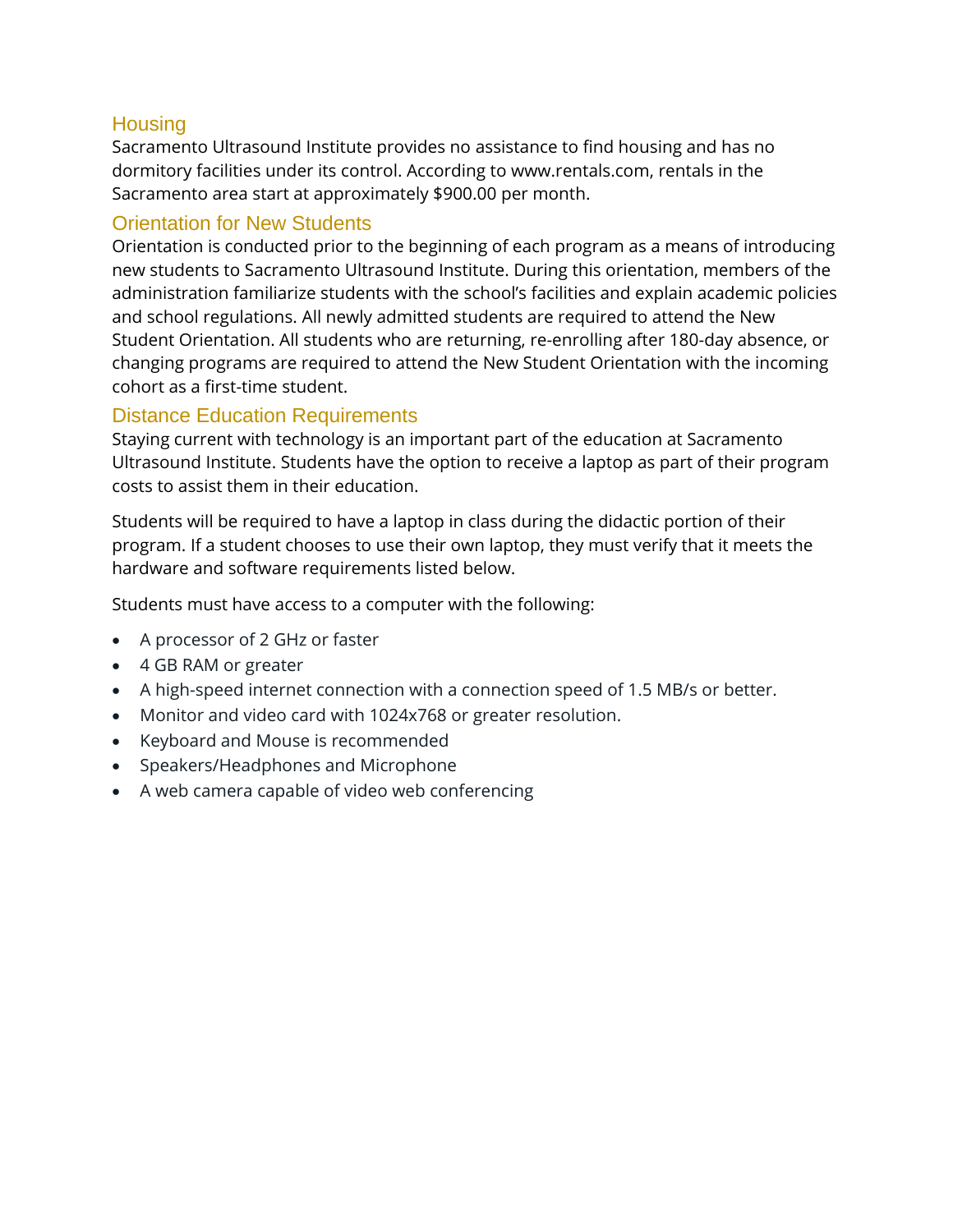## Housing

Sacramento Ultrasound Institute provides no assistance to find housing and has no dormitory facilities under its control. According to www.rentals.com, rentals in the Sacramento area start at approximately $900.00 per month.

## Orientation for New Students

Orientation is conducted prior to the beginning of each program as a means of introducing new students to Sacramento Ultrasound Institute. During this orientation, members of the administration familiarize students with the school's facilities and explain academic policies and school regulations. All newly admitted students are required to attend the New Student Orientation. All students who are returning, re-enrolling after 180-day absence, or changing programs are required to attend the New Student Orientation with the incoming cohort as a first-time student.

## Distance Education Requirements

Staying current with technology is an important part of the education at Sacramento Ultrasound Institute. Students have the option to receive a laptop as part of their program costs to assist them in their education.

Students will be required to have a laptop in class during the didactic portion of their program. If a student chooses to use their own laptop, they must verify that it meets the hardware and software requirements listed below.

Students must have access to a computer with the following:

- A processor of 2 GHz or faster
- 4 GB RAM or greater
- A high-speed internet connection with a connection speed of 1.5 MB/s or better.
- Monitor and video card with 1024x768 or greater resolution.
- Keyboard and Mouse is recommended
- Speakers/Headphones and Microphone
- A web camera capable of video web conferencing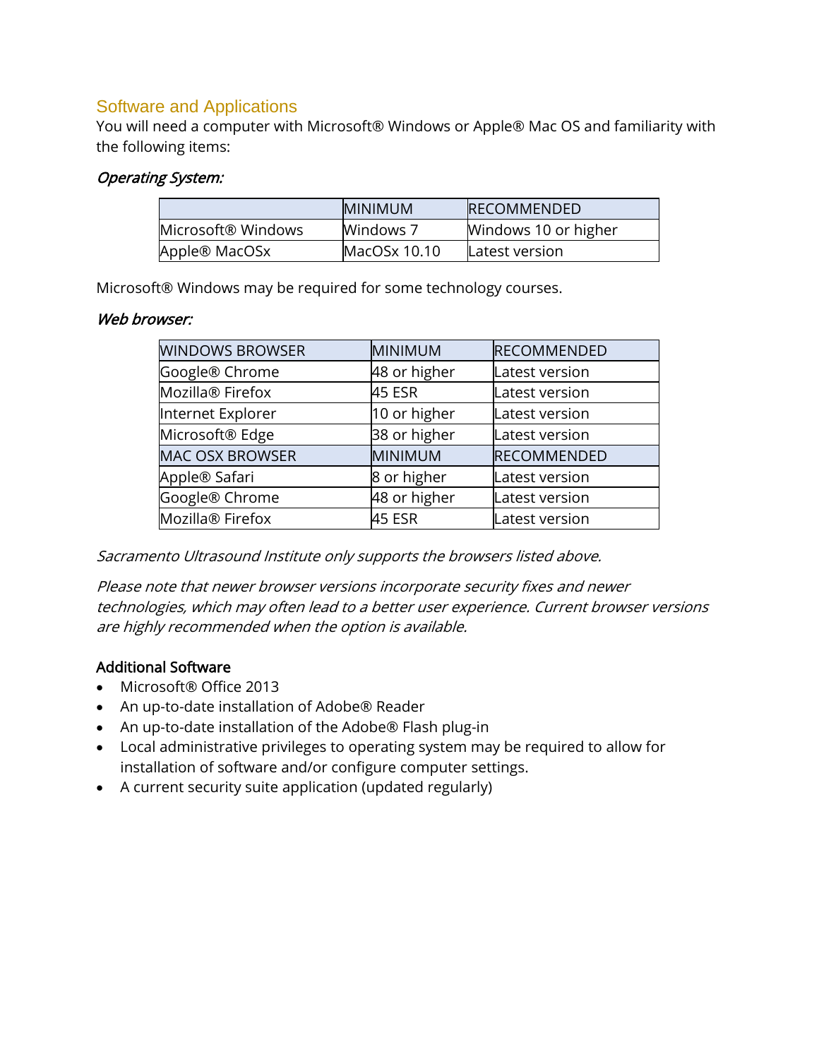## Software and Applications

You will need a computer with Microsoft® Windows or Apple® Mac OS and familiarity with the following items:

***Operating System:***

| | MINIMUM | RECOMMENDED |
|---|---|---|
| Microsoft® Windows | Windows 7 | Windows 10 or higher |
| Apple® MacOSx | MacOSx 10.10 | Latest version |

Microsoft® Windows may be required for some technology courses.

***Web browser:***

| WINDOWS BROWSER | MINIMUM | RECOMMENDED |
|---|---|---|
| Google® Chrome | 48 or higher | Latest version |
| Mozilla® Firefox | 45 ESR | Latest version |
| Internet Explorer | 10 or higher | Latest version |
| Microsoft® Edge | 38 or higher | Latest version |
| MAC OSX BROWSER | MINIMUM | RECOMMENDED |
| Apple® Safari | 8 or higher | Latest version |
| Google® Chrome | 48 or higher | Latest version |
| Mozilla® Firefox | 45 ESR | Latest version |

*Sacramento Ultrasound Institute only supports the browsers listed above.*

*Please note that newer browser versions incorporate security fixes and newer technologies, which may often lead to a better user experience. Current browser versions are highly recommended when the option is available.*

**Additional Software**

- Microsoft® Office 2013
- An up-to-date installation of Adobe® Reader
- An up-to-date installation of the Adobe® Flash plug-in
- Local administrative privileges to operating system may be required to allow for installation of software and/or configure computer settings.
- A current security suite application (updated regularly)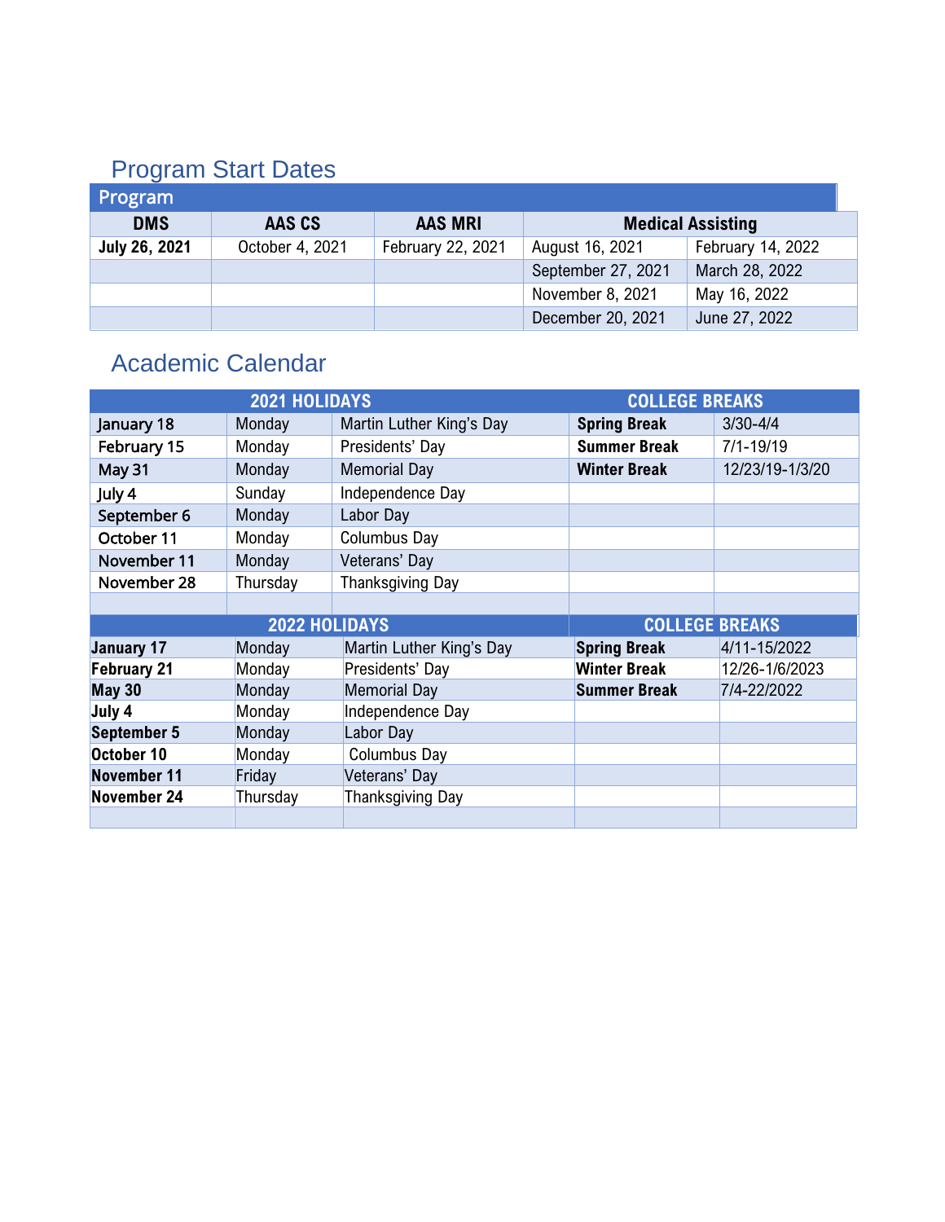## Program Start Dates

| Program | | | | |
|---|---|---|---|---|
| **DMS** | **AAS CS** | **AAS MRI** | **Medical Assisting** | |
| **July 26, 2021** | October 4, 2021 | February 22, 2021 | August 16, 2021 | February 14, 2022 |
| | | | September 27, 2021 | March 28, 2022 |
| | | | November 8, 2021 | May 16, 2022 |
| | | | December 20, 2021 | June 27, 2022 |

## Academic Calendar

| **2021 HOLIDAYS** | | | **COLLEGE BREAKS** | |
|---|---|---|---|---|
| January 18 | Monday | Martin Luther King's Day | **Spring Break** | 3/30-4/4 |
| February 15 | Monday | Presidents' Day | **Summer Break** | 7/1-19/19 |
| May 31 | Monday | Memorial Day | **Winter Break** | 12/23/19-1/3/20 |
| July 4 | Sunday | Independence Day | | |
| September 6 | Monday | Labor Day | | |
| October 11 | Monday | Columbus Day | | |
| November 11 | Monday | Veterans' Day | | |
| November 28 | Thursday | Thanksgiving Day | | |
| | | | | |
| **2022 HOLIDAYS** | | | **COLLEGE BREAKS** | |
| **January 17** | Monday | Martin Luther King's Day | **Spring Break** | 4/11-15/2022 |
| **February 21** | Monday | Presidents' Day | **Winter Break** | 12/26-1/6/2023 |
| **May 30** | Monday | Memorial Day | **Summer Break** | 7/4-22/2022 |
| **July 4** | Monday | Independence Day | | |
| **September 5** | Monday | Labor Day | | |
| **October 10** | Monday | Columbus Day | | |
| **November 11** | Friday | Veterans' Day | | |
| **November 24** | Thursday | Thanksgiving Day | | |
| | | | | |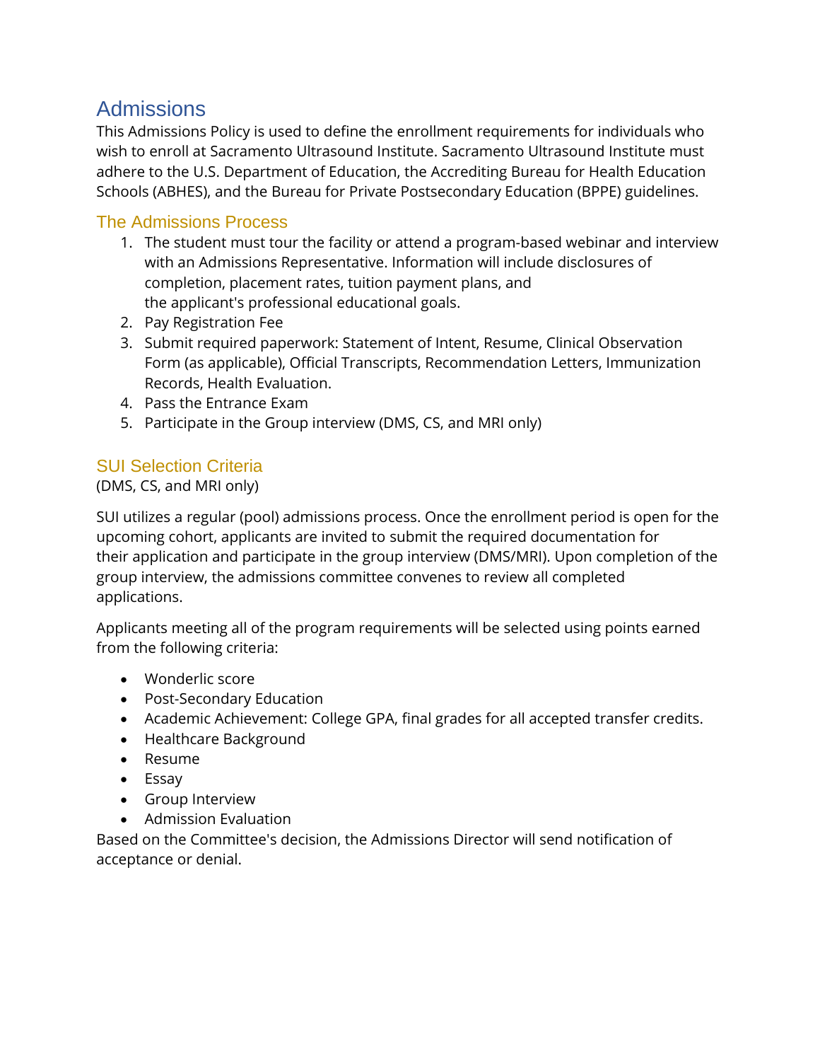# Admissions

This Admissions Policy is used to define the enrollment requirements for individuals who wish to enroll at Sacramento Ultrasound Institute. Sacramento Ultrasound Institute must adhere to the U.S. Department of Education, the Accrediting Bureau for Health Education Schools (ABHES), and the Bureau for Private Postsecondary Education (BPPE) guidelines.

## The Admissions Process

1. The student must tour the facility or attend a program-based webinar and interview with an Admissions Representative. Information will include disclosures of completion, placement rates, tuition payment plans, and the applicant's professional educational goals.
2. Pay Registration Fee
3. Submit required paperwork: Statement of Intent, Resume, Clinical Observation Form (as applicable), Official Transcripts, Recommendation Letters, Immunization Records, Health Evaluation.
4. Pass the Entrance Exam
5. Participate in the Group interview (DMS, CS, and MRI only)

## SUI Selection Criteria

(DMS, CS, and MRI only)

SUI utilizes a regular (pool) admissions process. Once the enrollment period is open for the upcoming cohort, applicants are invited to submit the required documentation for their application and participate in the group interview (DMS/MRI). Upon completion of the group interview, the admissions committee convenes to review all completed applications.

Applicants meeting all of the program requirements will be selected using points earned from the following criteria:

- Wonderlic score
- Post-Secondary Education
- Academic Achievement: College GPA, final grades for all accepted transfer credits.
- Healthcare Background
- Resume
- Essay
- Group Interview
- Admission Evaluation

Based on the Committee's decision, the Admissions Director will send notification of acceptance or denial.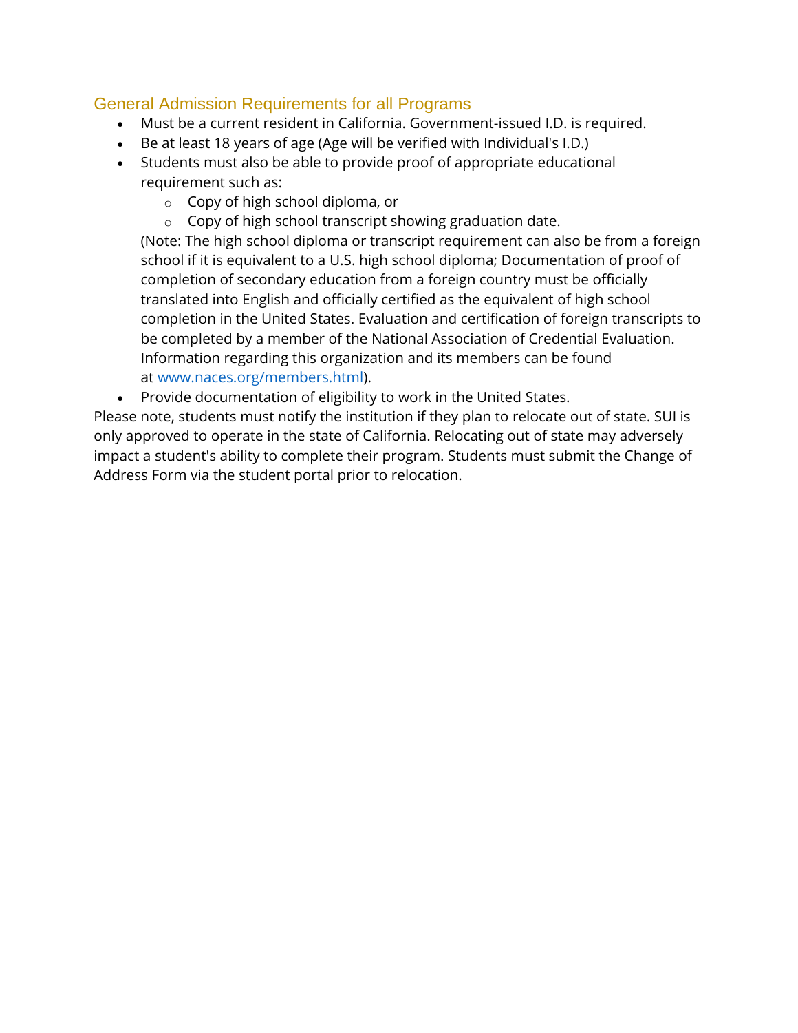## General Admission Requirements for all Programs

- Must be a current resident in California. Government-issued I.D. is required.
- Be at least 18 years of age (Age will be verified with Individual's I.D.)
- Students must also be able to provide proof of appropriate educational requirement such as:
  - Copy of high school diploma, or
  - Copy of high school transcript showing graduation date.

  (Note: The high school diploma or transcript requirement can also be from a foreign school if it is equivalent to a U.S. high school diploma; Documentation of proof of completion of secondary education from a foreign country must be officially translated into English and officially certified as the equivalent of high school completion in the United States. Evaluation and certification of foreign transcripts to be completed by a member of the National Association of Credential Evaluation. Information regarding this organization and its members can be found at [www.naces.org/members.html](http://www.naces.org/members.html)).
- Provide documentation of eligibility to work in the United States.

Please note, students must notify the institution if they plan to relocate out of state. SUI is only approved to operate in the state of California. Relocating out of state may adversely impact a student's ability to complete their program. Students must submit the Change of Address Form via the student portal prior to relocation.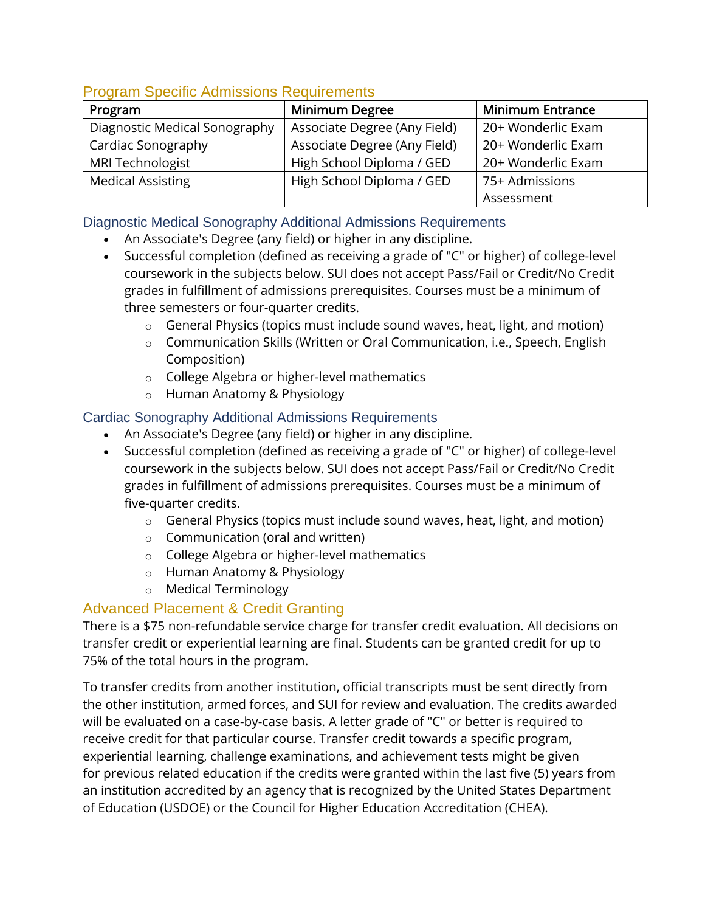## Program Specific Admissions Requirements

| Program | Minimum Degree | Minimum Entrance |
| --- | --- | --- |
| Diagnostic Medical Sonography | Associate Degree (Any Field) | 20+ Wonderlic Exam |
| Cardiac Sonography | Associate Degree (Any Field) | 20+ Wonderlic Exam |
| MRI Technologist | High School Diploma / GED | 20+ Wonderlic Exam |
| Medical Assisting | High School Diploma / GED | 75+ Admissions Assessment |

### Diagnostic Medical Sonography Additional Admissions Requirements

- An Associate's Degree (any field) or higher in any discipline.
- Successful completion (defined as receiving a grade of "C" or higher) of college-level coursework in the subjects below. SUI does not accept Pass/Fail or Credit/No Credit grades in fulfillment of admissions prerequisites. Courses must be a minimum of three semesters or four-quarter credits.
  - General Physics (topics must include sound waves, heat, light, and motion)
  - Communication Skills (Written or Oral Communication, i.e., Speech, English Composition)
  - College Algebra or higher-level mathematics
  - Human Anatomy & Physiology

### Cardiac Sonography Additional Admissions Requirements

- An Associate's Degree (any field) or higher in any discipline.
- Successful completion (defined as receiving a grade of "C" or higher) of college-level coursework in the subjects below. SUI does not accept Pass/Fail or Credit/No Credit grades in fulfillment of admissions prerequisites. Courses must be a minimum of five-quarter credits.
  - General Physics (topics must include sound waves, heat, light, and motion)
  - Communication (oral and written)
  - College Algebra or higher-level mathematics
  - Human Anatomy & Physiology
  - Medical Terminology

## Advanced Placement & Credit Granting

There is a $75 non-refundable service charge for transfer credit evaluation. All decisions on transfer credit or experiential learning are final. Students can be granted credit for up to 75% of the total hours in the program.

To transfer credits from another institution, official transcripts must be sent directly from the other institution, armed forces, and SUI for review and evaluation. The credits awarded will be evaluated on a case-by-case basis. A letter grade of "C" or better is required to receive credit for that particular course. Transfer credit towards a specific program, experiential learning, challenge examinations, and achievement tests might be given for previous related education if the credits were granted within the last five (5) years from an institution accredited by an agency that is recognized by the United States Department of Education (USDOE) or the Council for Higher Education Accreditation (CHEA).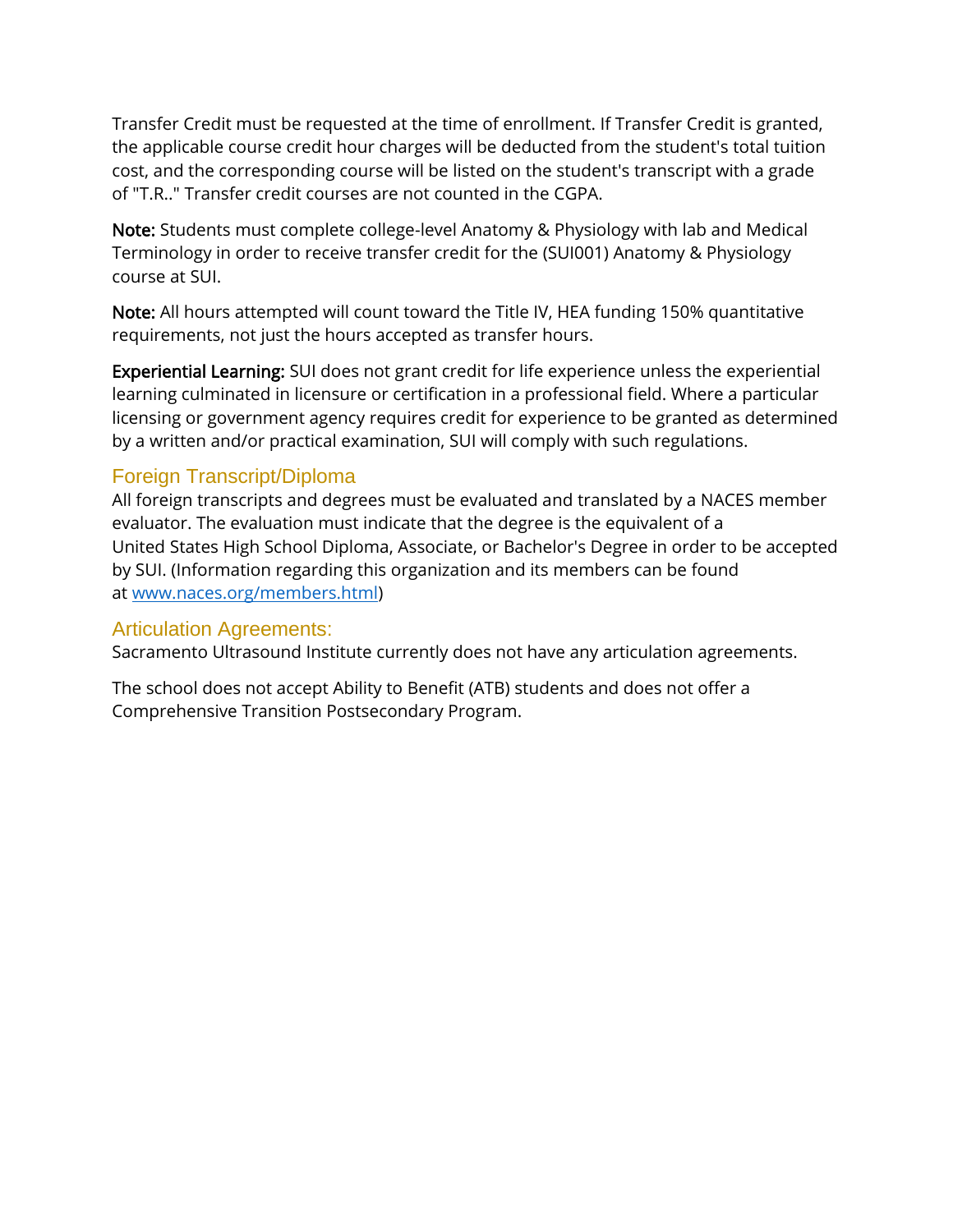Transfer Credit must be requested at the time of enrollment. If Transfer Credit is granted, the applicable course credit hour charges will be deducted from the student's total tuition cost, and the corresponding course will be listed on the student's transcript with a grade of "T.R.." Transfer credit courses are not counted in the CGPA.

**Note:** Students must complete college-level Anatomy & Physiology with lab and Medical Terminology in order to receive transfer credit for the (SUI001) Anatomy & Physiology course at SUI.

**Note:** All hours attempted will count toward the Title IV, HEA funding 150% quantitative requirements, not just the hours accepted as transfer hours.

**Experiential Learning:** SUI does not grant credit for life experience unless the experiential learning culminated in licensure or certification in a professional field. Where a particular licensing or government agency requires credit for experience to be granted as determined by a written and/or practical examination, SUI will comply with such regulations.

## Foreign Transcript/Diploma

All foreign transcripts and degrees must be evaluated and translated by a NACES member evaluator. The evaluation must indicate that the degree is the equivalent of a United States High School Diploma, Associate, or Bachelor's Degree in order to be accepted by SUI. (Information regarding this organization and its members can be found at [www.naces.org/members.html](www.naces.org/members.html))

## Articulation Agreements:

Sacramento Ultrasound Institute currently does not have any articulation agreements.

The school does not accept Ability to Benefit (ATB) students and does not offer a Comprehensive Transition Postsecondary Program.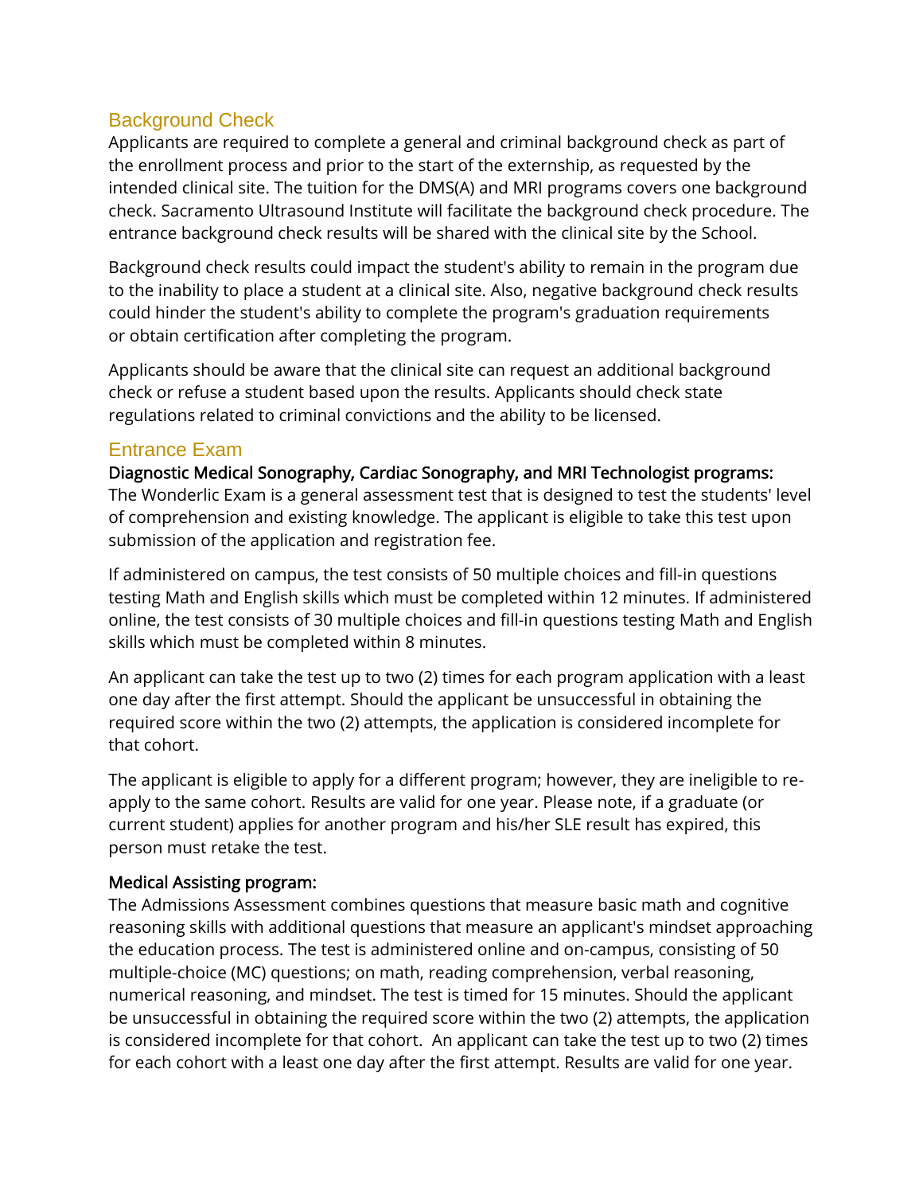## Background Check

Applicants are required to complete a general and criminal background check as part of the enrollment process and prior to the start of the externship, as requested by the intended clinical site. The tuition for the DMS(A) and MRI programs covers one background check. Sacramento Ultrasound Institute will facilitate the background check procedure. The entrance background check results will be shared with the clinical site by the School.

Background check results could impact the student's ability to remain in the program due to the inability to place a student at a clinical site. Also, negative background check results could hinder the student's ability to complete the program's graduation requirements or obtain certification after completing the program.

Applicants should be aware that the clinical site can request an additional background check or refuse a student based upon the results. Applicants should check state regulations related to criminal convictions and the ability to be licensed.

## Entrance Exam

**Diagnostic Medical Sonography, Cardiac Sonography, and MRI Technologist programs:**
The Wonderlic Exam is a general assessment test that is designed to test the students' level of comprehension and existing knowledge. The applicant is eligible to take this test upon submission of the application and registration fee.

If administered on campus, the test consists of 50 multiple choices and fill-in questions testing Math and English skills which must be completed within 12 minutes. If administered online, the test consists of 30 multiple choices and fill-in questions testing Math and English skills which must be completed within 8 minutes.

An applicant can take the test up to two (2) times for each program application with a least one day after the first attempt. Should the applicant be unsuccessful in obtaining the required score within the two (2) attempts, the application is considered incomplete for that cohort.

The applicant is eligible to apply for a different program; however, they are ineligible to re-apply to the same cohort. Results are valid for one year. Please note, if a graduate (or current student) applies for another program and his/her SLE result has expired, this person must retake the test.

**Medical Assisting program:**
The Admissions Assessment combines questions that measure basic math and cognitive reasoning skills with additional questions that measure an applicant's mindset approaching the education process. The test is administered online and on-campus, consisting of 50 multiple-choice (MC) questions; on math, reading comprehension, verbal reasoning, numerical reasoning, and mindset. The test is timed for 15 minutes. Should the applicant be unsuccessful in obtaining the required score within the two (2) attempts, the application is considered incomplete for that cohort. An applicant can take the test up to two (2) times for each cohort with a least one day after the first attempt. Results are valid for one year.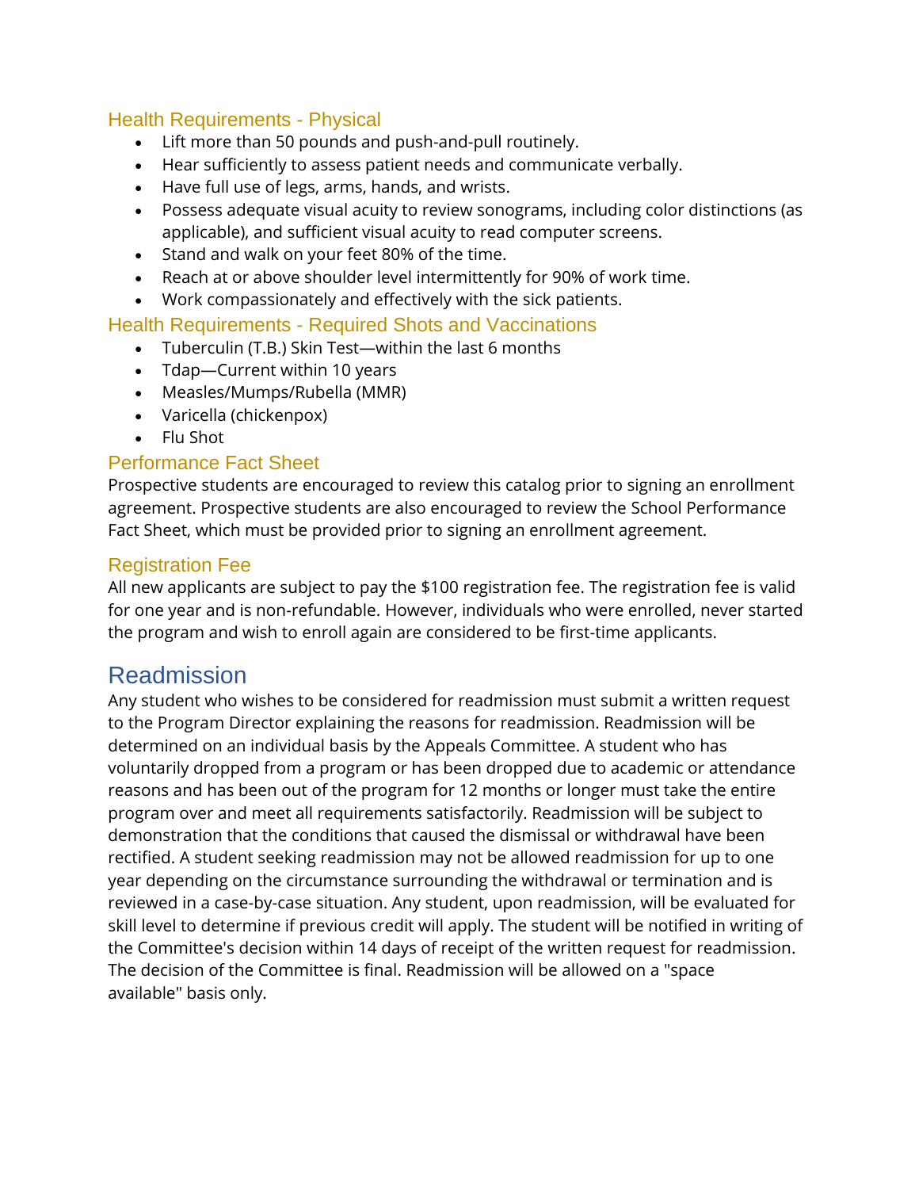### Health Requirements - Physical

- Lift more than 50 pounds and push-and-pull routinely.
- Hear sufficiently to assess patient needs and communicate verbally.
- Have full use of legs, arms, hands, and wrists.
- Possess adequate visual acuity to review sonograms, including color distinctions (as applicable), and sufficient visual acuity to read computer screens.
- Stand and walk on your feet 80% of the time.
- Reach at or above shoulder level intermittently for 90% of work time.
- Work compassionately and effectively with the sick patients.

### Health Requirements - Required Shots and Vaccinations

- Tuberculin (T.B.) Skin Test—within the last 6 months
- Tdap—Current within 10 years
- Measles/Mumps/Rubella (MMR)
- Varicella (chickenpox)
- Flu Shot

### Performance Fact Sheet

Prospective students are encouraged to review this catalog prior to signing an enrollment agreement. Prospective students are also encouraged to review the School Performance Fact Sheet, which must be provided prior to signing an enrollment agreement.

### Registration Fee

All new applicants are subject to pay the $100 registration fee. The registration fee is valid for one year and is non-refundable. However, individuals who were enrolled, never started the program and wish to enroll again are considered to be first-time applicants.

## Readmission

Any student who wishes to be considered for readmission must submit a written request to the Program Director explaining the reasons for readmission. Readmission will be determined on an individual basis by the Appeals Committee. A student who has voluntarily dropped from a program or has been dropped due to academic or attendance reasons and has been out of the program for 12 months or longer must take the entire program over and meet all requirements satisfactorily. Readmission will be subject to demonstration that the conditions that caused the dismissal or withdrawal have been rectified. A student seeking readmission may not be allowed readmission for up to one year depending on the circumstance surrounding the withdrawal or termination and is reviewed in a case-by-case situation. Any student, upon readmission, will be evaluated for skill level to determine if previous credit will apply. The student will be notified in writing of the Committee's decision within 14 days of receipt of the written request for readmission. The decision of the Committee is final. Readmission will be allowed on a "space available" basis only.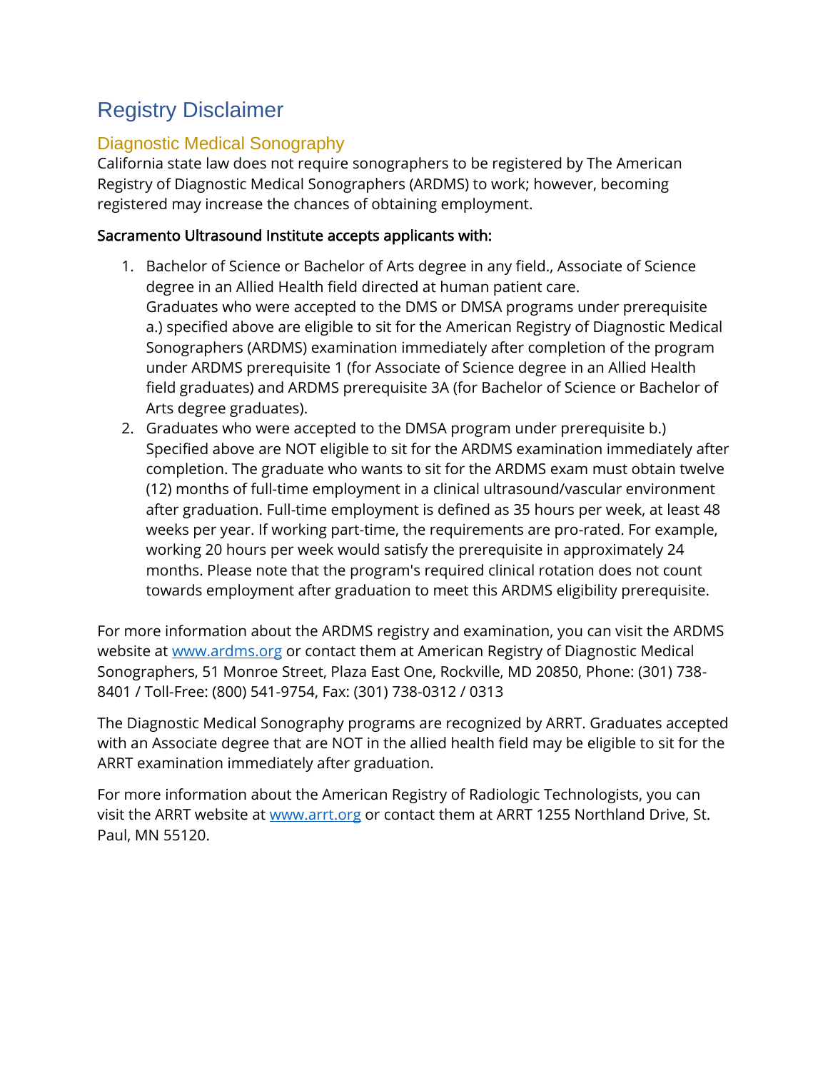# Registry Disclaimer

## Diagnostic Medical Sonography

California state law does not require sonographers to be registered by The American Registry of Diagnostic Medical Sonographers (ARDMS) to work; however, becoming registered may increase the chances of obtaining employment.

**Sacramento Ultrasound Institute accepts applicants with:**

1. Bachelor of Science or Bachelor of Arts degree in any field., Associate of Science degree in an Allied Health field directed at human patient care.
   Graduates who were accepted to the DMS or DMSA programs under prerequisite a.) specified above are eligible to sit for the American Registry of Diagnostic Medical Sonographers (ARDMS) examination immediately after completion of the program under ARDMS prerequisite 1 (for Associate of Science degree in an Allied Health field graduates) and ARDMS prerequisite 3A (for Bachelor of Science or Bachelor of Arts degree graduates).
2. Graduates who were accepted to the DMSA program under prerequisite b.) Specified above are NOT eligible to sit for the ARDMS examination immediately after completion. The graduate who wants to sit for the ARDMS exam must obtain twelve (12) months of full-time employment in a clinical ultrasound/vascular environment after graduation. Full-time employment is defined as 35 hours per week, at least 48 weeks per year. If working part-time, the requirements are pro-rated. For example, working 20 hours per week would satisfy the prerequisite in approximately 24 months. Please note that the program's required clinical rotation does not count towards employment after graduation to meet this ARDMS eligibility prerequisite.

For more information about the ARDMS registry and examination, you can visit the ARDMS website at [www.ardms.org](http://www.ardms.org) or contact them at American Registry of Diagnostic Medical Sonographers, 51 Monroe Street, Plaza East One, Rockville, MD 20850, Phone: (301) 738-8401 / Toll-Free: (800) 541-9754, Fax: (301) 738-0312 / 0313

The Diagnostic Medical Sonography programs are recognized by ARRT. Graduates accepted with an Associate degree that are NOT in the allied health field may be eligible to sit for the ARRT examination immediately after graduation.

For more information about the American Registry of Radiologic Technologists, you can visit the ARRT website at [www.arrt.org](http://www.arrt.org) or contact them at ARRT 1255 Northland Drive, St. Paul, MN 55120.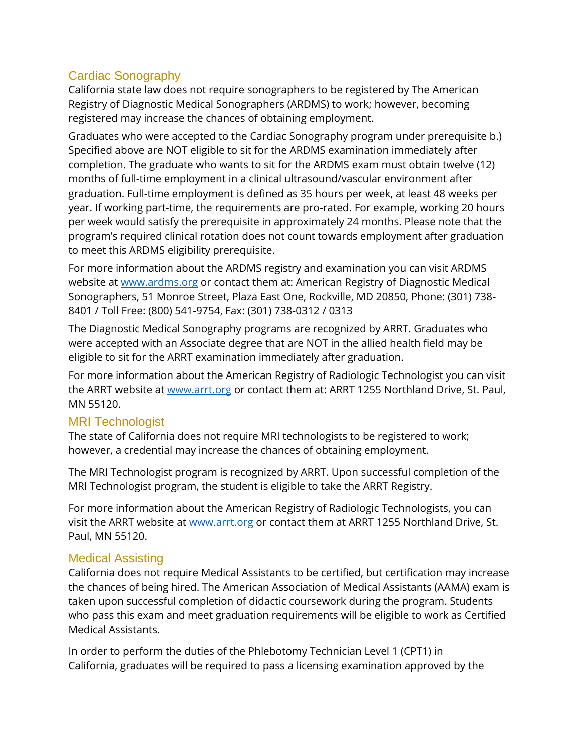## Cardiac Sonography

California state law does not require sonographers to be registered by The American Registry of Diagnostic Medical Sonographers (ARDMS) to work; however, becoming registered may increase the chances of obtaining employment.

Graduates who were accepted to the Cardiac Sonography program under prerequisite b.) Specified above are NOT eligible to sit for the ARDMS examination immediately after completion. The graduate who wants to sit for the ARDMS exam must obtain twelve (12) months of full-time employment in a clinical ultrasound/vascular environment after graduation. Full-time employment is defined as 35 hours per week, at least 48 weeks per year. If working part-time, the requirements are pro-rated. For example, working 20 hours per week would satisfy the prerequisite in approximately 24 months. Please note that the program's required clinical rotation does not count towards employment after graduation to meet this ARDMS eligibility prerequisite.

For more information about the ARDMS registry and examination you can visit ARDMS website at [www.ardms.org](http://www.ardms.org) or contact them at: American Registry of Diagnostic Medical Sonographers, 51 Monroe Street, Plaza East One, Rockville, MD 20850, Phone: (301) 738-8401 / Toll Free: (800) 541-9754, Fax: (301) 738-0312 / 0313

The Diagnostic Medical Sonography programs are recognized by ARRT. Graduates who were accepted with an Associate degree that are NOT in the allied health field may be eligible to sit for the ARRT examination immediately after graduation.

For more information about the American Registry of Radiologic Technologist you can visit the ARRT website at [www.arrt.org](http://www.arrt.org) or contact them at: ARRT 1255 Northland Drive, St. Paul, MN 55120.

## MRI Technologist

The state of California does not require MRI technologists to be registered to work; however, a credential may increase the chances of obtaining employment.

The MRI Technologist program is recognized by ARRT. Upon successful completion of the MRI Technologist program, the student is eligible to take the ARRT Registry.

For more information about the American Registry of Radiologic Technologists, you can visit the ARRT website at [www.arrt.org](http://www.arrt.org) or contact them at ARRT 1255 Northland Drive, St. Paul, MN 55120.

## Medical Assisting

California does not require Medical Assistants to be certified, but certification may increase the chances of being hired. The American Association of Medical Assistants (AAMA) exam is taken upon successful completion of didactic coursework during the program. Students who pass this exam and meet graduation requirements will be eligible to work as Certified Medical Assistants.

In order to perform the duties of the Phlebotomy Technician Level 1 (CPT1) in California, graduates will be required to pass a licensing examination approved by the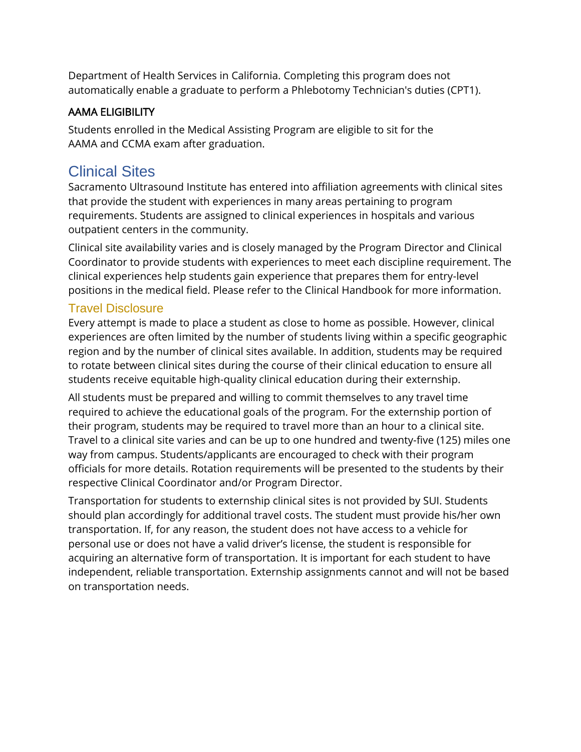Department of Health Services in California. Completing this program does not automatically enable a graduate to perform a Phlebotomy Technician's duties (CPT1).

### AAMA ELIGIBILITY

Students enrolled in the Medical Assisting Program are eligible to sit for the AAMA and CCMA exam after graduation.

## Clinical Sites

Sacramento Ultrasound Institute has entered into affiliation agreements with clinical sites that provide the student with experiences in many areas pertaining to program requirements. Students are assigned to clinical experiences in hospitals and various outpatient centers in the community.

Clinical site availability varies and is closely managed by the Program Director and Clinical Coordinator to provide students with experiences to meet each discipline requirement. The clinical experiences help students gain experience that prepares them for entry-level positions in the medical field. Please refer to the Clinical Handbook for more information.

### Travel Disclosure

Every attempt is made to place a student as close to home as possible. However, clinical experiences are often limited by the number of students living within a specific geographic region and by the number of clinical sites available. In addition, students may be required to rotate between clinical sites during the course of their clinical education to ensure all students receive equitable high-quality clinical education during their externship.

All students must be prepared and willing to commit themselves to any travel time required to achieve the educational goals of the program. For the externship portion of their program, students may be required to travel more than an hour to a clinical site. Travel to a clinical site varies and can be up to one hundred and twenty-five (125) miles one way from campus. Students/applicants are encouraged to check with their program officials for more details. Rotation requirements will be presented to the students by their respective Clinical Coordinator and/or Program Director.

Transportation for students to externship clinical sites is not provided by SUI. Students should plan accordingly for additional travel costs. The student must provide his/her own transportation. If, for any reason, the student does not have access to a vehicle for personal use or does not have a valid driver's license, the student is responsible for acquiring an alternative form of transportation. It is important for each student to have independent, reliable transportation. Externship assignments cannot and will not be based on transportation needs.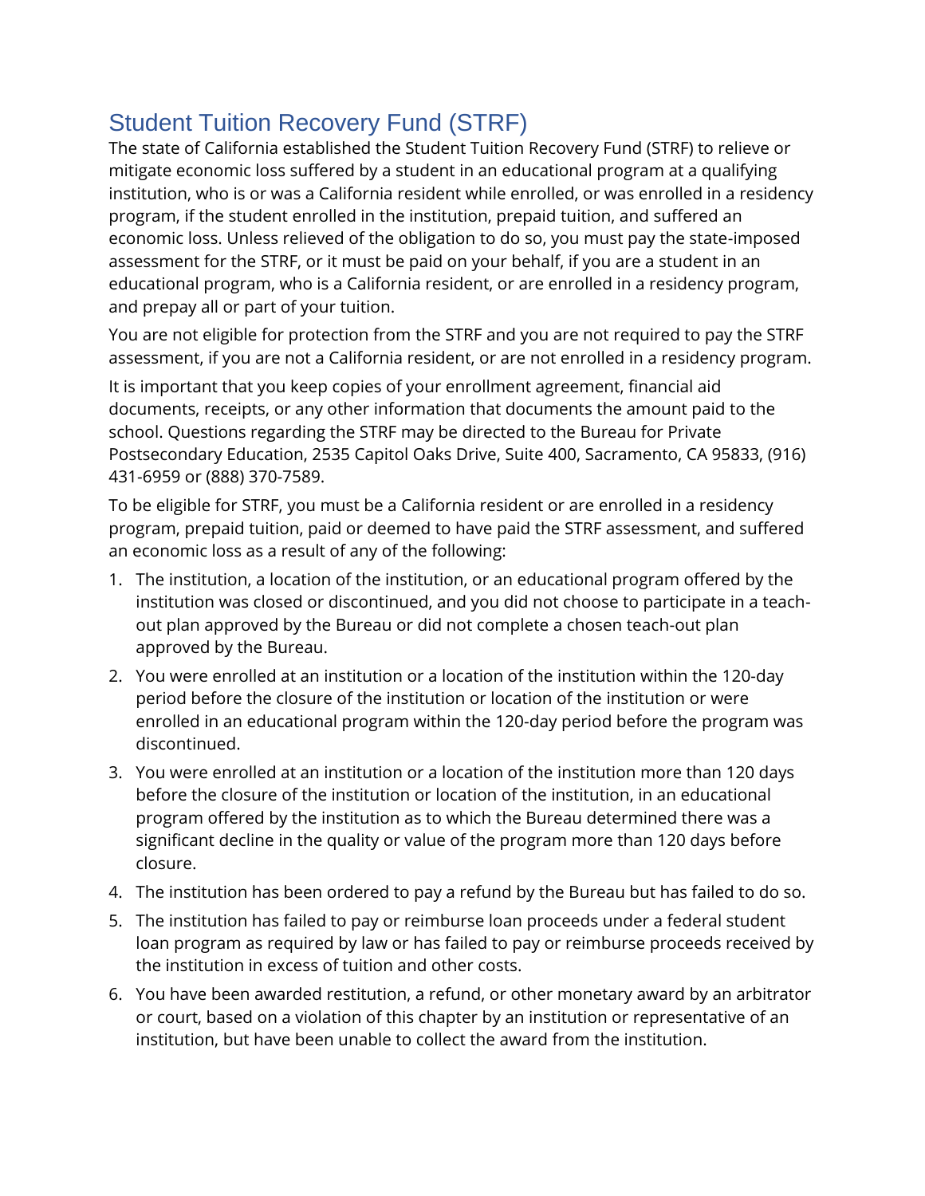## Student Tuition Recovery Fund (STRF)

The state of California established the Student Tuition Recovery Fund (STRF) to relieve or mitigate economic loss suffered by a student in an educational program at a qualifying institution, who is or was a California resident while enrolled, or was enrolled in a residency program, if the student enrolled in the institution, prepaid tuition, and suffered an economic loss. Unless relieved of the obligation to do so, you must pay the state-imposed assessment for the STRF, or it must be paid on your behalf, if you are a student in an educational program, who is a California resident, or are enrolled in a residency program, and prepay all or part of your tuition.

You are not eligible for protection from the STRF and you are not required to pay the STRF assessment, if you are not a California resident, or are not enrolled in a residency program.

It is important that you keep copies of your enrollment agreement, financial aid documents, receipts, or any other information that documents the amount paid to the school. Questions regarding the STRF may be directed to the Bureau for Private Postsecondary Education, 2535 Capitol Oaks Drive, Suite 400, Sacramento, CA 95833, (916) 431-6959 or (888) 370-7589.

To be eligible for STRF, you must be a California resident or are enrolled in a residency program, prepaid tuition, paid or deemed to have paid the STRF assessment, and suffered an economic loss as a result of any of the following:

1. The institution, a location of the institution, or an educational program offered by the institution was closed or discontinued, and you did not choose to participate in a teach-out plan approved by the Bureau or did not complete a chosen teach-out plan approved by the Bureau.
2. You were enrolled at an institution or a location of the institution within the 120-day period before the closure of the institution or location of the institution or were enrolled in an educational program within the 120-day period before the program was discontinued.
3. You were enrolled at an institution or a location of the institution more than 120 days before the closure of the institution or location of the institution, in an educational program offered by the institution as to which the Bureau determined there was a significant decline in the quality or value of the program more than 120 days before closure.
4. The institution has been ordered to pay a refund by the Bureau but has failed to do so.
5. The institution has failed to pay or reimburse loan proceeds under a federal student loan program as required by law or has failed to pay or reimburse proceeds received by the institution in excess of tuition and other costs.
6. You have been awarded restitution, a refund, or other monetary award by an arbitrator or court, based on a violation of this chapter by an institution or representative of an institution, but have been unable to collect the award from the institution.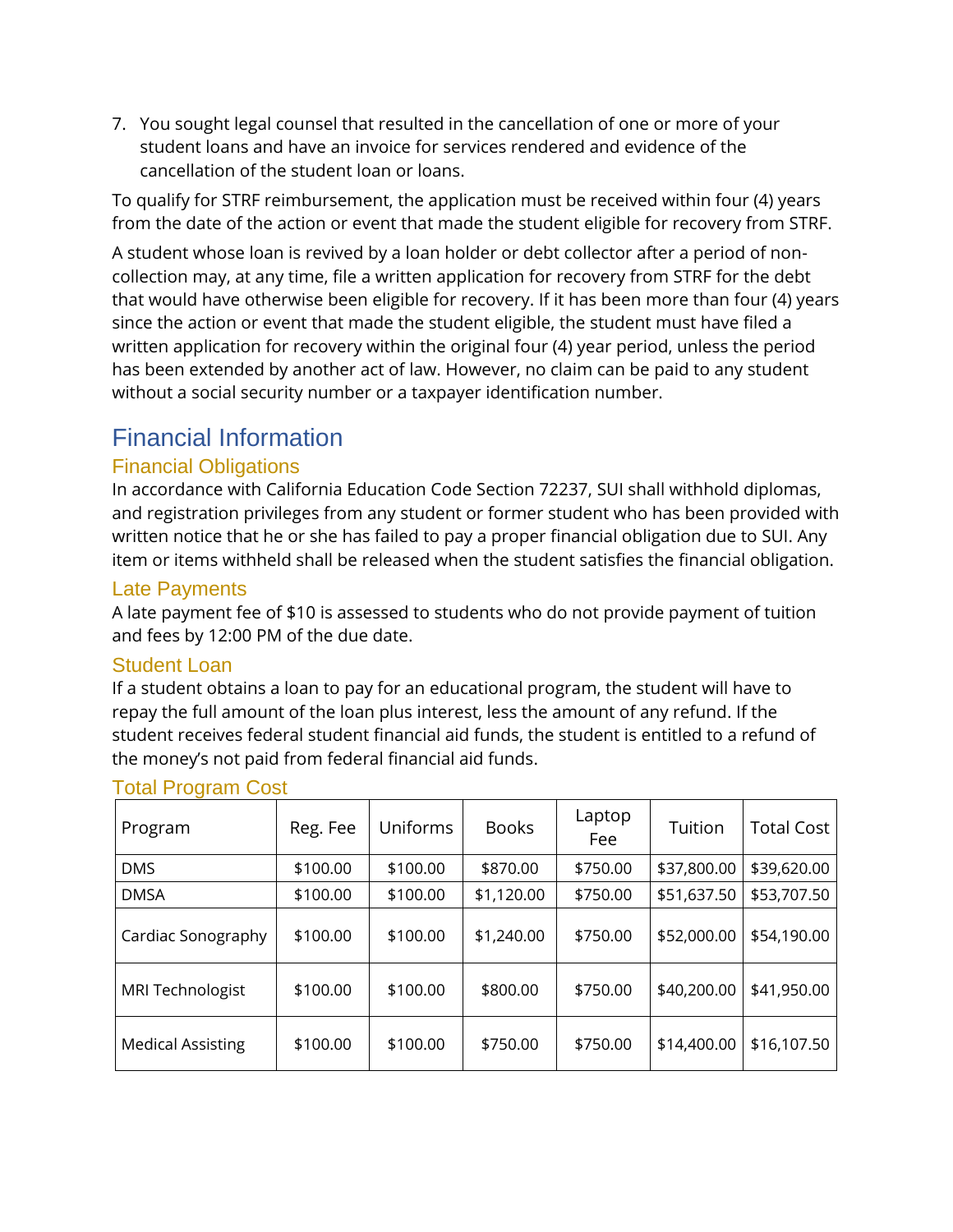7. You sought legal counsel that resulted in the cancellation of one or more of your student loans and have an invoice for services rendered and evidence of the cancellation of the student loan or loans.

To qualify for STRF reimbursement, the application must be received within four (4) years from the date of the action or event that made the student eligible for recovery from STRF.

A student whose loan is revived by a loan holder or debt collector after a period of non-collection may, at any time, file a written application for recovery from STRF for the debt that would have otherwise been eligible for recovery. If it has been more than four (4) years since the action or event that made the student eligible, the student must have filed a written application for recovery within the original four (4) year period, unless the period has been extended by another act of law. However, no claim can be paid to any student without a social security number or a taxpayer identification number.

# Financial Information

## Financial Obligations

In accordance with California Education Code Section 72237, SUI shall withhold diplomas, and registration privileges from any student or former student who has been provided with written notice that he or she has failed to pay a proper financial obligation due to SUI. Any item or items withheld shall be released when the student satisfies the financial obligation.

## Late Payments

A late payment fee of $10 is assessed to students who do not provide payment of tuition and fees by 12:00 PM of the due date.

## Student Loan

If a student obtains a loan to pay for an educational program, the student will have to repay the full amount of the loan plus interest, less the amount of any refund. If the student receives federal student financial aid funds, the student is entitled to a refund of the money's not paid from federal financial aid funds.

## Total Program Cost

| Program | Reg. Fee | Uniforms | Books | Laptop Fee | Tuition | Total Cost |
|---|---|---|---|---|---|---|
| DMS | $100.00 | $100.00 | $870.00 | $750.00 | $37,800.00 | $39,620.00 |
| DMSA | $100.00 | $100.00 | $1,120.00 | $750.00 | $51,637.50 | $53,707.50 |
| Cardiac Sonography | $100.00 | $100.00 | $1,240.00 | $750.00 | $52,000.00 | $54,190.00 |
| MRI Technologist | $100.00 | $100.00 | $800.00 | $750.00 | $40,200.00 | $41,950.00 |
| Medical Assisting | $100.00 | $100.00 | $750.00 | $750.00 | $14,400.00 | $16,107.50 |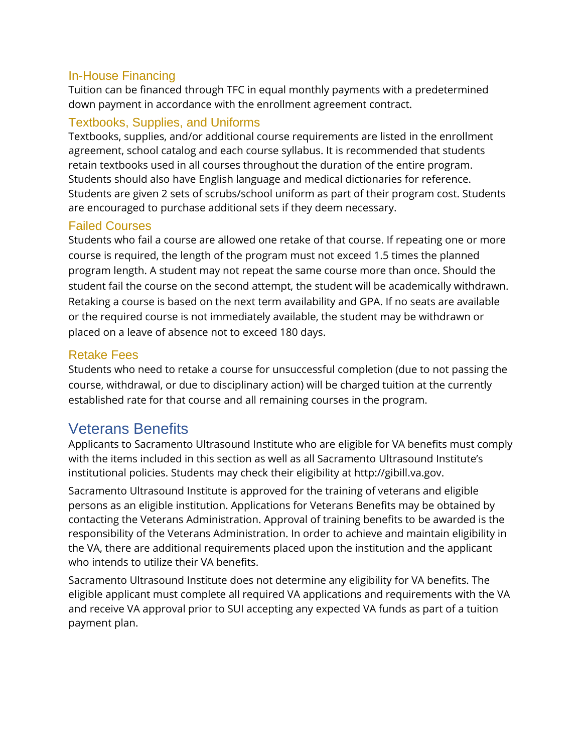### In-House Financing

Tuition can be financed through TFC in equal monthly payments with a predetermined down payment in accordance with the enrollment agreement contract.

### Textbooks, Supplies, and Uniforms

Textbooks, supplies, and/or additional course requirements are listed in the enrollment agreement, school catalog and each course syllabus. It is recommended that students retain textbooks used in all courses throughout the duration of the entire program. Students should also have English language and medical dictionaries for reference. Students are given 2 sets of scrubs/school uniform as part of their program cost. Students are encouraged to purchase additional sets if they deem necessary.

### Failed Courses

Students who fail a course are allowed one retake of that course. If repeating one or more course is required, the length of the program must not exceed 1.5 times the planned program length. A student may not repeat the same course more than once. Should the student fail the course on the second attempt, the student will be academically withdrawn. Retaking a course is based on the next term availability and GPA. If no seats are available or the required course is not immediately available, the student may be withdrawn or placed on a leave of absence not to exceed 180 days.

### Retake Fees

Students who need to retake a course for unsuccessful completion (due to not passing the course, withdrawal, or due to disciplinary action) will be charged tuition at the currently established rate for that course and all remaining courses in the program.

## Veterans Benefits

Applicants to Sacramento Ultrasound Institute who are eligible for VA benefits must comply with the items included in this section as well as all Sacramento Ultrasound Institute's institutional policies. Students may check their eligibility at http://gibill.va.gov.

Sacramento Ultrasound Institute is approved for the training of veterans and eligible persons as an eligible institution. Applications for Veterans Benefits may be obtained by contacting the Veterans Administration. Approval of training benefits to be awarded is the responsibility of the Veterans Administration. In order to achieve and maintain eligibility in the VA, there are additional requirements placed upon the institution and the applicant who intends to utilize their VA benefits.

Sacramento Ultrasound Institute does not determine any eligibility for VA benefits. The eligible applicant must complete all required VA applications and requirements with the VA and receive VA approval prior to SUI accepting any expected VA funds as part of a tuition payment plan.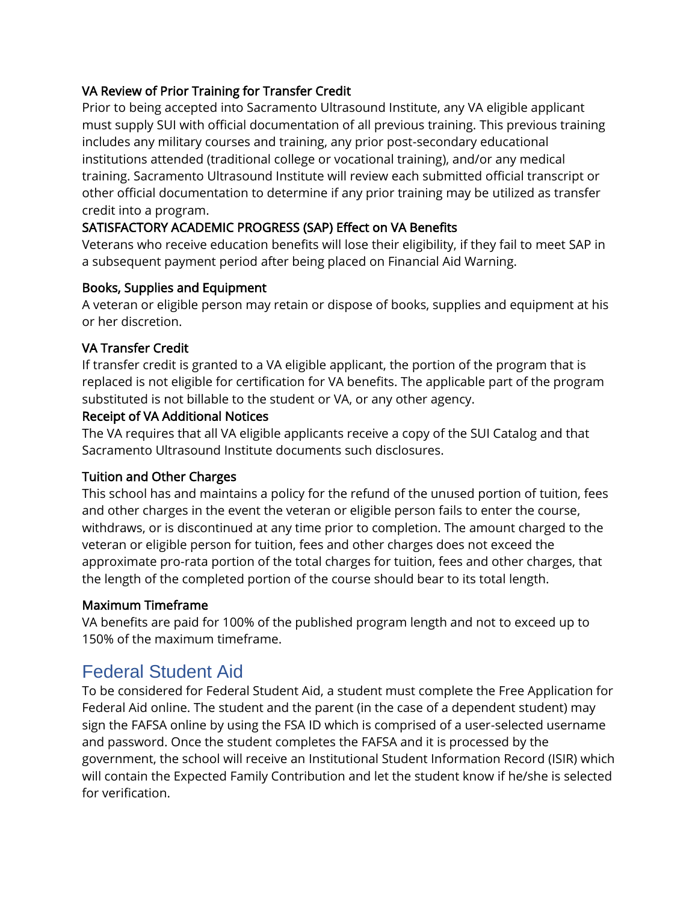### VA Review of Prior Training for Transfer Credit

Prior to being accepted into Sacramento Ultrasound Institute, any VA eligible applicant must supply SUI with official documentation of all previous training. This previous training includes any military courses and training, any prior post-secondary educational institutions attended (traditional college or vocational training), and/or any medical training. Sacramento Ultrasound Institute will review each submitted official transcript or other official documentation to determine if any prior training may be utilized as transfer credit into a program.

### SATISFACTORY ACADEMIC PROGRESS (SAP) Effect on VA Benefits

Veterans who receive education benefits will lose their eligibility, if they fail to meet SAP in a subsequent payment period after being placed on Financial Aid Warning.

### Books, Supplies and Equipment

A veteran or eligible person may retain or dispose of books, supplies and equipment at his or her discretion.

### VA Transfer Credit

If transfer credit is granted to a VA eligible applicant, the portion of the program that is replaced is not eligible for certification for VA benefits. The applicable part of the program substituted is not billable to the student or VA, or any other agency.

### Receipt of VA Additional Notices

The VA requires that all VA eligible applicants receive a copy of the SUI Catalog and that Sacramento Ultrasound Institute documents such disclosures.

### Tuition and Other Charges

This school has and maintains a policy for the refund of the unused portion of tuition, fees and other charges in the event the veteran or eligible person fails to enter the course, withdraws, or is discontinued at any time prior to completion. The amount charged to the veteran or eligible person for tuition, fees and other charges does not exceed the approximate pro-rata portion of the total charges for tuition, fees and other charges, that the length of the completed portion of the course should bear to its total length.

### Maximum Timeframe

VA benefits are paid for 100% of the published program length and not to exceed up to 150% of the maximum timeframe.

## Federal Student Aid

To be considered for Federal Student Aid, a student must complete the Free Application for Federal Aid online. The student and the parent (in the case of a dependent student) may sign the FAFSA online by using the FSA ID which is comprised of a user-selected username and password. Once the student completes the FAFSA and it is processed by the government, the school will receive an Institutional Student Information Record (ISIR) which will contain the Expected Family Contribution and let the student know if he/she is selected for verification.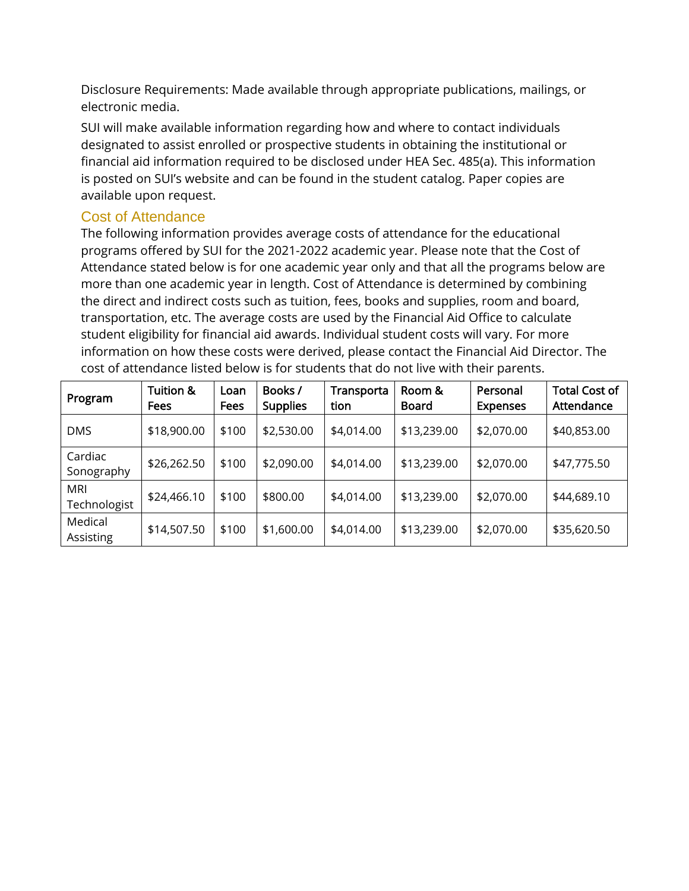Disclosure Requirements: Made available through appropriate publications, mailings, or electronic media.

SUI will make available information regarding how and where to contact individuals designated to assist enrolled or prospective students in obtaining the institutional or financial aid information required to be disclosed under HEA Sec. 485(a). This information is posted on SUI's website and can be found in the student catalog. Paper copies are available upon request.

## Cost of Attendance

The following information provides average costs of attendance for the educational programs offered by SUI for the 2021-2022 academic year. Please note that the Cost of Attendance stated below is for one academic year only and that all the programs below are more than one academic year in length. Cost of Attendance is determined by combining the direct and indirect costs such as tuition, fees, books and supplies, room and board, transportation, etc. The average costs are used by the Financial Aid Office to calculate student eligibility for financial aid awards. Individual student costs will vary. For more information on how these costs were derived, please contact the Financial Aid Director. The cost of attendance listed below is for students that do not live with their parents.

| Program | Tuition & Fees | Loan Fees | Books / Supplies | Transportation | Room & Board | Personal Expenses | Total Cost of Attendance |
|---|---|---|---|---|---|---|---|
| DMS | $18,900.00 | $100 | $2,530.00 | $4,014.00 | $13,239.00 | $2,070.00 | $40,853.00 |
| Cardiac Sonography | $26,262.50 | $100 | $2,090.00 | $4,014.00 | $13,239.00 | $2,070.00 | $47,775.50 |
| MRI Technologist | $24,466.10 | $100 | $800.00 | $4,014.00 | $13,239.00 | $2,070.00 | $44,689.10 |
| Medical Assisting | $14,507.50 | $100 | $1,600.00 | $4,014.00 | $13,239.00 | $2,070.00 | $35,620.50 |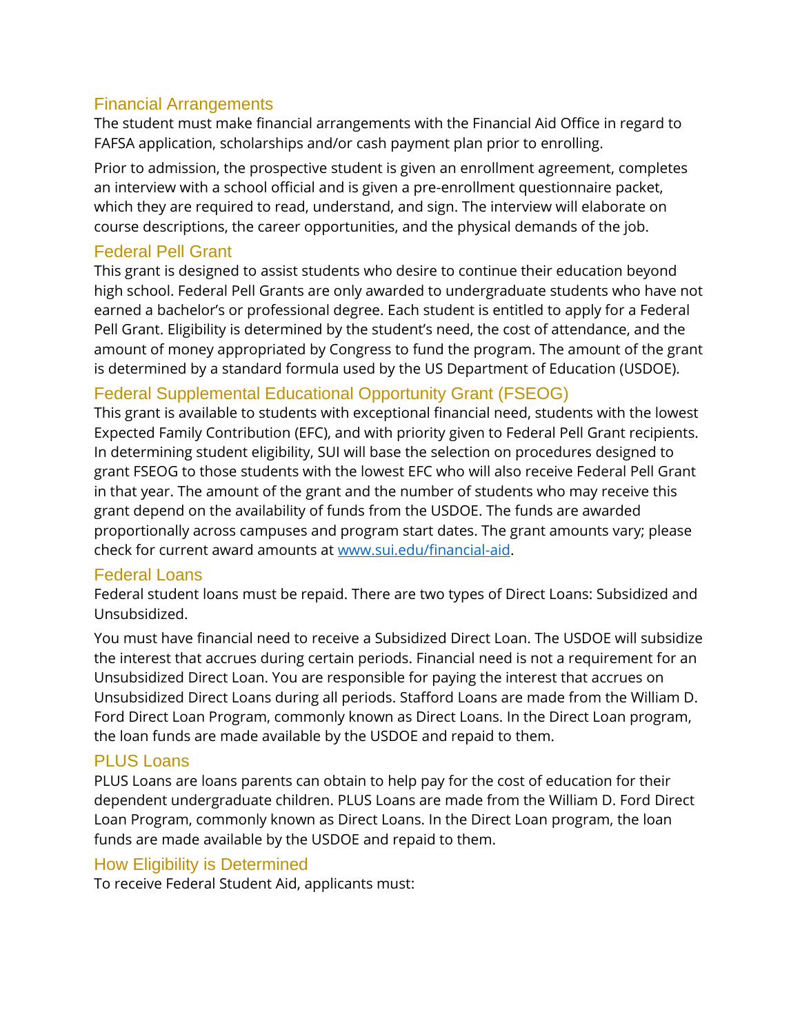## Financial Arrangements

The student must make financial arrangements with the Financial Aid Office in regard to FAFSA application, scholarships and/or cash payment plan prior to enrolling.

Prior to admission, the prospective student is given an enrollment agreement, completes an interview with a school official and is given a pre-enrollment questionnaire packet, which they are required to read, understand, and sign. The interview will elaborate on course descriptions, the career opportunities, and the physical demands of the job.

## Federal Pell Grant

This grant is designed to assist students who desire to continue their education beyond high school. Federal Pell Grants are only awarded to undergraduate students who have not earned a bachelor's or professional degree. Each student is entitled to apply for a Federal Pell Grant. Eligibility is determined by the student's need, the cost of attendance, and the amount of money appropriated by Congress to fund the program. The amount of the grant is determined by a standard formula used by the US Department of Education (USDOE).

## Federal Supplemental Educational Opportunity Grant (FSEOG)

This grant is available to students with exceptional financial need, students with the lowest Expected Family Contribution (EFC), and with priority given to Federal Pell Grant recipients. In determining student eligibility, SUI will base the selection on procedures designed to grant FSEOG to those students with the lowest EFC who will also receive Federal Pell Grant in that year. The amount of the grant and the number of students who may receive this grant depend on the availability of funds from the USDOE. The funds are awarded proportionally across campuses and program start dates. The grant amounts vary; please check for current award amounts at [www.sui.edu/financial-aid](http://www.sui.edu/financial-aid).

## Federal Loans

Federal student loans must be repaid. There are two types of Direct Loans: Subsidized and Unsubsidized.

You must have financial need to receive a Subsidized Direct Loan. The USDOE will subsidize the interest that accrues during certain periods. Financial need is not a requirement for an Unsubsidized Direct Loan. You are responsible for paying the interest that accrues on Unsubsidized Direct Loans during all periods. Stafford Loans are made from the William D. Ford Direct Loan Program, commonly known as Direct Loans. In the Direct Loan program, the loan funds are made available by the USDOE and repaid to them.

## PLUS Loans

PLUS Loans are loans parents can obtain to help pay for the cost of education for their dependent undergraduate children. PLUS Loans are made from the William D. Ford Direct Loan Program, commonly known as Direct Loans. In the Direct Loan program, the loan funds are made available by the USDOE and repaid to them.

## How Eligibility is Determined

To receive Federal Student Aid, applicants must: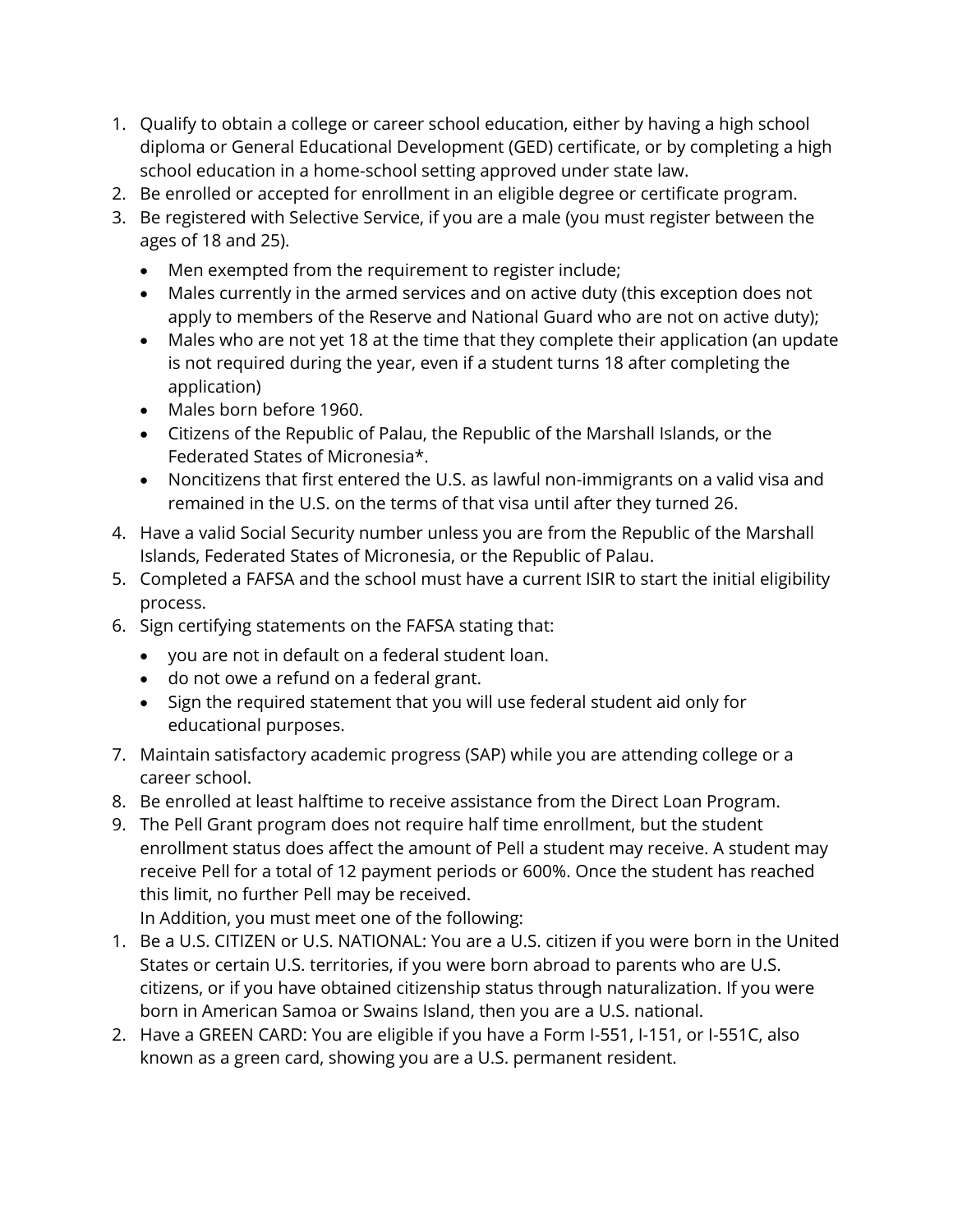1. Qualify to obtain a college or career school education, either by having a high school diploma or General Educational Development (GED) certificate, or by completing a high school education in a home-school setting approved under state law.
2. Be enrolled or accepted for enrollment in an eligible degree or certificate program.
3. Be registered with Selective Service, if you are a male (you must register between the ages of 18 and 25).
   - Men exempted from the requirement to register include;
   - Males currently in the armed services and on active duty (this exception does not apply to members of the Reserve and National Guard who are not on active duty);
   - Males who are not yet 18 at the time that they complete their application (an update is not required during the year, even if a student turns 18 after completing the application)
   - Males born before 1960.
   - Citizens of the Republic of Palau, the Republic of the Marshall Islands, or the Federated States of Micronesia*.
   - Noncitizens that first entered the U.S. as lawful non-immigrants on a valid visa and remained in the U.S. on the terms of that visa until after they turned 26.
4. Have a valid Social Security number unless you are from the Republic of the Marshall Islands, Federated States of Micronesia, or the Republic of Palau.
5. Completed a FAFSA and the school must have a current ISIR to start the initial eligibility process.
6. Sign certifying statements on the FAFSA stating that:
   - you are not in default on a federal student loan.
   - do not owe a refund on a federal grant.
   - Sign the required statement that you will use federal student aid only for educational purposes.
7. Maintain satisfactory academic progress (SAP) while you are attending college or a career school.
8. Be enrolled at least halftime to receive assistance from the Direct Loan Program.
9. The Pell Grant program does not require half time enrollment, but the student enrollment status does affect the amount of Pell a student may receive. A student may receive Pell for a total of 12 payment periods or 600%. Once the student has reached this limit, no further Pell may be received.
   
   In Addition, you must meet one of the following:

1. Be a U.S. CITIZEN or U.S. NATIONAL: You are a U.S. citizen if you were born in the United States or certain U.S. territories, if you were born abroad to parents who are U.S. citizens, or if you have obtained citizenship status through naturalization. If you were born in American Samoa or Swains Island, then you are a U.S. national.
2. Have a GREEN CARD: You are eligible if you have a Form I-551, I-151, or I-551C, also known as a green card, showing you are a U.S. permanent resident.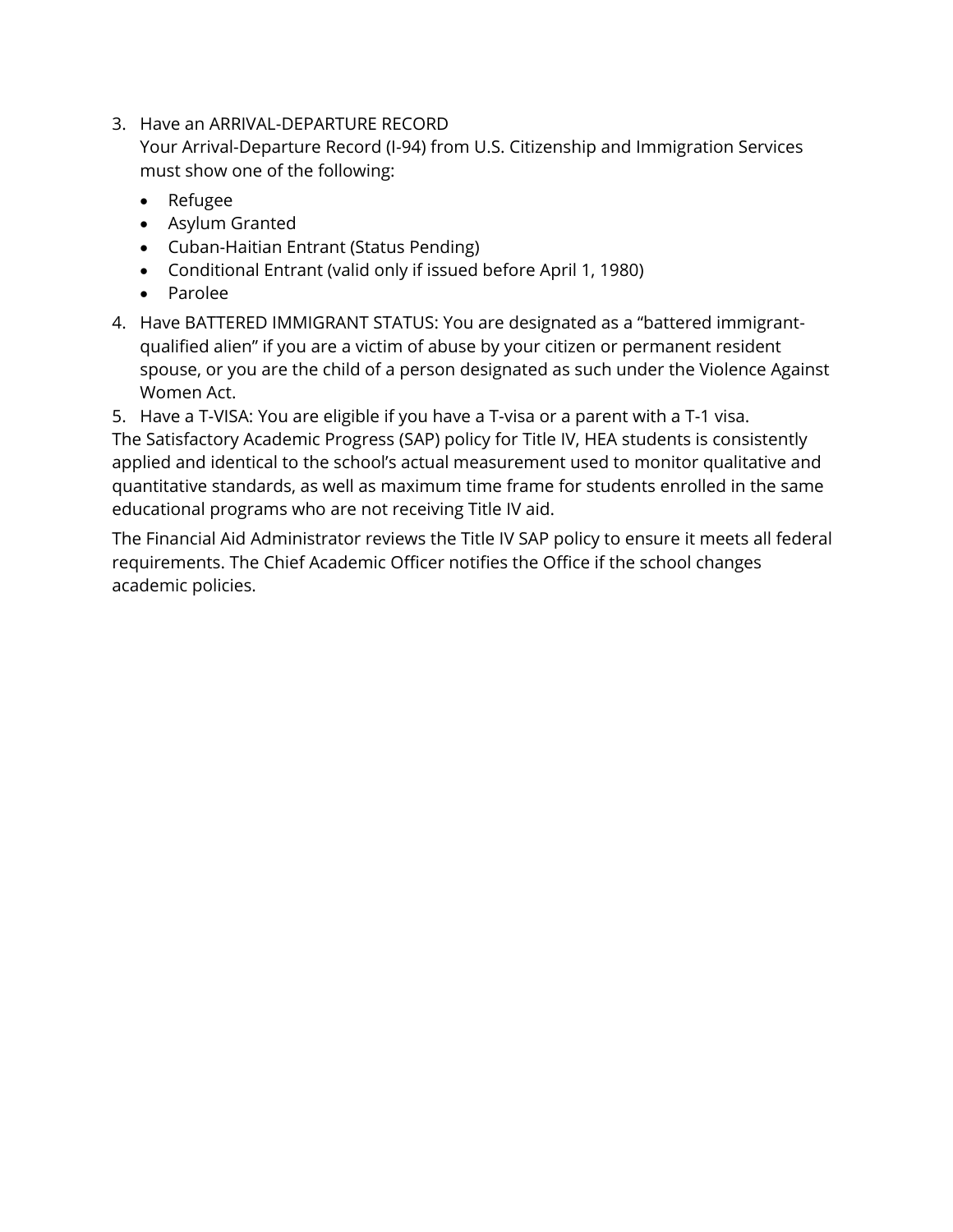3. Have an ARRIVAL-DEPARTURE RECORD
   Your Arrival-Departure Record (I-94) from U.S. Citizenship and Immigration Services must show one of the following:
   - Refugee
   - Asylum Granted
   - Cuban-Haitian Entrant (Status Pending)
   - Conditional Entrant (valid only if issued before April 1, 1980)
   - Parolee
4. Have BATTERED IMMIGRANT STATUS: You are designated as a "battered immigrant-qualified alien" if you are a victim of abuse by your citizen or permanent resident spouse, or you are the child of a person designated as such under the Violence Against Women Act.
5. Have a T-VISA: You are eligible if you have a T-visa or a parent with a T-1 visa.

The Satisfactory Academic Progress (SAP) policy for Title IV, HEA students is consistently applied and identical to the school's actual measurement used to monitor qualitative and quantitative standards, as well as maximum time frame for students enrolled in the same educational programs who are not receiving Title IV aid.

The Financial Aid Administrator reviews the Title IV SAP policy to ensure it meets all federal requirements. The Chief Academic Officer notifies the Office if the school changes academic policies.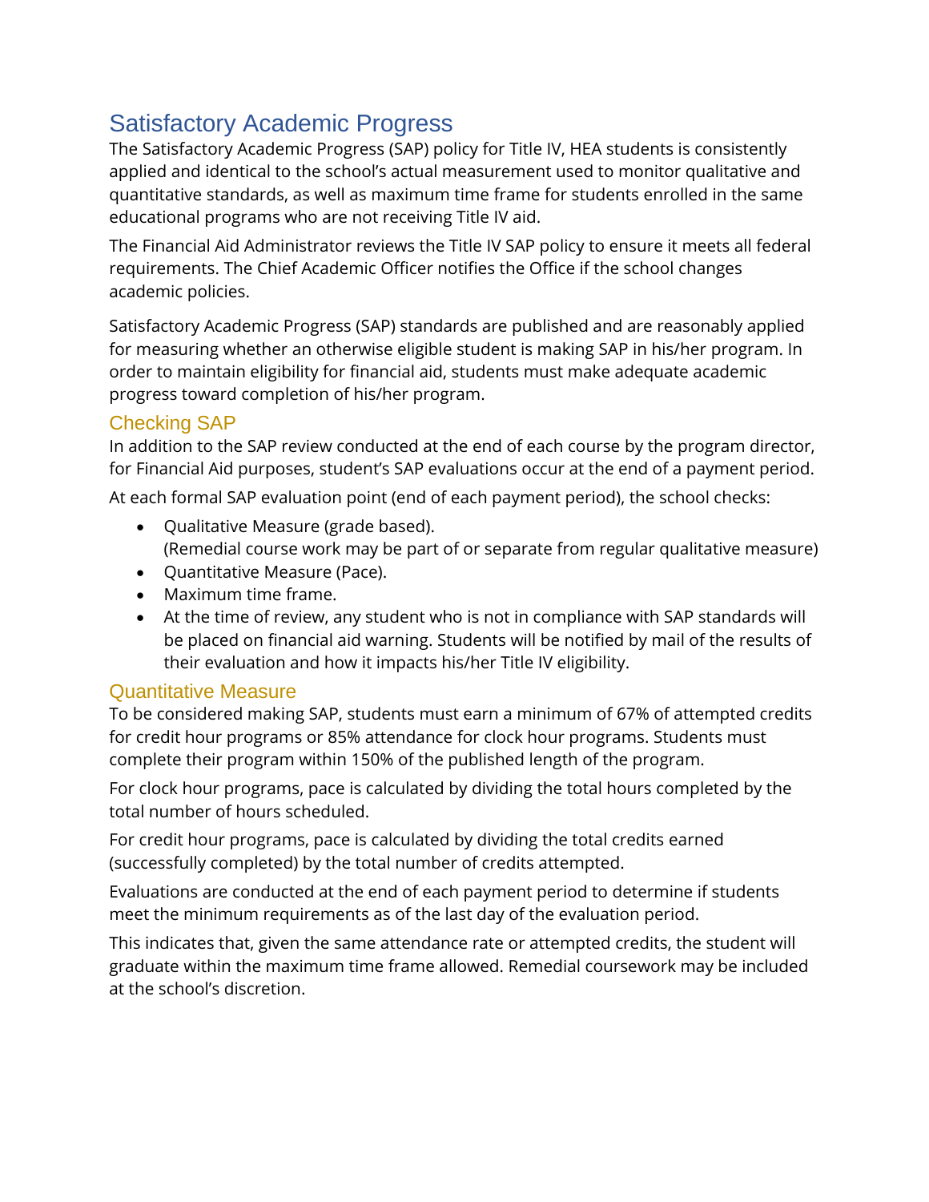# Satisfactory Academic Progress

The Satisfactory Academic Progress (SAP) policy for Title IV, HEA students is consistently applied and identical to the school's actual measurement used to monitor qualitative and quantitative standards, as well as maximum time frame for students enrolled in the same educational programs who are not receiving Title IV aid.

The Financial Aid Administrator reviews the Title IV SAP policy to ensure it meets all federal requirements. The Chief Academic Officer notifies the Office if the school changes academic policies.

Satisfactory Academic Progress (SAP) standards are published and are reasonably applied for measuring whether an otherwise eligible student is making SAP in his/her program. In order to maintain eligibility for financial aid, students must make adequate academic progress toward completion of his/her program.

## Checking SAP

In addition to the SAP review conducted at the end of each course by the program director, for Financial Aid purposes, student's SAP evaluations occur at the end of a payment period.

At each formal SAP evaluation point (end of each payment period), the school checks:

- Qualitative Measure (grade based).
  (Remedial course work may be part of or separate from regular qualitative measure)
- Quantitative Measure (Pace).
- Maximum time frame.
- At the time of review, any student who is not in compliance with SAP standards will be placed on financial aid warning. Students will be notified by mail of the results of their evaluation and how it impacts his/her Title IV eligibility.

## Quantitative Measure

To be considered making SAP, students must earn a minimum of 67% of attempted credits for credit hour programs or 85% attendance for clock hour programs. Students must complete their program within 150% of the published length of the program.

For clock hour programs, pace is calculated by dividing the total hours completed by the total number of hours scheduled.

For credit hour programs, pace is calculated by dividing the total credits earned (successfully completed) by the total number of credits attempted.

Evaluations are conducted at the end of each payment period to determine if students meet the minimum requirements as of the last day of the evaluation period.

This indicates that, given the same attendance rate or attempted credits, the student will graduate within the maximum time frame allowed. Remedial coursework may be included at the school's discretion.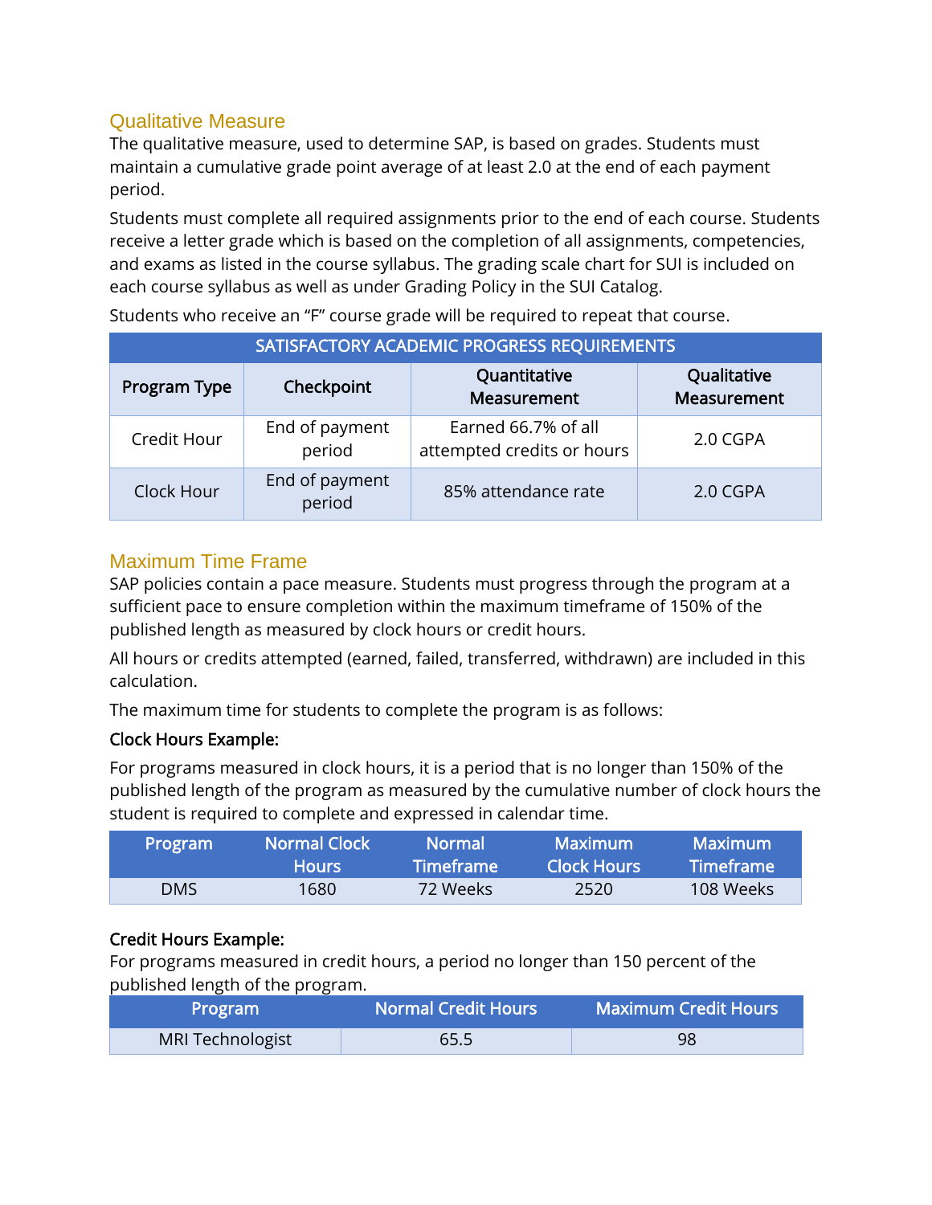## Qualitative Measure

The qualitative measure, used to determine SAP, is based on grades. Students must maintain a cumulative grade point average of at least 2.0 at the end of each payment period.

Students must complete all required assignments prior to the end of each course. Students receive a letter grade which is based on the completion of all assignments, competencies, and exams as listed in the course syllabus. The grading scale chart for SUI is included on each course syllabus as well as under Grading Policy in the SUI Catalog.

Students who receive an "F" course grade will be required to repeat that course.

| SATISFACTORY ACADEMIC PROGRESS REQUIREMENTS | | | |
|---|---|---|---|
| **Program Type** | **Checkpoint** | **Quantitative Measurement** | **Qualitative Measurement** |
| Credit Hour | End of payment period | Earned 66.7% of all attempted credits or hours | 2.0 CGPA |
| Clock Hour | End of payment period | 85% attendance rate | 2.0 CGPA |

## Maximum Time Frame

SAP policies contain a pace measure. Students must progress through the program at a sufficient pace to ensure completion within the maximum timeframe of 150% of the published length as measured by clock hours or credit hours.

All hours or credits attempted (earned, failed, transferred, withdrawn) are included in this calculation.

The maximum time for students to complete the program is as follows:

**Clock Hours Example:**

For programs measured in clock hours, it is a period that is no longer than 150% of the published length of the program as measured by the cumulative number of clock hours the student is required to complete and expressed in calendar time.

| Program | Normal Clock Hours | Normal Timeframe | Maximum Clock Hours | Maximum Timeframe |
|---|---|---|---|---|
| DMS | 1680 | 72 Weeks | 2520 | 108 Weeks |

**Credit Hours Example:**

For programs measured in credit hours, a period no longer than 150 percent of the published length of the program.

| Program | Normal Credit Hours | Maximum Credit Hours |
|---|---|---|
| MRI Technologist | 65.5 | 98 |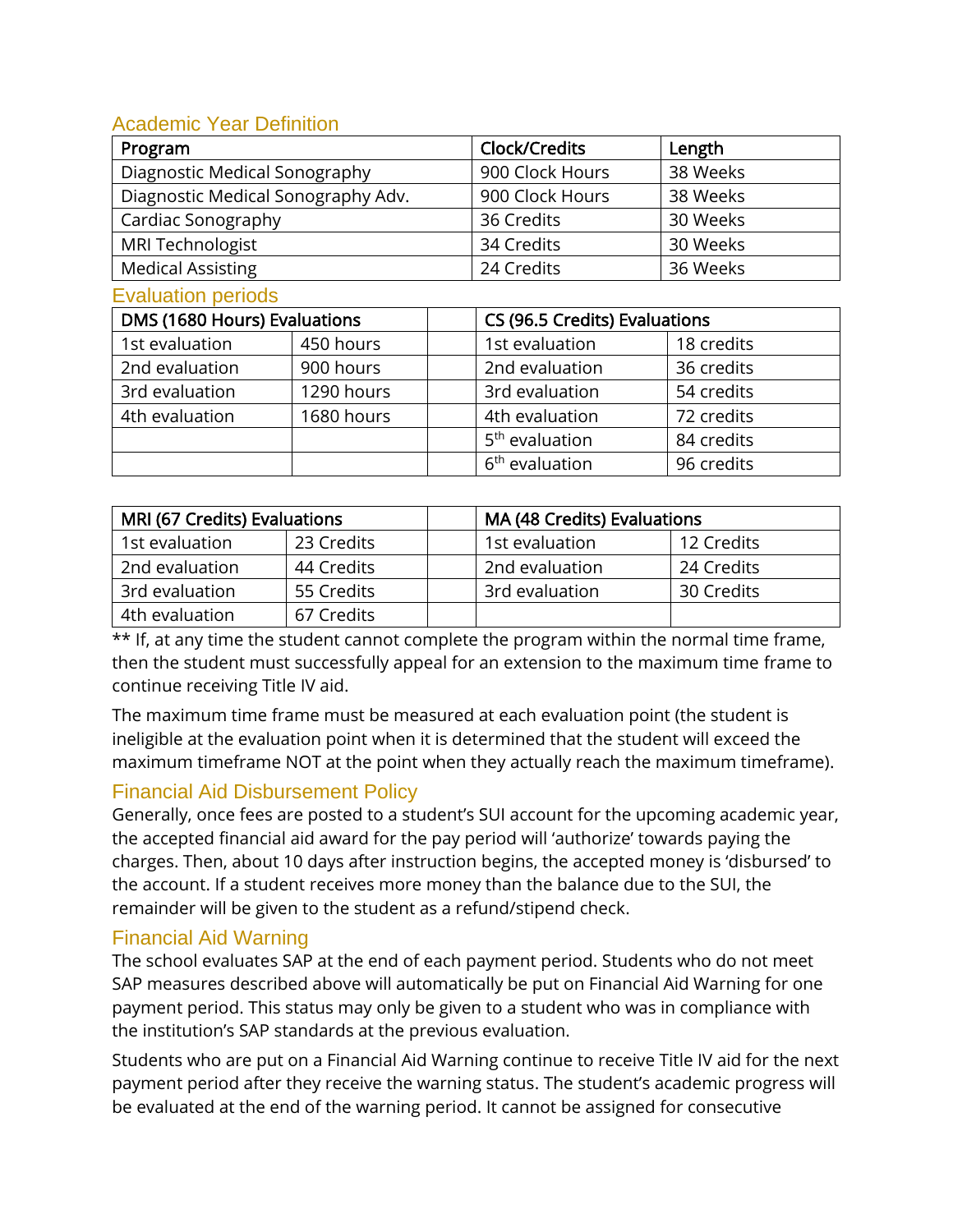## Academic Year Definition

| Program | Clock/Credits | Length |
|---|---|---|
| Diagnostic Medical Sonography | 900 Clock Hours | 38 Weeks |
| Diagnostic Medical Sonography Adv. | 900 Clock Hours | 38 Weeks |
| Cardiac Sonography | 36 Credits | 30 Weeks |
| MRI Technologist | 34 Credits | 30 Weeks |
| Medical Assisting | 24 Credits | 36 Weeks |

## Evaluation periods

| DMS (1680 Hours) Evaluations | | | CS (96.5 Credits) Evaluations | |
|---|---|---|---|---|
| 1st evaluation | 450 hours | | 1st evaluation | 18 credits |
| 2nd evaluation | 900 hours | | 2nd evaluation | 36 credits |
| 3rd evaluation | 1290 hours | | 3rd evaluation | 54 credits |
| 4th evaluation | 1680 hours | | 4th evaluation | 72 credits |
| | | | 5th evaluation | 84 credits |
| | | | 6th evaluation | 96 credits |

| MRI (67 Credits) Evaluations | | | MA (48 Credits) Evaluations | |
|---|---|---|---|---|
| 1st evaluation | 23 Credits | | 1st evaluation | 12 Credits |
| 2nd evaluation | 44 Credits | | 2nd evaluation | 24 Credits |
| 3rd evaluation | 55 Credits | | 3rd evaluation | 30 Credits |
| 4th evaluation | 67 Credits | | | |

** If, at any time the student cannot complete the program within the normal time frame, then the student must successfully appeal for an extension to the maximum time frame to continue receiving Title IV aid.

The maximum time frame must be measured at each evaluation point (the student is ineligible at the evaluation point when it is determined that the student will exceed the maximum timeframe NOT at the point when they actually reach the maximum timeframe).

## Financial Aid Disbursement Policy

Generally, once fees are posted to a student's SUI account for the upcoming academic year, the accepted financial aid award for the pay period will 'authorize' towards paying the charges. Then, about 10 days after instruction begins, the accepted money is 'disbursed' to the account. If a student receives more money than the balance due to the SUI, the remainder will be given to the student as a refund/stipend check.

## Financial Aid Warning

The school evaluates SAP at the end of each payment period. Students who do not meet SAP measures described above will automatically be put on Financial Aid Warning for one payment period. This status may only be given to a student who was in compliance with the institution's SAP standards at the previous evaluation.

Students who are put on a Financial Aid Warning continue to receive Title IV aid for the next payment period after they receive the warning status. The student's academic progress will be evaluated at the end of the warning period. It cannot be assigned for consecutive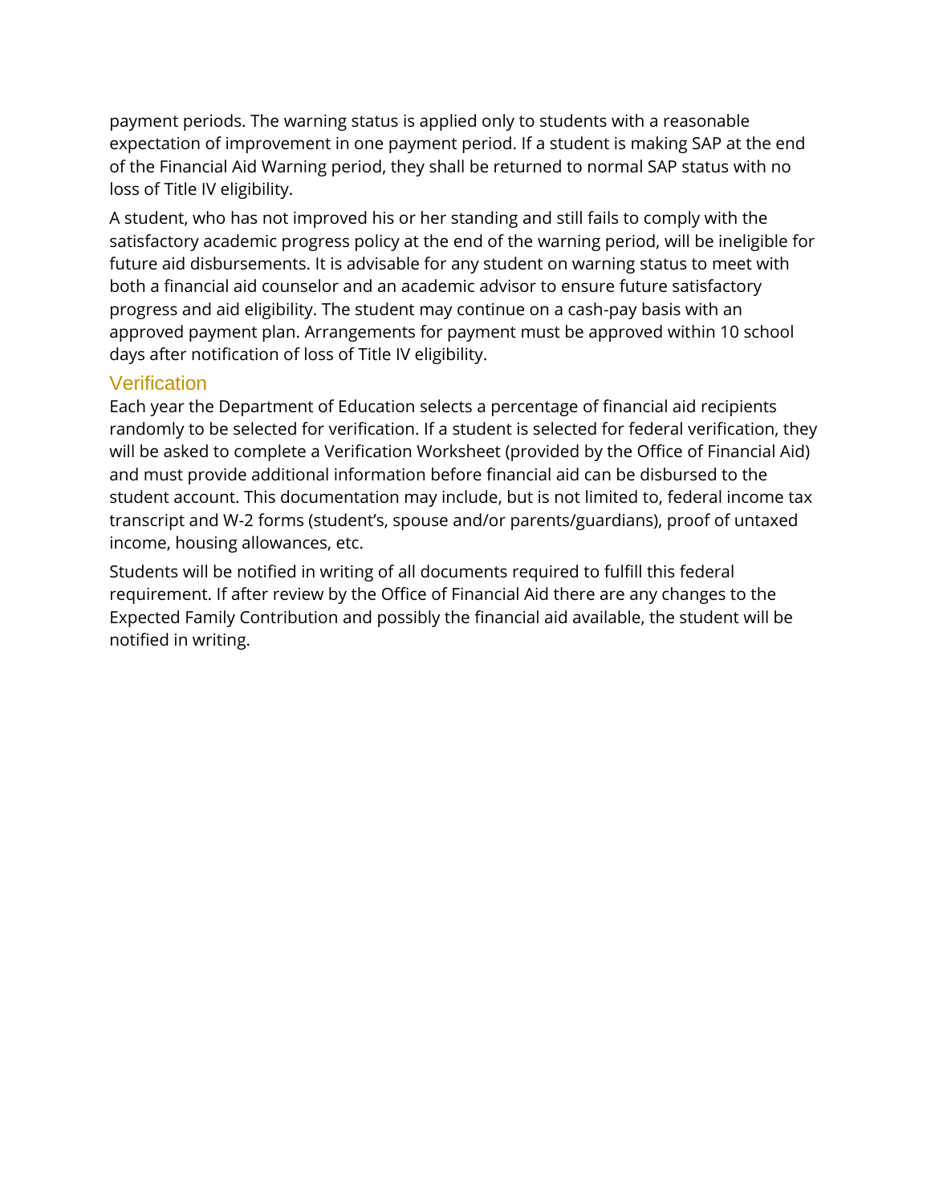payment periods. The warning status is applied only to students with a reasonable expectation of improvement in one payment period. If a student is making SAP at the end of the Financial Aid Warning period, they shall be returned to normal SAP status with no loss of Title IV eligibility.

A student, who has not improved his or her standing and still fails to comply with the satisfactory academic progress policy at the end of the warning period, will be ineligible for future aid disbursements. It is advisable for any student on warning status to meet with both a financial aid counselor and an academic advisor to ensure future satisfactory progress and aid eligibility. The student may continue on a cash-pay basis with an approved payment plan. Arrangements for payment must be approved within 10 school days after notification of loss of Title IV eligibility.

## Verification

Each year the Department of Education selects a percentage of financial aid recipients randomly to be selected for verification. If a student is selected for federal verification, they will be asked to complete a Verification Worksheet (provided by the Office of Financial Aid) and must provide additional information before financial aid can be disbursed to the student account. This documentation may include, but is not limited to, federal income tax transcript and W-2 forms (student's, spouse and/or parents/guardians), proof of untaxed income, housing allowances, etc.

Students will be notified in writing of all documents required to fulfill this federal requirement. If after review by the Office of Financial Aid there are any changes to the Expected Family Contribution and possibly the financial aid available, the student will be notified in writing.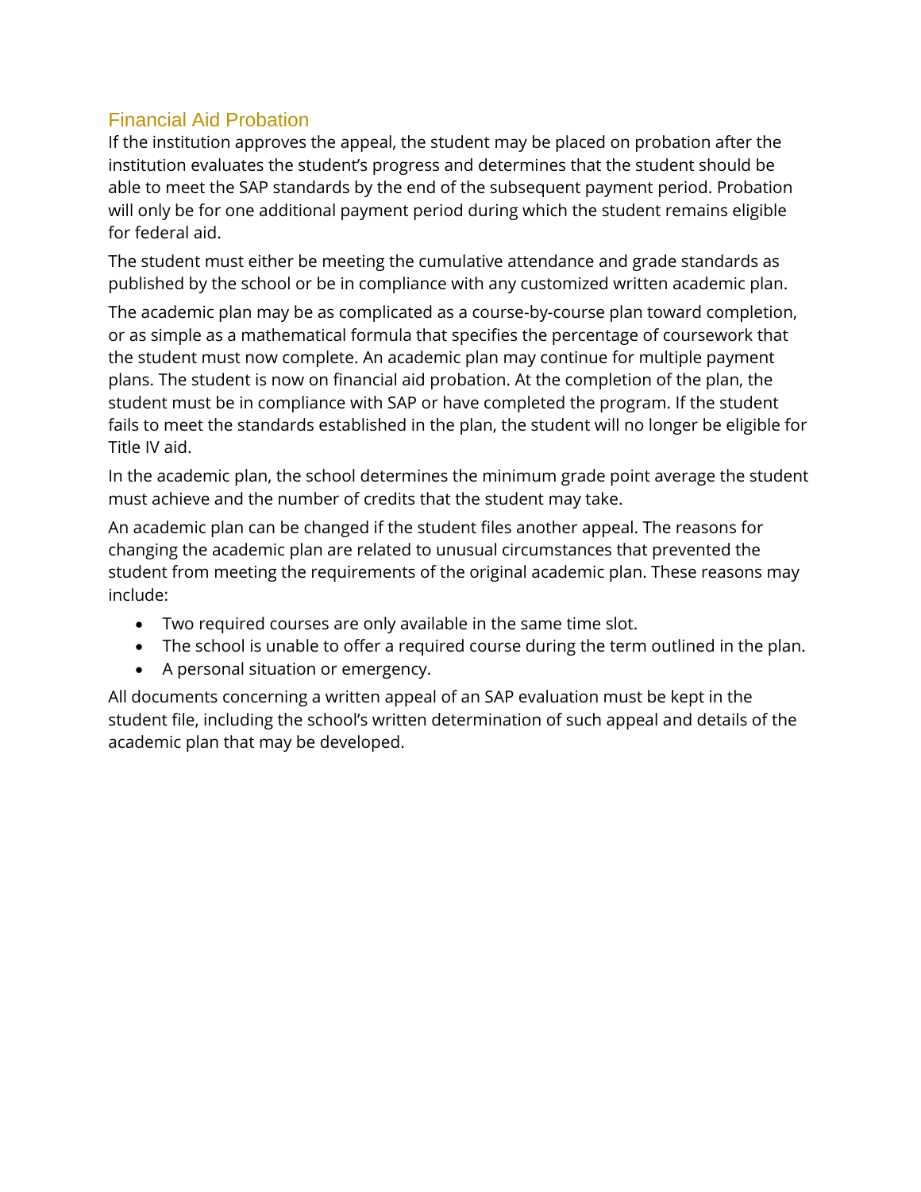## Financial Aid Probation

If the institution approves the appeal, the student may be placed on probation after the institution evaluates the student's progress and determines that the student should be able to meet the SAP standards by the end of the subsequent payment period. Probation will only be for one additional payment period during which the student remains eligible for federal aid.

The student must either be meeting the cumulative attendance and grade standards as published by the school or be in compliance with any customized written academic plan.

The academic plan may be as complicated as a course-by-course plan toward completion, or as simple as a mathematical formula that specifies the percentage of coursework that the student must now complete. An academic plan may continue for multiple payment plans. The student is now on financial aid probation. At the completion of the plan, the student must be in compliance with SAP or have completed the program. If the student fails to meet the standards established in the plan, the student will no longer be eligible for Title IV aid.

In the academic plan, the school determines the minimum grade point average the student must achieve and the number of credits that the student may take.

An academic plan can be changed if the student files another appeal. The reasons for changing the academic plan are related to unusual circumstances that prevented the student from meeting the requirements of the original academic plan. These reasons may include:

- Two required courses are only available in the same time slot.
- The school is unable to offer a required course during the term outlined in the plan.
- A personal situation or emergency.

All documents concerning a written appeal of an SAP evaluation must be kept in the student file, including the school's written determination of such appeal and details of the academic plan that may be developed.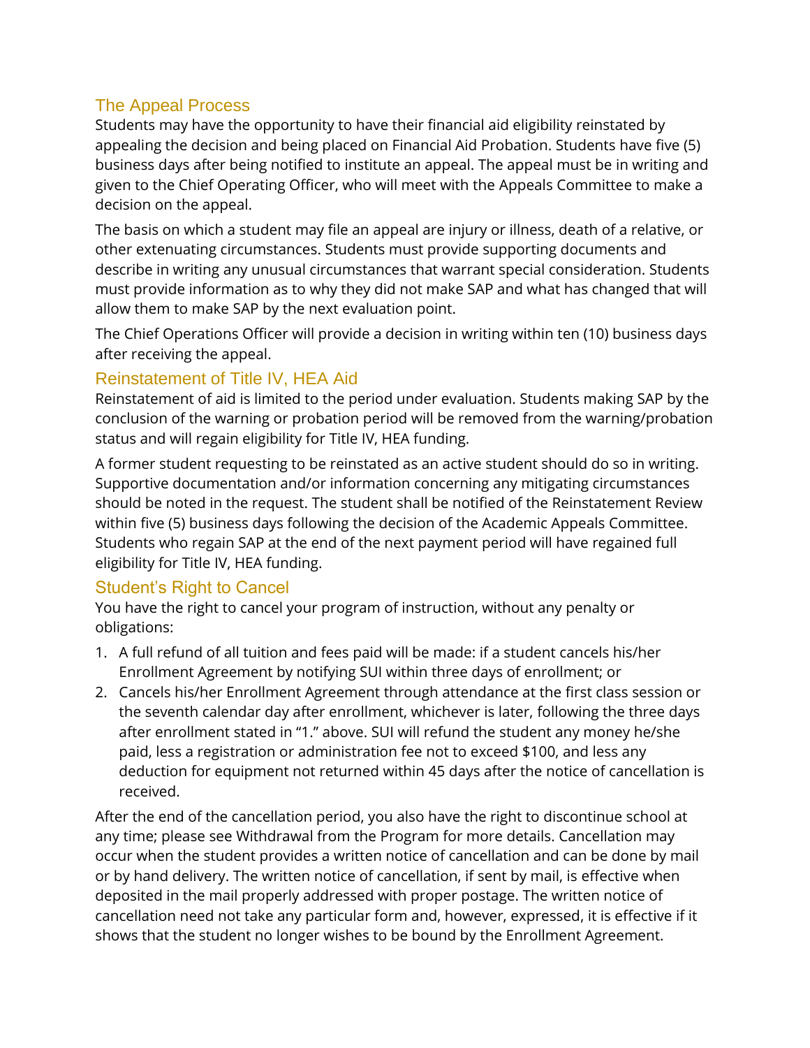## The Appeal Process

Students may have the opportunity to have their financial aid eligibility reinstated by appealing the decision and being placed on Financial Aid Probation. Students have five (5) business days after being notified to institute an appeal. The appeal must be in writing and given to the Chief Operating Officer, who will meet with the Appeals Committee to make a decision on the appeal.

The basis on which a student may file an appeal are injury or illness, death of a relative, or other extenuating circumstances. Students must provide supporting documents and describe in writing any unusual circumstances that warrant special consideration. Students must provide information as to why they did not make SAP and what has changed that will allow them to make SAP by the next evaluation point.

The Chief Operations Officer will provide a decision in writing within ten (10) business days after receiving the appeal.

## Reinstatement of Title IV, HEA Aid

Reinstatement of aid is limited to the period under evaluation. Students making SAP by the conclusion of the warning or probation period will be removed from the warning/probation status and will regain eligibility for Title IV, HEA funding.

A former student requesting to be reinstated as an active student should do so in writing. Supportive documentation and/or information concerning any mitigating circumstances should be noted in the request. The student shall be notified of the Reinstatement Review within five (5) business days following the decision of the Academic Appeals Committee. Students who regain SAP at the end of the next payment period will have regained full eligibility for Title IV, HEA funding.

## Student's Right to Cancel

You have the right to cancel your program of instruction, without any penalty or obligations:

1. A full refund of all tuition and fees paid will be made: if a student cancels his/her Enrollment Agreement by notifying SUI within three days of enrollment; or
2. Cancels his/her Enrollment Agreement through attendance at the first class session or the seventh calendar day after enrollment, whichever is later, following the three days after enrollment stated in "1." above. SUI will refund the student any money he/she paid, less a registration or administration fee not to exceed $100, and less any deduction for equipment not returned within 45 days after the notice of cancellation is received.

After the end of the cancellation period, you also have the right to discontinue school at any time; please see Withdrawal from the Program for more details. Cancellation may occur when the student provides a written notice of cancellation and can be done by mail or by hand delivery. The written notice of cancellation, if sent by mail, is effective when deposited in the mail properly addressed with proper postage. The written notice of cancellation need not take any particular form and, however, expressed, it is effective if it shows that the student no longer wishes to be bound by the Enrollment Agreement.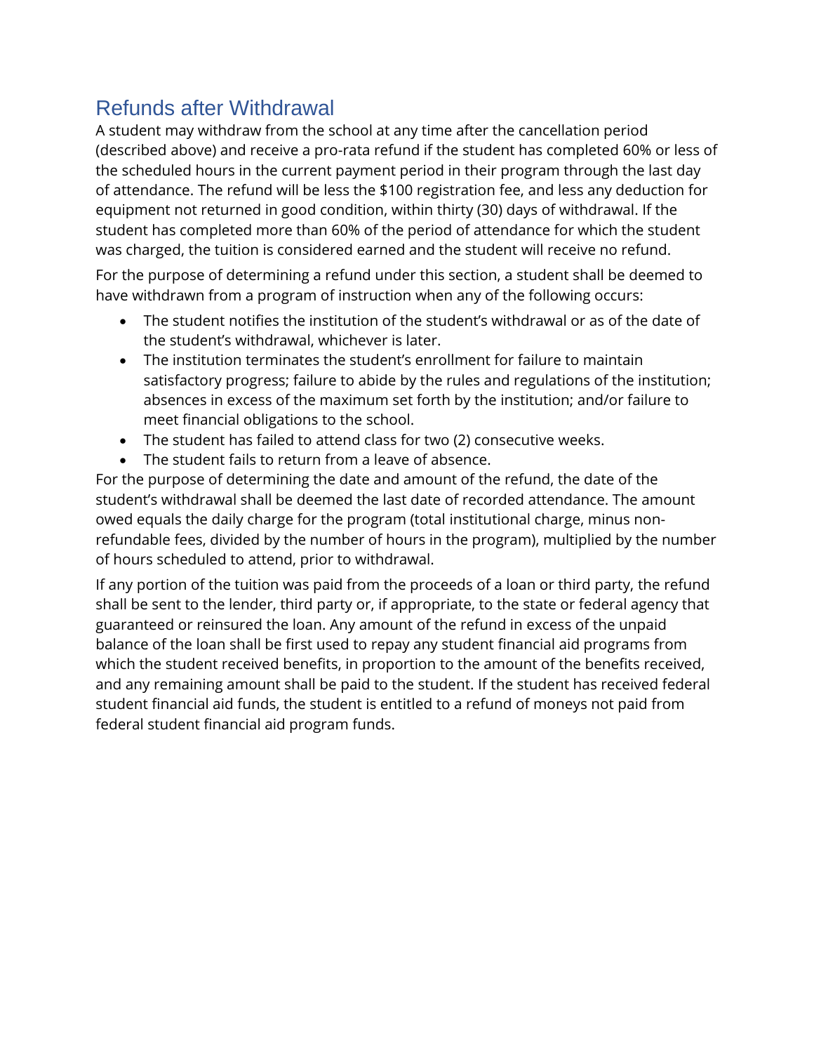## Refunds after Withdrawal

A student may withdraw from the school at any time after the cancellation period (described above) and receive a pro-rata refund if the student has completed 60% or less of the scheduled hours in the current payment period in their program through the last day of attendance. The refund will be less the $100 registration fee, and less any deduction for equipment not returned in good condition, within thirty (30) days of withdrawal. If the student has completed more than 60% of the period of attendance for which the student was charged, the tuition is considered earned and the student will receive no refund.

For the purpose of determining a refund under this section, a student shall be deemed to have withdrawn from a program of instruction when any of the following occurs:

- The student notifies the institution of the student's withdrawal or as of the date of the student's withdrawal, whichever is later.
- The institution terminates the student's enrollment for failure to maintain satisfactory progress; failure to abide by the rules and regulations of the institution; absences in excess of the maximum set forth by the institution; and/or failure to meet financial obligations to the school.
- The student has failed to attend class for two (2) consecutive weeks.
- The student fails to return from a leave of absence.

For the purpose of determining the date and amount of the refund, the date of the student's withdrawal shall be deemed the last date of recorded attendance. The amount owed equals the daily charge for the program (total institutional charge, minus non-refundable fees, divided by the number of hours in the program), multiplied by the number of hours scheduled to attend, prior to withdrawal.

If any portion of the tuition was paid from the proceeds of a loan or third party, the refund shall be sent to the lender, third party or, if appropriate, to the state or federal agency that guaranteed or reinsured the loan. Any amount of the refund in excess of the unpaid balance of the loan shall be first used to repay any student financial aid programs from which the student received benefits, in proportion to the amount of the benefits received, and any remaining amount shall be paid to the student. If the student has received federal student financial aid funds, the student is entitled to a refund of moneys not paid from federal student financial aid program funds.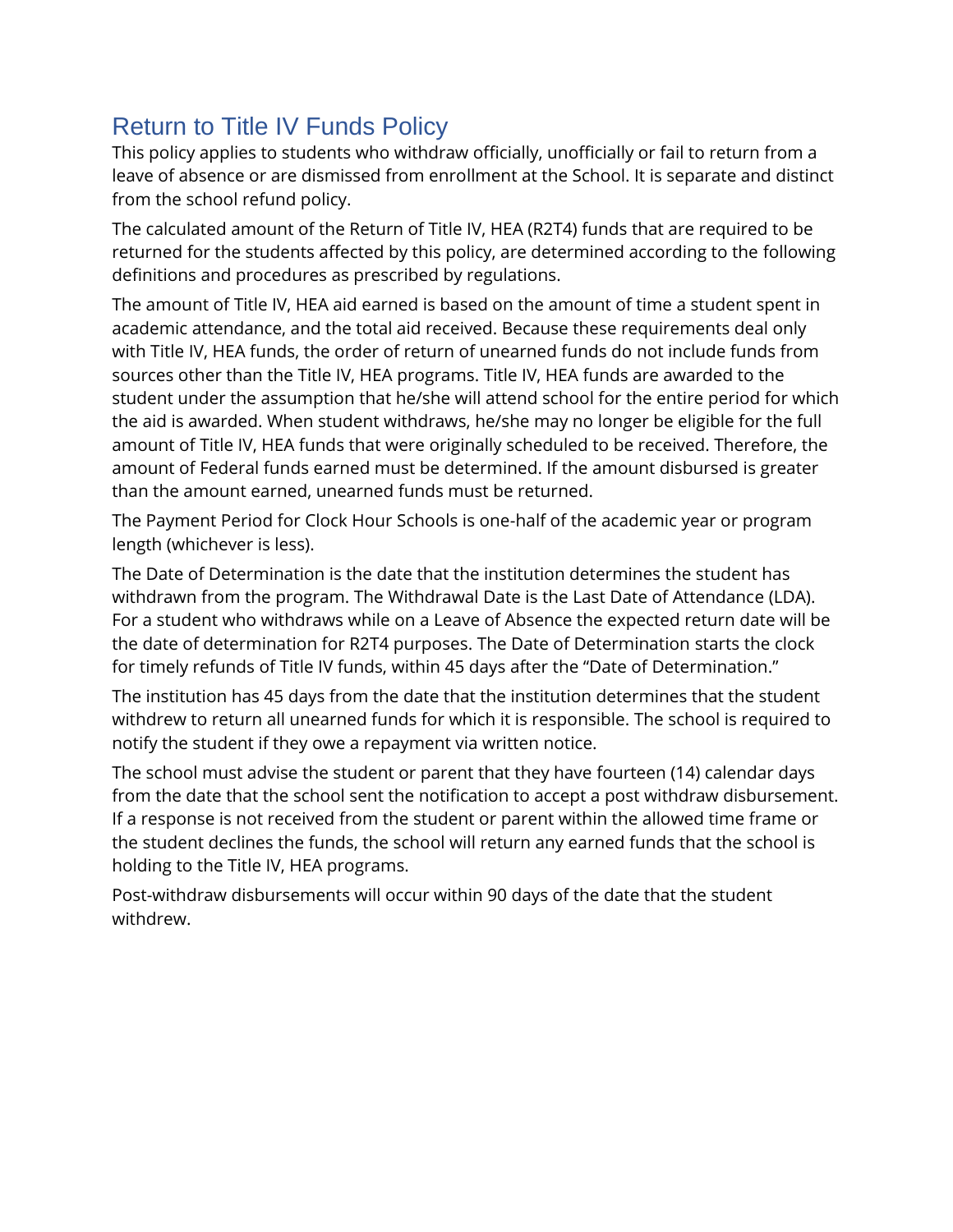## Return to Title IV Funds Policy

This policy applies to students who withdraw officially, unofficially or fail to return from a leave of absence or are dismissed from enrollment at the School. It is separate and distinct from the school refund policy.

The calculated amount of the Return of Title IV, HEA (R2T4) funds that are required to be returned for the students affected by this policy, are determined according to the following definitions and procedures as prescribed by regulations.

The amount of Title IV, HEA aid earned is based on the amount of time a student spent in academic attendance, and the total aid received. Because these requirements deal only with Title IV, HEA funds, the order of return of unearned funds do not include funds from sources other than the Title IV, HEA programs. Title IV, HEA funds are awarded to the student under the assumption that he/she will attend school for the entire period for which the aid is awarded. When student withdraws, he/she may no longer be eligible for the full amount of Title IV, HEA funds that were originally scheduled to be received. Therefore, the amount of Federal funds earned must be determined. If the amount disbursed is greater than the amount earned, unearned funds must be returned.

The Payment Period for Clock Hour Schools is one-half of the academic year or program length (whichever is less).

The Date of Determination is the date that the institution determines the student has withdrawn from the program. The Withdrawal Date is the Last Date of Attendance (LDA). For a student who withdraws while on a Leave of Absence the expected return date will be the date of determination for R2T4 purposes. The Date of Determination starts the clock for timely refunds of Title IV funds, within 45 days after the “Date of Determination.”

The institution has 45 days from the date that the institution determines that the student withdrew to return all unearned funds for which it is responsible. The school is required to notify the student if they owe a repayment via written notice.

The school must advise the student or parent that they have fourteen (14) calendar days from the date that the school sent the notification to accept a post withdraw disbursement. If a response is not received from the student or parent within the allowed time frame or the student declines the funds, the school will return any earned funds that the school is holding to the Title IV, HEA programs.

Post-withdraw disbursements will occur within 90 days of the date that the student withdrew.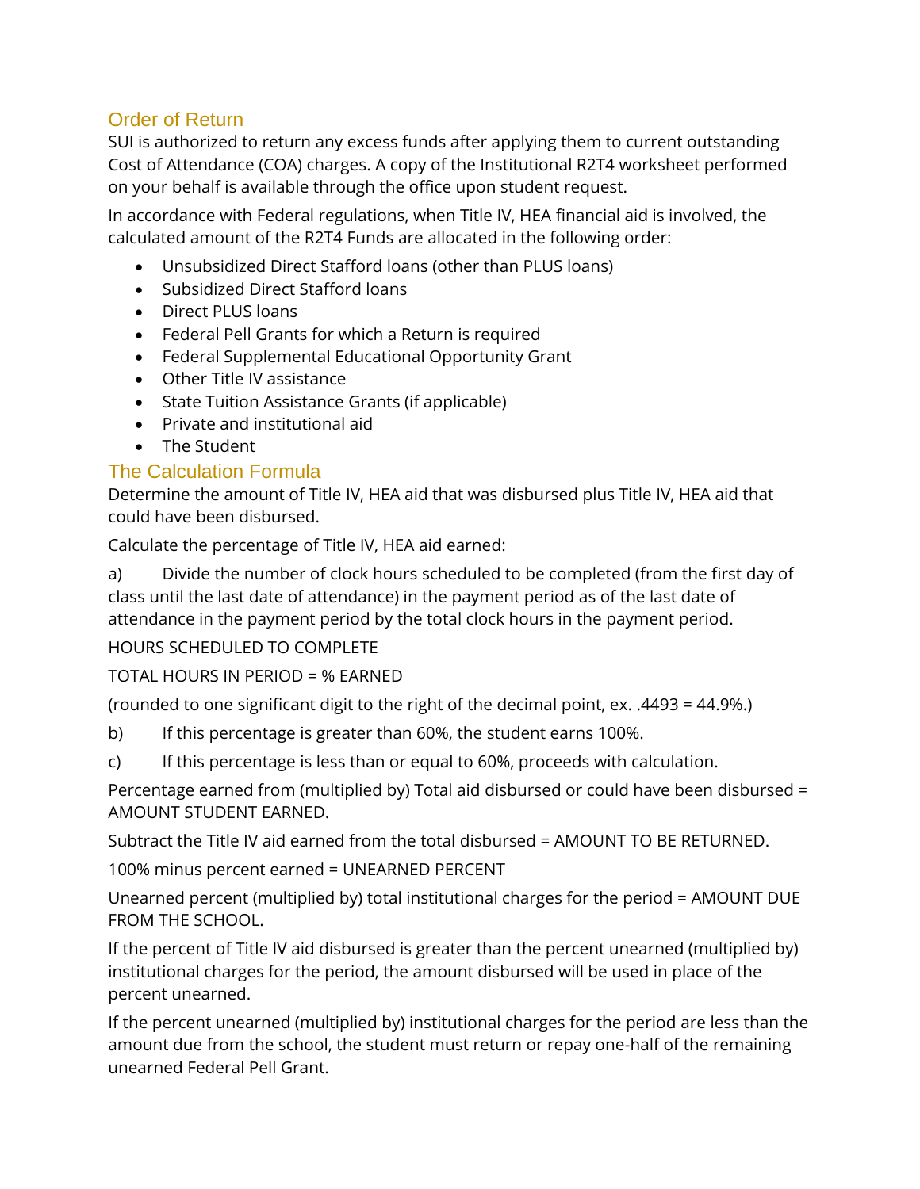## Order of Return

SUI is authorized to return any excess funds after applying them to current outstanding Cost of Attendance (COA) charges. A copy of the Institutional R2T4 worksheet performed on your behalf is available through the office upon student request.

In accordance with Federal regulations, when Title IV, HEA financial aid is involved, the calculated amount of the R2T4 Funds are allocated in the following order:

- Unsubsidized Direct Stafford loans (other than PLUS loans)
- Subsidized Direct Stafford loans
- Direct PLUS loans
- Federal Pell Grants for which a Return is required
- Federal Supplemental Educational Opportunity Grant
- Other Title IV assistance
- State Tuition Assistance Grants (if applicable)
- Private and institutional aid
- The Student

## The Calculation Formula

Determine the amount of Title IV, HEA aid that was disbursed plus Title IV, HEA aid that could have been disbursed.

Calculate the percentage of Title IV, HEA aid earned:

a) Divide the number of clock hours scheduled to be completed (from the first day of class until the last date of attendance) in the payment period as of the last date of attendance in the payment period by the total clock hours in the payment period.

HOURS SCHEDULED TO COMPLETE

TOTAL HOURS IN PERIOD = % EARNED

(rounded to one significant digit to the right of the decimal point, ex. .4493 = 44.9%.)

b) If this percentage is greater than 60%, the student earns 100%.

c) If this percentage is less than or equal to 60%, proceeds with calculation.

Percentage earned from (multiplied by) Total aid disbursed or could have been disbursed = AMOUNT STUDENT EARNED.

Subtract the Title IV aid earned from the total disbursed = AMOUNT TO BE RETURNED.

100% minus percent earned = UNEARNED PERCENT

Unearned percent (multiplied by) total institutional charges for the period = AMOUNT DUE FROM THE SCHOOL.

If the percent of Title IV aid disbursed is greater than the percent unearned (multiplied by) institutional charges for the period, the amount disbursed will be used in place of the percent unearned.

If the percent unearned (multiplied by) institutional charges for the period are less than the amount due from the school, the student must return or repay one-half of the remaining unearned Federal Pell Grant.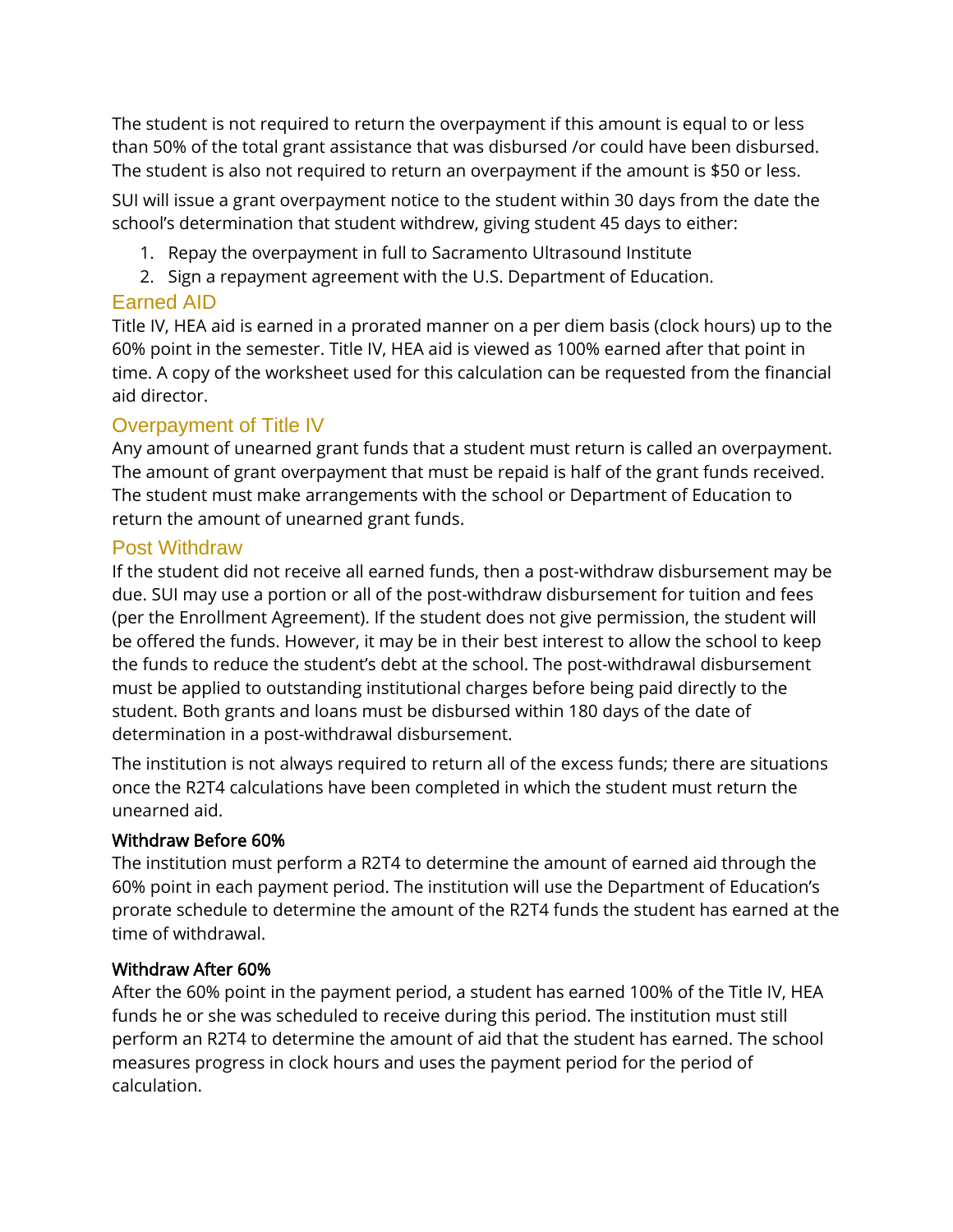The student is not required to return the overpayment if this amount is equal to or less than 50% of the total grant assistance that was disbursed /or could have been disbursed. The student is also not required to return an overpayment if the amount is $50 or less.

SUI will issue a grant overpayment notice to the student within 30 days from the date the school's determination that student withdrew, giving student 45 days to either:

1. Repay the overpayment in full to Sacramento Ultrasound Institute
2. Sign a repayment agreement with the U.S. Department of Education.

## Earned AID

Title IV, HEA aid is earned in a prorated manner on a per diem basis (clock hours) up to the 60% point in the semester. Title IV, HEA aid is viewed as 100% earned after that point in time. A copy of the worksheet used for this calculation can be requested from the financial aid director.

## Overpayment of Title IV

Any amount of unearned grant funds that a student must return is called an overpayment. The amount of grant overpayment that must be repaid is half of the grant funds received. The student must make arrangements with the school or Department of Education to return the amount of unearned grant funds.

## Post Withdraw

If the student did not receive all earned funds, then a post-withdraw disbursement may be due. SUI may use a portion or all of the post-withdraw disbursement for tuition and fees (per the Enrollment Agreement). If the student does not give permission, the student will be offered the funds. However, it may be in their best interest to allow the school to keep the funds to reduce the student's debt at the school. The post-withdrawal disbursement must be applied to outstanding institutional charges before being paid directly to the student. Both grants and loans must be disbursed within 180 days of the date of determination in a post-withdrawal disbursement.

The institution is not always required to return all of the excess funds; there are situations once the R2T4 calculations have been completed in which the student must return the unearned aid.

### Withdraw Before 60%

The institution must perform a R2T4 to determine the amount of earned aid through the 60% point in each payment period. The institution will use the Department of Education's prorate schedule to determine the amount of the R2T4 funds the student has earned at the time of withdrawal.

### Withdraw After 60%

After the 60% point in the payment period, a student has earned 100% of the Title IV, HEA funds he or she was scheduled to receive during this period. The institution must still perform an R2T4 to determine the amount of aid that the student has earned. The school measures progress in clock hours and uses the payment period for the period of calculation.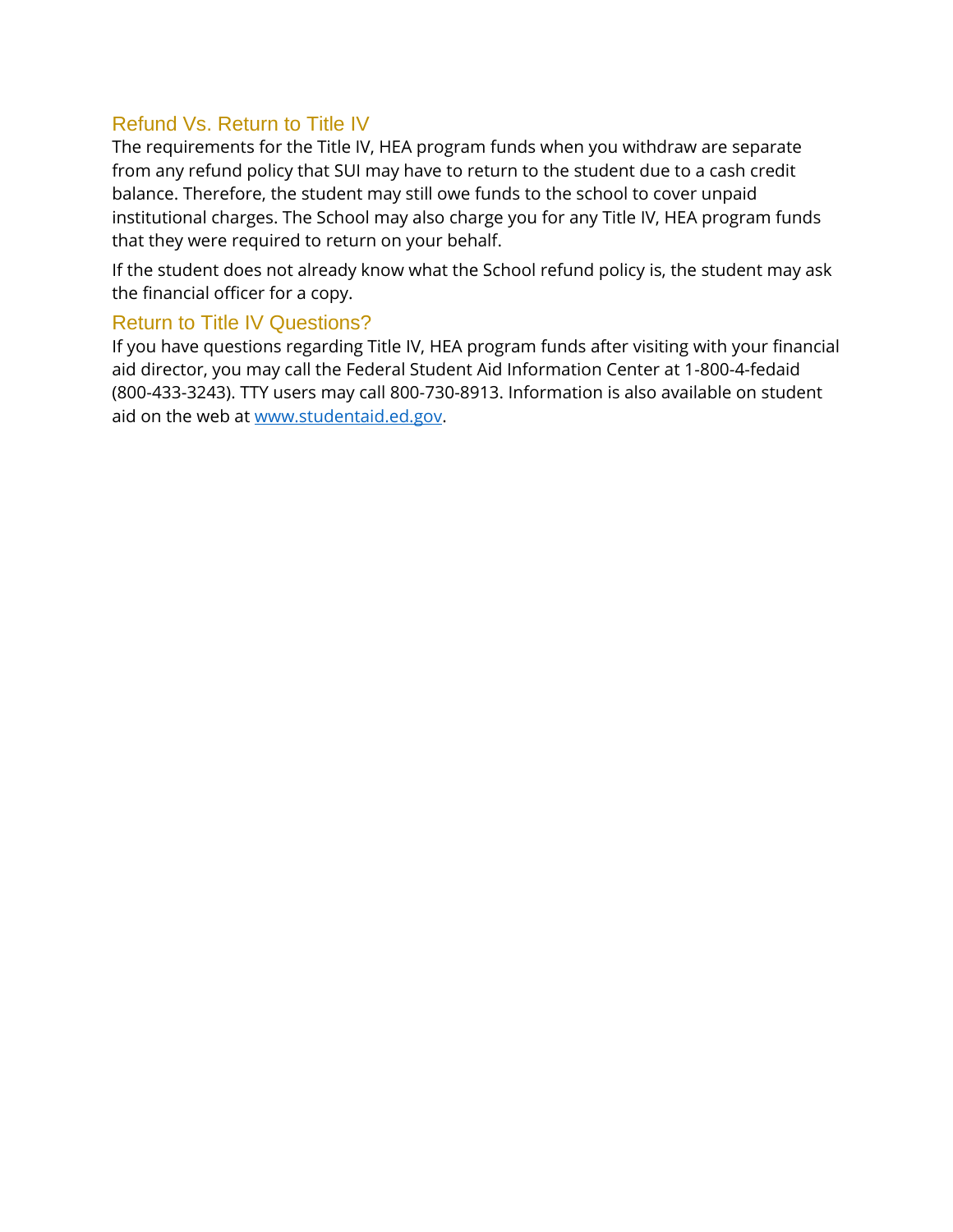### Refund Vs. Return to Title IV

The requirements for the Title IV, HEA program funds when you withdraw are separate from any refund policy that SUI may have to return to the student due to a cash credit balance. Therefore, the student may still owe funds to the school to cover unpaid institutional charges. The School may also charge you for any Title IV, HEA program funds that they were required to return on your behalf.

If the student does not already know what the School refund policy is, the student may ask the financial officer for a copy.

### Return to Title IV Questions?

If you have questions regarding Title IV, HEA program funds after visiting with your financial aid director, you may call the Federal Student Aid Information Center at 1-800-4-fedaid (800-433-3243). TTY users may call 800-730-8913. Information is also available on student aid on the web at [www.studentaid.ed.gov](http://www.studentaid.ed.gov).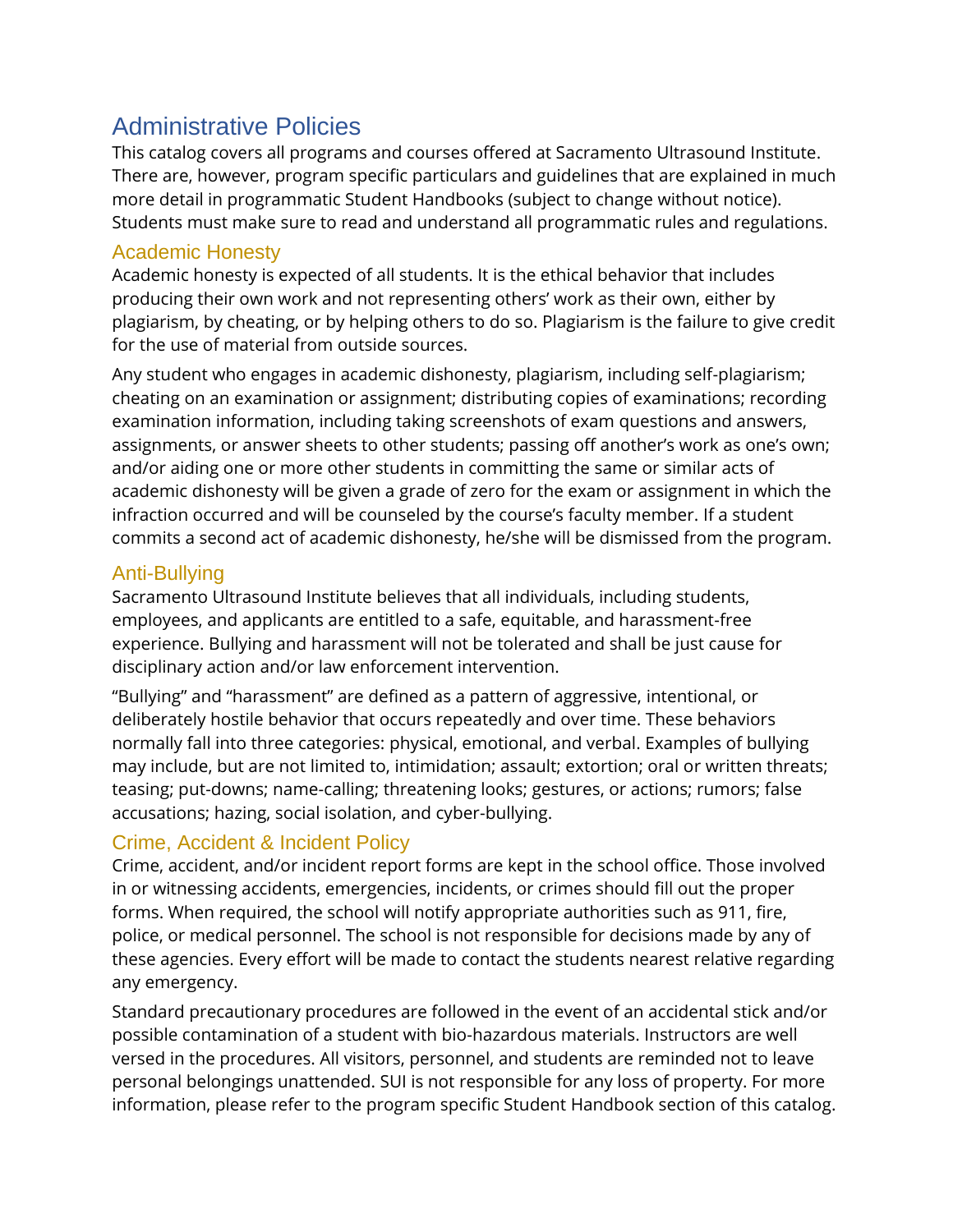# Administrative Policies

This catalog covers all programs and courses offered at Sacramento Ultrasound Institute. There are, however, program specific particulars and guidelines that are explained in much more detail in programmatic Student Handbooks (subject to change without notice). Students must make sure to read and understand all programmatic rules and regulations.

## Academic Honesty

Academic honesty is expected of all students. It is the ethical behavior that includes producing their own work and not representing others' work as their own, either by plagiarism, by cheating, or by helping others to do so. Plagiarism is the failure to give credit for the use of material from outside sources.

Any student who engages in academic dishonesty, plagiarism, including self-plagiarism; cheating on an examination or assignment; distributing copies of examinations; recording examination information, including taking screenshots of exam questions and answers, assignments, or answer sheets to other students; passing off another's work as one's own; and/or aiding one or more other students in committing the same or similar acts of academic dishonesty will be given a grade of zero for the exam or assignment in which the infraction occurred and will be counseled by the course's faculty member. If a student commits a second act of academic dishonesty, he/she will be dismissed from the program.

## Anti-Bullying

Sacramento Ultrasound Institute believes that all individuals, including students, employees, and applicants are entitled to a safe, equitable, and harassment-free experience. Bullying and harassment will not be tolerated and shall be just cause for disciplinary action and/or law enforcement intervention.

"Bullying" and "harassment" are defined as a pattern of aggressive, intentional, or deliberately hostile behavior that occurs repeatedly and over time. These behaviors normally fall into three categories: physical, emotional, and verbal. Examples of bullying may include, but are not limited to, intimidation; assault; extortion; oral or written threats; teasing; put-downs; name-calling; threatening looks; gestures, or actions; rumors; false accusations; hazing, social isolation, and cyber-bullying.

## Crime, Accident & Incident Policy

Crime, accident, and/or incident report forms are kept in the school office. Those involved in or witnessing accidents, emergencies, incidents, or crimes should fill out the proper forms. When required, the school will notify appropriate authorities such as 911, fire, police, or medical personnel. The school is not responsible for decisions made by any of these agencies. Every effort will be made to contact the students nearest relative regarding any emergency.

Standard precautionary procedures are followed in the event of an accidental stick and/or possible contamination of a student with bio-hazardous materials. Instructors are well versed in the procedures. All visitors, personnel, and students are reminded not to leave personal belongings unattended. SUI is not responsible for any loss of property. For more information, please refer to the program specific Student Handbook section of this catalog.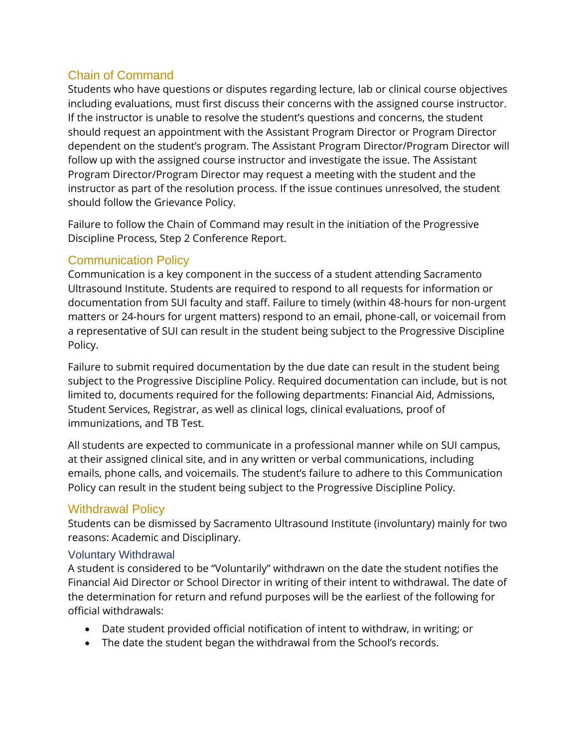## Chain of Command

Students who have questions or disputes regarding lecture, lab or clinical course objectives including evaluations, must first discuss their concerns with the assigned course instructor. If the instructor is unable to resolve the student's questions and concerns, the student should request an appointment with the Assistant Program Director or Program Director dependent on the student's program. The Assistant Program Director/Program Director will follow up with the assigned course instructor and investigate the issue. The Assistant Program Director/Program Director may request a meeting with the student and the instructor as part of the resolution process. If the issue continues unresolved, the student should follow the Grievance Policy.

Failure to follow the Chain of Command may result in the initiation of the Progressive Discipline Process, Step 2 Conference Report.

## Communication Policy

Communication is a key component in the success of a student attending Sacramento Ultrasound Institute. Students are required to respond to all requests for information or documentation from SUI faculty and staff. Failure to timely (within 48-hours for non-urgent matters or 24-hours for urgent matters) respond to an email, phone-call, or voicemail from a representative of SUI can result in the student being subject to the Progressive Discipline Policy.

Failure to submit required documentation by the due date can result in the student being subject to the Progressive Discipline Policy. Required documentation can include, but is not limited to, documents required for the following departments: Financial Aid, Admissions, Student Services, Registrar, as well as clinical logs, clinical evaluations, proof of immunizations, and TB Test.

All students are expected to communicate in a professional manner while on SUI campus, at their assigned clinical site, and in any written or verbal communications, including emails, phone calls, and voicemails. The student's failure to adhere to this Communication Policy can result in the student being subject to the Progressive Discipline Policy.

## Withdrawal Policy

Students can be dismissed by Sacramento Ultrasound Institute (involuntary) mainly for two reasons: Academic and Disciplinary.

### Voluntary Withdrawal

A student is considered to be "Voluntarily" withdrawn on the date the student notifies the Financial Aid Director or School Director in writing of their intent to withdrawal. The date of the determination for return and refund purposes will be the earliest of the following for official withdrawals:

- Date student provided official notification of intent to withdraw, in writing; or
- The date the student began the withdrawal from the School's records.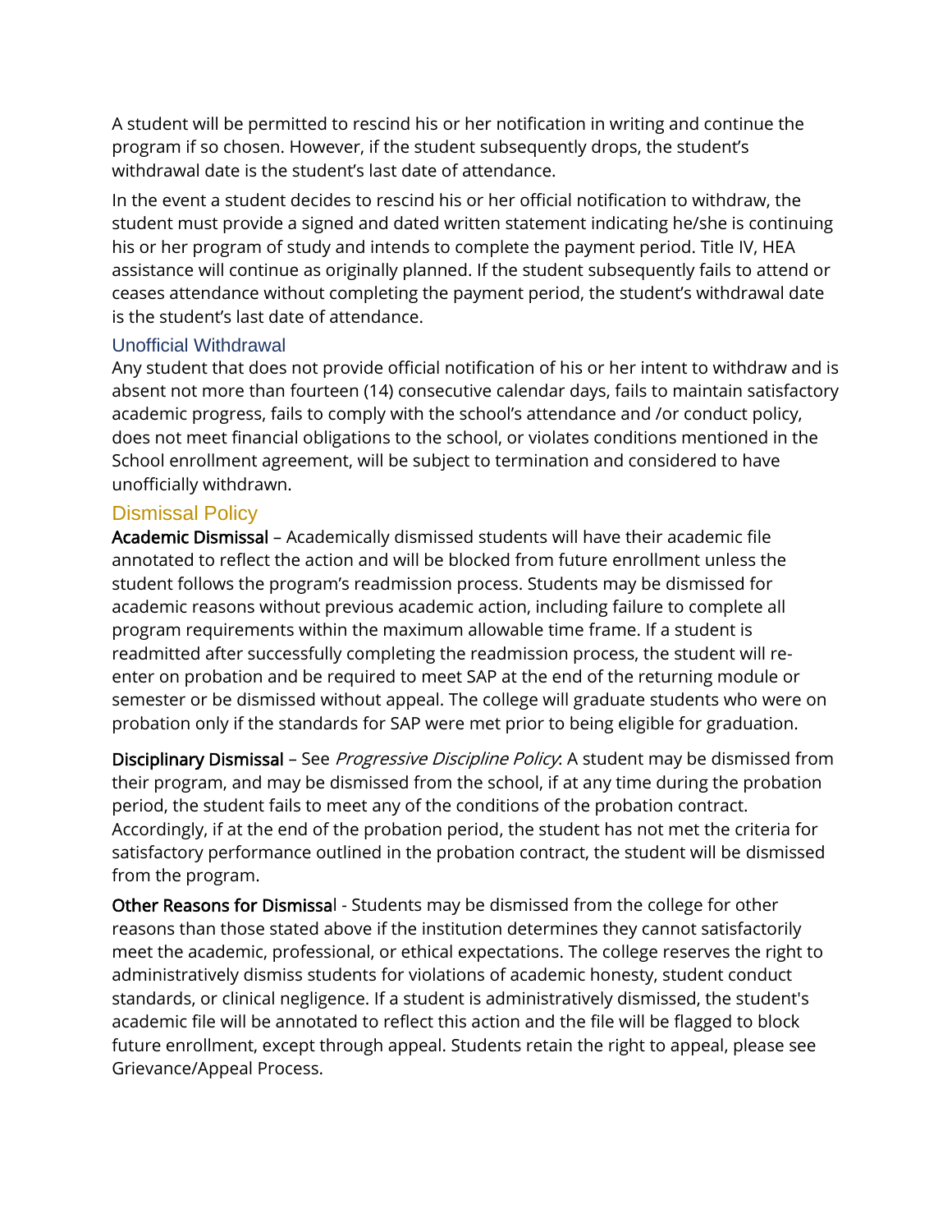A student will be permitted to rescind his or her notification in writing and continue the program if so chosen. However, if the student subsequently drops, the student's withdrawal date is the student's last date of attendance.

In the event a student decides to rescind his or her official notification to withdraw, the student must provide a signed and dated written statement indicating he/she is continuing his or her program of study and intends to complete the payment period. Title IV, HEA assistance will continue as originally planned. If the student subsequently fails to attend or ceases attendance without completing the payment period, the student's withdrawal date is the student's last date of attendance.

### Unofficial Withdrawal

Any student that does not provide official notification of his or her intent to withdraw and is absent not more than fourteen (14) consecutive calendar days, fails to maintain satisfactory academic progress, fails to comply with the school's attendance and /or conduct policy, does not meet financial obligations to the school, or violates conditions mentioned in the School enrollment agreement, will be subject to termination and considered to have unofficially withdrawn.

## Dismissal Policy

**Academic Dismissal** – Academically dismissed students will have their academic file annotated to reflect the action and will be blocked from future enrollment unless the student follows the program's readmission process. Students may be dismissed for academic reasons without previous academic action, including failure to complete all program requirements within the maximum allowable time frame. If a student is readmitted after successfully completing the readmission process, the student will re-enter on probation and be required to meet SAP at the end of the returning module or semester or be dismissed without appeal. The college will graduate students who were on probation only if the standards for SAP were met prior to being eligible for graduation.

**Disciplinary Dismissal** – See *Progressive Discipline Policy*. A student may be dismissed from their program, and may be dismissed from the school, if at any time during the probation period, the student fails to meet any of the conditions of the probation contract. Accordingly, if at the end of the probation period, the student has not met the criteria for satisfactory performance outlined in the probation contract, the student will be dismissed from the program.

**Other Reasons for Dismissal** - Students may be dismissed from the college for other reasons than those stated above if the institution determines they cannot satisfactorily meet the academic, professional, or ethical expectations. The college reserves the right to administratively dismiss students for violations of academic honesty, student conduct standards, or clinical negligence. If a student is administratively dismissed, the student's academic file will be annotated to reflect this action and the file will be flagged to block future enrollment, except through appeal. Students retain the right to appeal, please see Grievance/Appeal Process.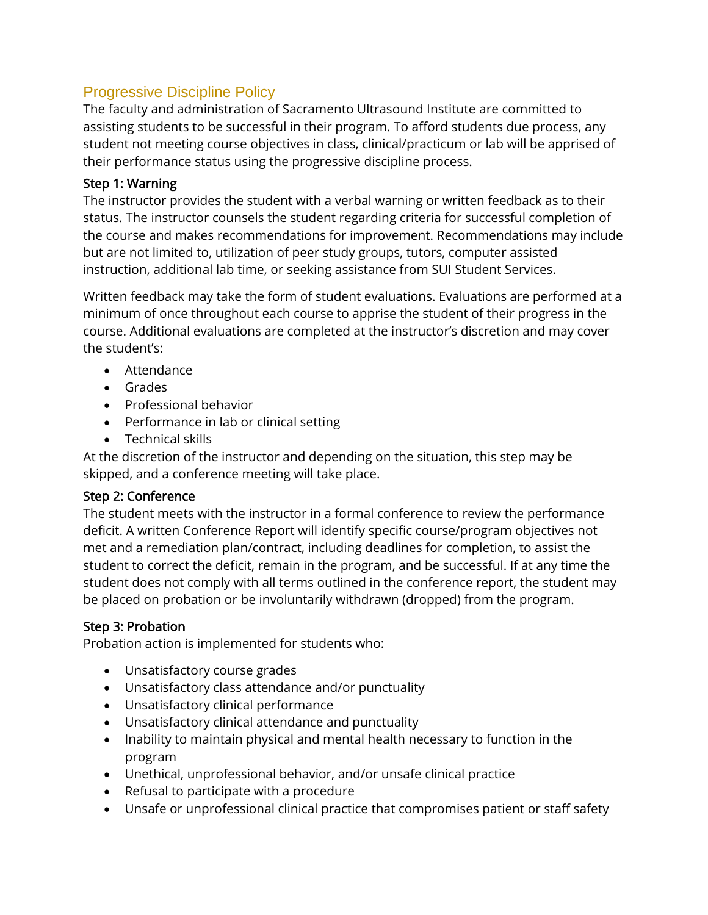## Progressive Discipline Policy

The faculty and administration of Sacramento Ultrasound Institute are committed to assisting students to be successful in their program. To afford students due process, any student not meeting course objectives in class, clinical/practicum or lab will be apprised of their performance status using the progressive discipline process.

### Step 1: Warning

The instructor provides the student with a verbal warning or written feedback as to their status. The instructor counsels the student regarding criteria for successful completion of the course and makes recommendations for improvement. Recommendations may include but are not limited to, utilization of peer study groups, tutors, computer assisted instruction, additional lab time, or seeking assistance from SUI Student Services.

Written feedback may take the form of student evaluations. Evaluations are performed at a minimum of once throughout each course to apprise the student of their progress in the course. Additional evaluations are completed at the instructor's discretion and may cover the student's:

- Attendance
- Grades
- Professional behavior
- Performance in lab or clinical setting
- Technical skills

At the discretion of the instructor and depending on the situation, this step may be skipped, and a conference meeting will take place.

### Step 2: Conference

The student meets with the instructor in a formal conference to review the performance deficit. A written Conference Report will identify specific course/program objectives not met and a remediation plan/contract, including deadlines for completion, to assist the student to correct the deficit, remain in the program, and be successful. If at any time the student does not comply with all terms outlined in the conference report, the student may be placed on probation or be involuntarily withdrawn (dropped) from the program.

### Step 3: Probation

Probation action is implemented for students who:

- Unsatisfactory course grades
- Unsatisfactory class attendance and/or punctuality
- Unsatisfactory clinical performance
- Unsatisfactory clinical attendance and punctuality
- Inability to maintain physical and mental health necessary to function in the program
- Unethical, unprofessional behavior, and/or unsafe clinical practice
- Refusal to participate with a procedure
- Unsafe or unprofessional clinical practice that compromises patient or staff safety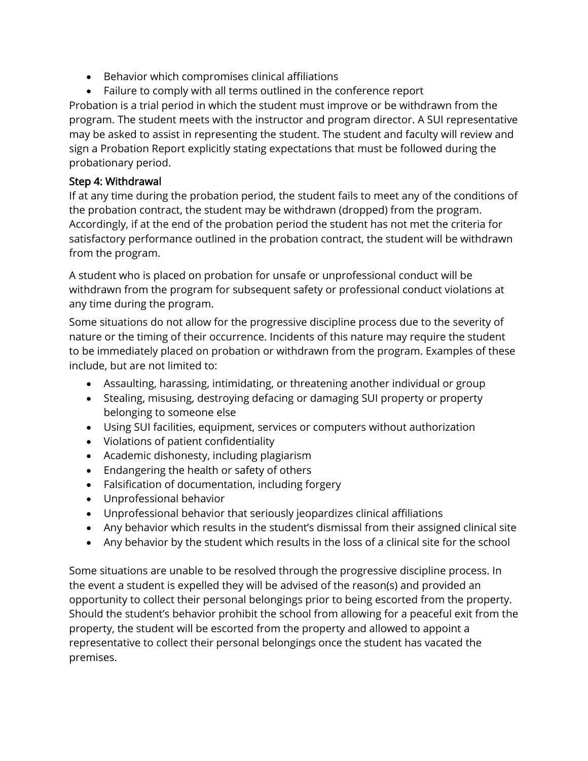- Behavior which compromises clinical affiliations
- Failure to comply with all terms outlined in the conference report

Probation is a trial period in which the student must improve or be withdrawn from the program. The student meets with the instructor and program director. A SUI representative may be asked to assist in representing the student. The student and faculty will review and sign a Probation Report explicitly stating expectations that must be followed during the probationary period.

### Step 4: Withdrawal

If at any time during the probation period, the student fails to meet any of the conditions of the probation contract, the student may be withdrawn (dropped) from the program. Accordingly, if at the end of the probation period the student has not met the criteria for satisfactory performance outlined in the probation contract, the student will be withdrawn from the program.

A student who is placed on probation for unsafe or unprofessional conduct will be withdrawn from the program for subsequent safety or professional conduct violations at any time during the program.

Some situations do not allow for the progressive discipline process due to the severity of nature or the timing of their occurrence. Incidents of this nature may require the student to be immediately placed on probation or withdrawn from the program. Examples of these include, but are not limited to:

- Assaulting, harassing, intimidating, or threatening another individual or group
- Stealing, misusing, destroying defacing or damaging SUI property or property belonging to someone else
- Using SUI facilities, equipment, services or computers without authorization
- Violations of patient confidentiality
- Academic dishonesty, including plagiarism
- Endangering the health or safety of others
- Falsification of documentation, including forgery
- Unprofessional behavior
- Unprofessional behavior that seriously jeopardizes clinical affiliations
- Any behavior which results in the student's dismissal from their assigned clinical site
- Any behavior by the student which results in the loss of a clinical site for the school

Some situations are unable to be resolved through the progressive discipline process. In the event a student is expelled they will be advised of the reason(s) and provided an opportunity to collect their personal belongings prior to being escorted from the property. Should the student's behavior prohibit the school from allowing for a peaceful exit from the property, the student will be escorted from the property and allowed to appoint a representative to collect their personal belongings once the student has vacated the premises.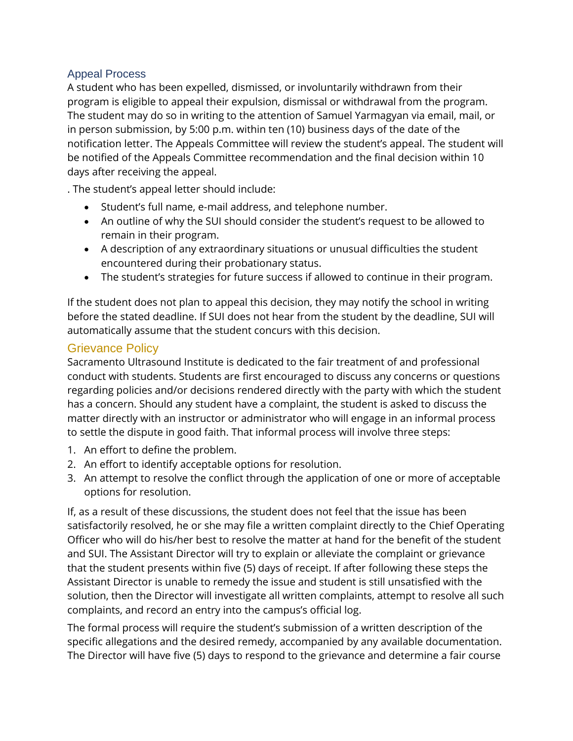## Appeal Process

A student who has been expelled, dismissed, or involuntarily withdrawn from their program is eligible to appeal their expulsion, dismissal or withdrawal from the program. The student may do so in writing to the attention of Samuel Yarmagyan via email, mail, or in person submission, by 5:00 p.m. within ten (10) business days of the date of the notification letter. The Appeals Committee will review the student's appeal. The student will be notified of the Appeals Committee recommendation and the final decision within 10 days after receiving the appeal.

. The student's appeal letter should include:

- Student's full name, e-mail address, and telephone number.
- An outline of why the SUI should consider the student's request to be allowed to remain in their program.
- A description of any extraordinary situations or unusual difficulties the student encountered during their probationary status.
- The student's strategies for future success if allowed to continue in their program.

If the student does not plan to appeal this decision, they may notify the school in writing before the stated deadline. If SUI does not hear from the student by the deadline, SUI will automatically assume that the student concurs with this decision.

## Grievance Policy

Sacramento Ultrasound Institute is dedicated to the fair treatment of and professional conduct with students. Students are first encouraged to discuss any concerns or questions regarding policies and/or decisions rendered directly with the party with which the student has a concern. Should any student have a complaint, the student is asked to discuss the matter directly with an instructor or administrator who will engage in an informal process to settle the dispute in good faith. That informal process will involve three steps:

1. An effort to define the problem.
2. An effort to identify acceptable options for resolution.
3. An attempt to resolve the conflict through the application of one or more of acceptable options for resolution.

If, as a result of these discussions, the student does not feel that the issue has been satisfactorily resolved, he or she may file a written complaint directly to the Chief Operating Officer who will do his/her best to resolve the matter at hand for the benefit of the student and SUI. The Assistant Director will try to explain or alleviate the complaint or grievance that the student presents within five (5) days of receipt. If after following these steps the Assistant Director is unable to remedy the issue and student is still unsatisfied with the solution, then the Director will investigate all written complaints, attempt to resolve all such complaints, and record an entry into the campus's official log.

The formal process will require the student's submission of a written description of the specific allegations and the desired remedy, accompanied by any available documentation. The Director will have five (5) days to respond to the grievance and determine a fair course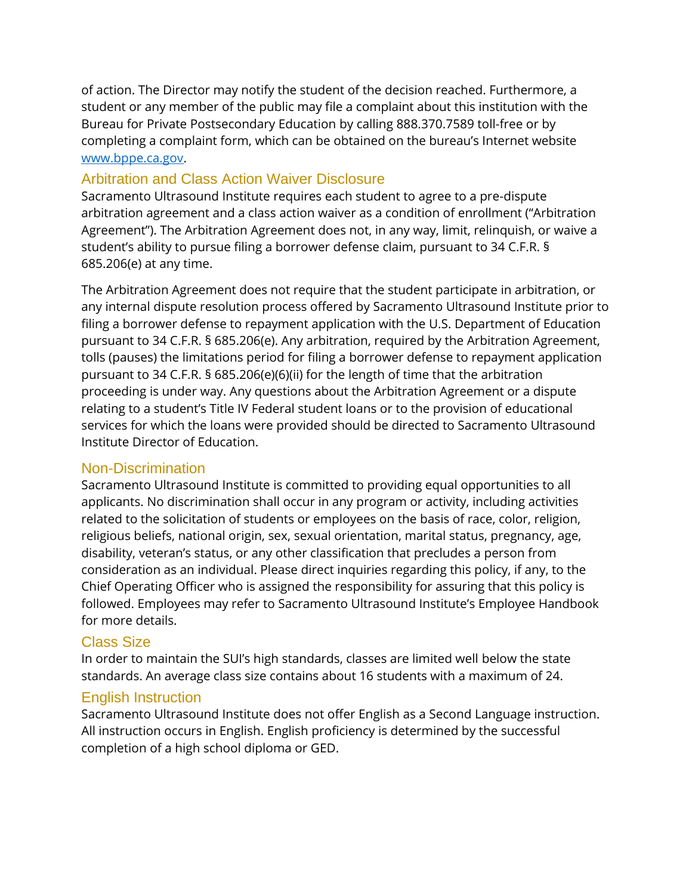of action. The Director may notify the student of the decision reached. Furthermore, a student or any member of the public may file a complaint about this institution with the Bureau for Private Postsecondary Education by calling 888.370.7589 toll-free or by completing a complaint form, which can be obtained on the bureau's Internet website [www.bppe.ca.gov](http://www.bppe.ca.gov).

## Arbitration and Class Action Waiver Disclosure

Sacramento Ultrasound Institute requires each student to agree to a pre-dispute arbitration agreement and a class action waiver as a condition of enrollment ("Arbitration Agreement"). The Arbitration Agreement does not, in any way, limit, relinquish, or waive a student's ability to pursue filing a borrower defense claim, pursuant to 34 C.F.R. § 685.206(e) at any time.

The Arbitration Agreement does not require that the student participate in arbitration, or any internal dispute resolution process offered by Sacramento Ultrasound Institute prior to filing a borrower defense to repayment application with the U.S. Department of Education pursuant to 34 C.F.R. § 685.206(e). Any arbitration, required by the Arbitration Agreement, tolls (pauses) the limitations period for filing a borrower defense to repayment application pursuant to 34 C.F.R. § 685.206(e)(6)(ii) for the length of time that the arbitration proceeding is under way. Any questions about the Arbitration Agreement or a dispute relating to a student's Title IV Federal student loans or to the provision of educational services for which the loans were provided should be directed to Sacramento Ultrasound Institute Director of Education.

## Non-Discrimination

Sacramento Ultrasound Institute is committed to providing equal opportunities to all applicants. No discrimination shall occur in any program or activity, including activities related to the solicitation of students or employees on the basis of race, color, religion, religious beliefs, national origin, sex, sexual orientation, marital status, pregnancy, age, disability, veteran's status, or any other classification that precludes a person from consideration as an individual. Please direct inquiries regarding this policy, if any, to the Chief Operating Officer who is assigned the responsibility for assuring that this policy is followed. Employees may refer to Sacramento Ultrasound Institute's Employee Handbook for more details.

## Class Size

In order to maintain the SUI's high standards, classes are limited well below the state standards. An average class size contains about 16 students with a maximum of 24.

## English Instruction

Sacramento Ultrasound Institute does not offer English as a Second Language instruction. All instruction occurs in English. English proficiency is determined by the successful completion of a high school diploma or GED.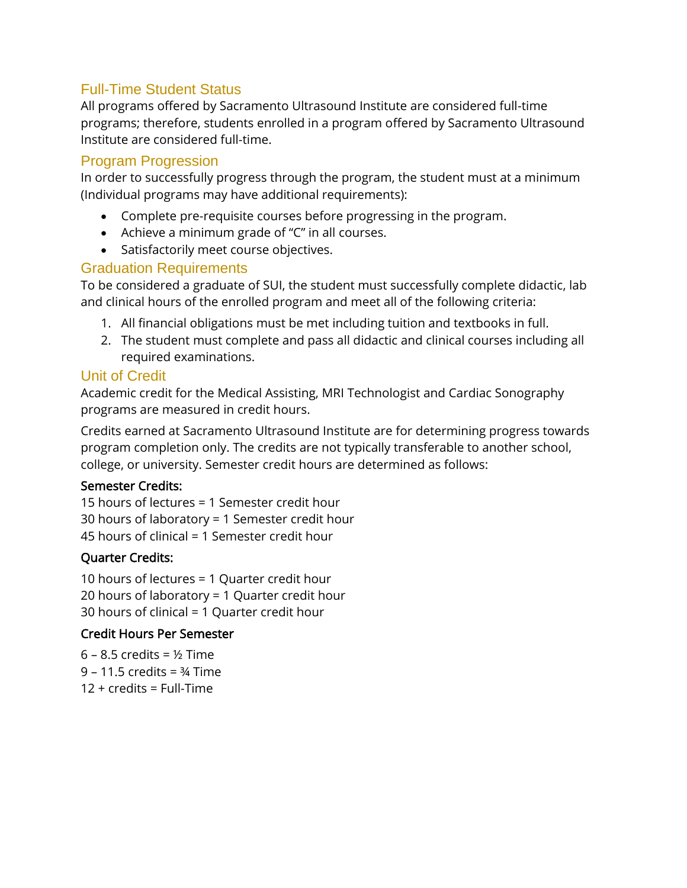## Full-Time Student Status

All programs offered by Sacramento Ultrasound Institute are considered full-time programs; therefore, students enrolled in a program offered by Sacramento Ultrasound Institute are considered full-time.

## Program Progression

In order to successfully progress through the program, the student must at a minimum (Individual programs may have additional requirements):

- Complete pre-requisite courses before progressing in the program.
- Achieve a minimum grade of "C" in all courses.
- Satisfactorily meet course objectives.

## Graduation Requirements

To be considered a graduate of SUI, the student must successfully complete didactic, lab and clinical hours of the enrolled program and meet all of the following criteria:

1. All financial obligations must be met including tuition and textbooks in full.
2. The student must complete and pass all didactic and clinical courses including all required examinations.

## Unit of Credit

Academic credit for the Medical Assisting, MRI Technologist and Cardiac Sonography programs are measured in credit hours.

Credits earned at Sacramento Ultrasound Institute are for determining progress towards program completion only. The credits are not typically transferable to another school, college, or university. Semester credit hours are determined as follows:

**Semester Credits:**

15 hours of lectures = 1 Semester credit hour
30 hours of laboratory = 1 Semester credit hour
45 hours of clinical = 1 Semester credit hour

**Quarter Credits:**

10 hours of lectures = 1 Quarter credit hour
20 hours of laboratory = 1 Quarter credit hour
30 hours of clinical = 1 Quarter credit hour

**Credit Hours Per Semester**

6 – 8.5 credits = ½ Time
9 – 11.5 credits = ¾ Time
12 + credits = Full-Time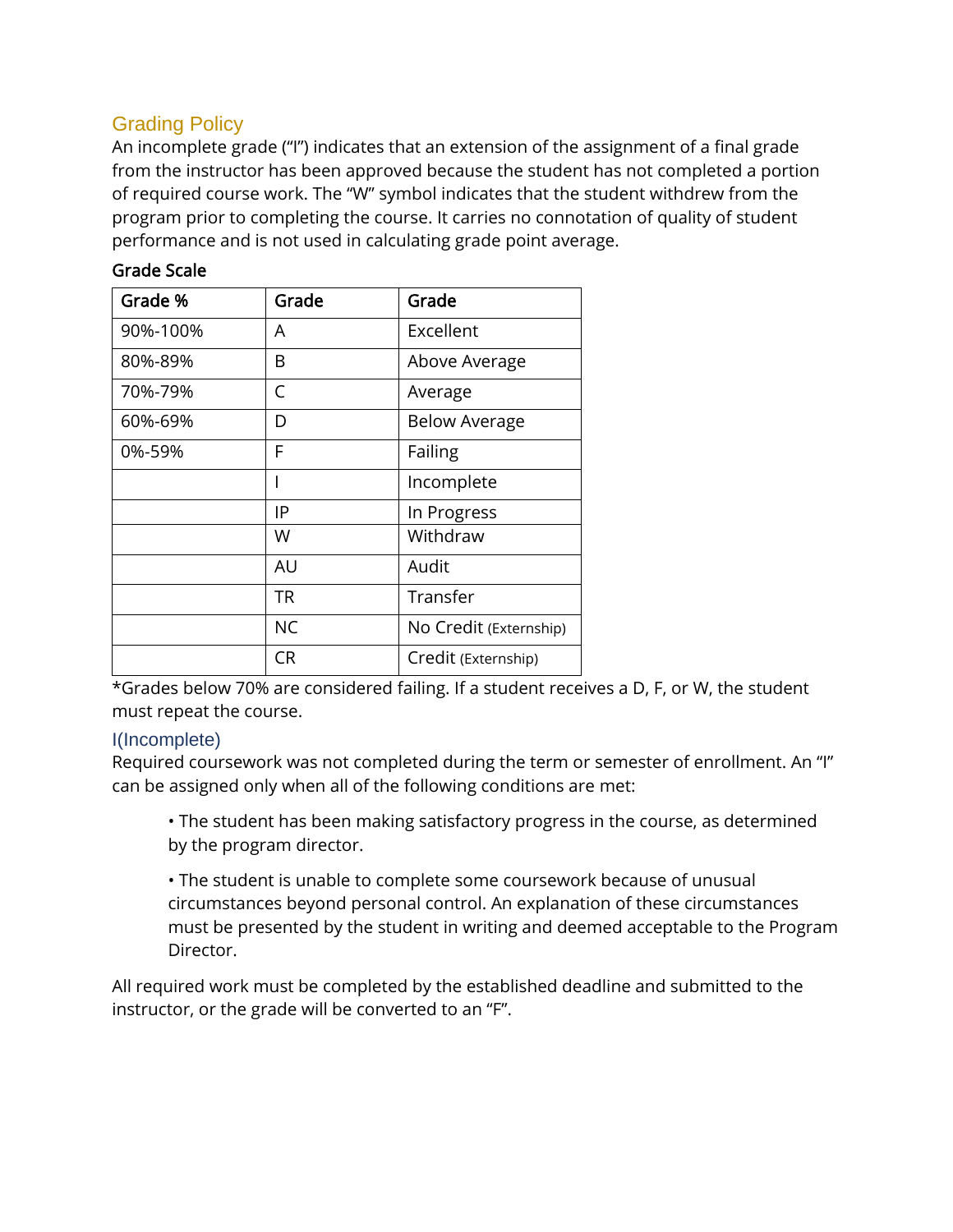## Grading Policy

An incomplete grade ("I") indicates that an extension of the assignment of a final grade from the instructor has been approved because the student has not completed a portion of required course work. The "W" symbol indicates that the student withdrew from the program prior to completing the course. It carries no connotation of quality of student performance and is not used in calculating grade point average.

**Grade Scale**

| Grade % | Grade | Grade |
|---|---|---|
| 90%-100% | A | Excellent |
| 80%-89% | B | Above Average |
| 70%-79% | C | Average |
| 60%-69% | D | Below Average |
| 0%-59% | F | Failing |
| | I | Incomplete |
| | IP | In Progress |
| | W | Withdraw |
| | AU | Audit |
| | TR | Transfer |
| | NC | No Credit (Externship) |
| | CR | Credit (Externship) |

*Grades below 70% are considered failing. If a student receives a D, F, or W, the student must repeat the course.

### I(Incomplete)

Required coursework was not completed during the term or semester of enrollment. An "I" can be assigned only when all of the following conditions are met:

- The student has been making satisfactory progress in the course, as determined by the program director.
- The student is unable to complete some coursework because of unusual circumstances beyond personal control. An explanation of these circumstances must be presented by the student in writing and deemed acceptable to the Program Director.

All required work must be completed by the established deadline and submitted to the instructor, or the grade will be converted to an "F".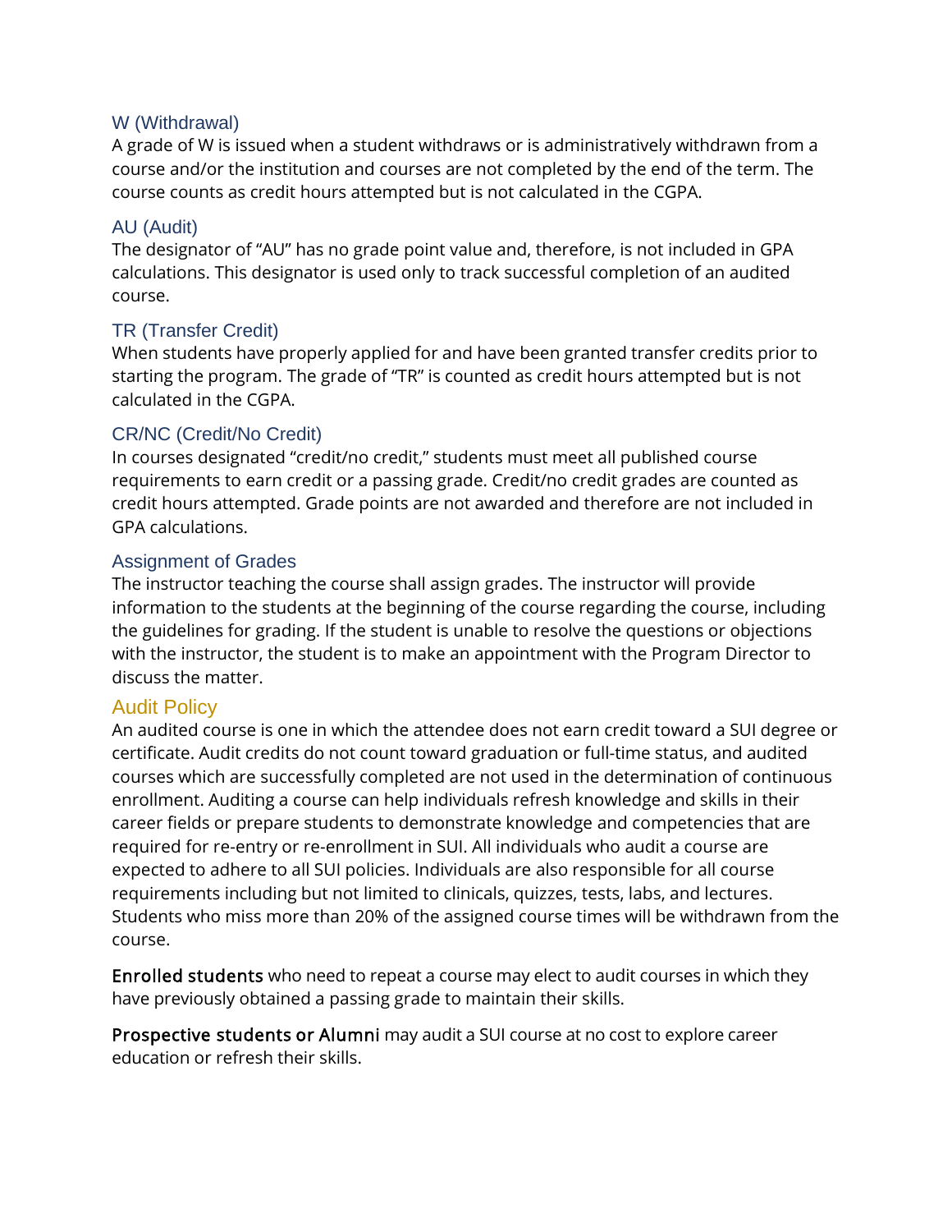### W (Withdrawal)

A grade of W is issued when a student withdraws or is administratively withdrawn from a course and/or the institution and courses are not completed by the end of the term. The course counts as credit hours attempted but is not calculated in the CGPA.

### AU (Audit)

The designator of "AU" has no grade point value and, therefore, is not included in GPA calculations. This designator is used only to track successful completion of an audited course.

### TR (Transfer Credit)

When students have properly applied for and have been granted transfer credits prior to starting the program. The grade of "TR" is counted as credit hours attempted but is not calculated in the CGPA.

### CR/NC (Credit/No Credit)

In courses designated "credit/no credit," students must meet all published course requirements to earn credit or a passing grade. Credit/no credit grades are counted as credit hours attempted. Grade points are not awarded and therefore are not included in GPA calculations.

### Assignment of Grades

The instructor teaching the course shall assign grades. The instructor will provide information to the students at the beginning of the course regarding the course, including the guidelines for grading. If the student is unable to resolve the questions or objections with the instructor, the student is to make an appointment with the Program Director to discuss the matter.

## Audit Policy

An audited course is one in which the attendee does not earn credit toward a SUI degree or certificate. Audit credits do not count toward graduation or full-time status, and audited courses which are successfully completed are not used in the determination of continuous enrollment. Auditing a course can help individuals refresh knowledge and skills in their career fields or prepare students to demonstrate knowledge and competencies that are required for re-entry or re-enrollment in SUI. All individuals who audit a course are expected to adhere to all SUI policies. Individuals are also responsible for all course requirements including but not limited to clinicals, quizzes, tests, labs, and lectures. Students who miss more than 20% of the assigned course times will be withdrawn from the course.

**Enrolled students** who need to repeat a course may elect to audit courses in which they have previously obtained a passing grade to maintain their skills.

**Prospective students or Alumni** may audit a SUI course at no cost to explore career education or refresh their skills.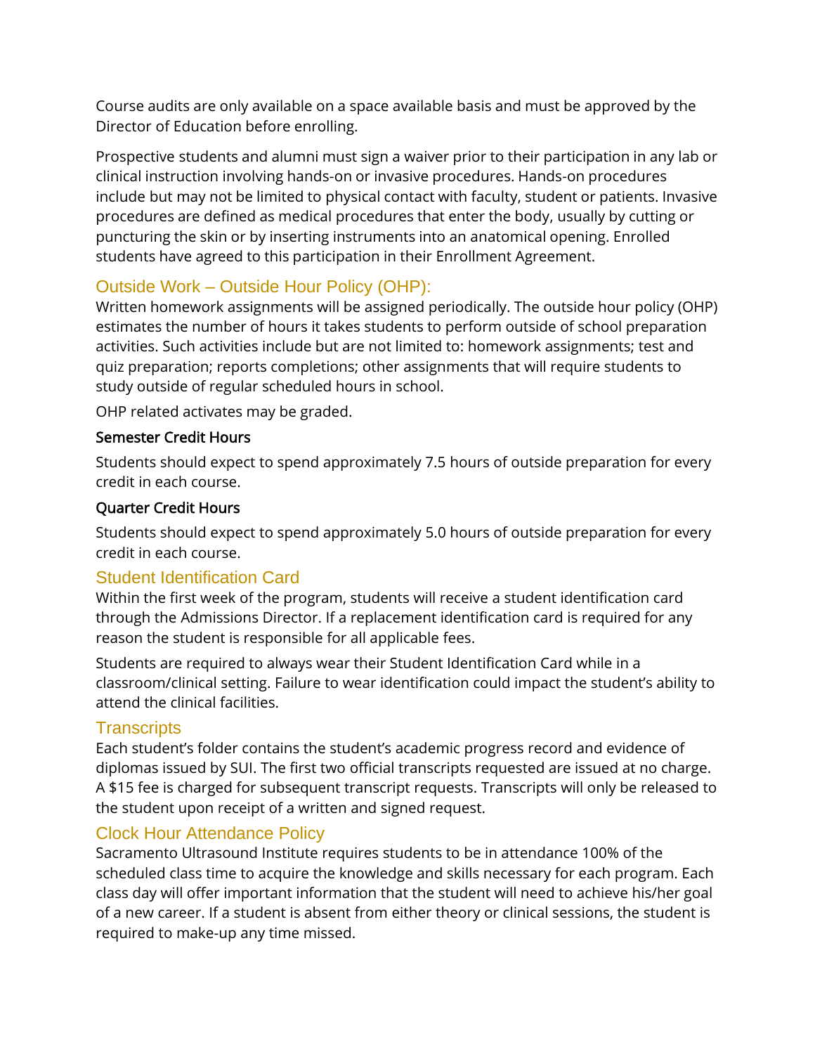Course audits are only available on a space available basis and must be approved by the Director of Education before enrolling.

Prospective students and alumni must sign a waiver prior to their participation in any lab or clinical instruction involving hands-on or invasive procedures. Hands-on procedures include but may not be limited to physical contact with faculty, student or patients. Invasive procedures are defined as medical procedures that enter the body, usually by cutting or puncturing the skin or by inserting instruments into an anatomical opening. Enrolled students have agreed to this participation in their Enrollment Agreement.

## Outside Work – Outside Hour Policy (OHP):

Written homework assignments will be assigned periodically. The outside hour policy (OHP) estimates the number of hours it takes students to perform outside of school preparation activities. Such activities include but are not limited to: homework assignments; test and quiz preparation; reports completions; other assignments that will require students to study outside of regular scheduled hours in school.

OHP related activates may be graded.

### Semester Credit Hours

Students should expect to spend approximately 7.5 hours of outside preparation for every credit in each course.

### Quarter Credit Hours

Students should expect to spend approximately 5.0 hours of outside preparation for every credit in each course.

## Student Identification Card

Within the first week of the program, students will receive a student identification card through the Admissions Director. If a replacement identification card is required for any reason the student is responsible for all applicable fees.

Students are required to always wear their Student Identification Card while in a classroom/clinical setting. Failure to wear identification could impact the student's ability to attend the clinical facilities.

## Transcripts

Each student's folder contains the student's academic progress record and evidence of diplomas issued by SUI. The first two official transcripts requested are issued at no charge. A $15 fee is charged for subsequent transcript requests. Transcripts will only be released to the student upon receipt of a written and signed request.

## Clock Hour Attendance Policy

Sacramento Ultrasound Institute requires students to be in attendance 100% of the scheduled class time to acquire the knowledge and skills necessary for each program. Each class day will offer important information that the student will need to achieve his/her goal of a new career. If a student is absent from either theory or clinical sessions, the student is required to make-up any time missed.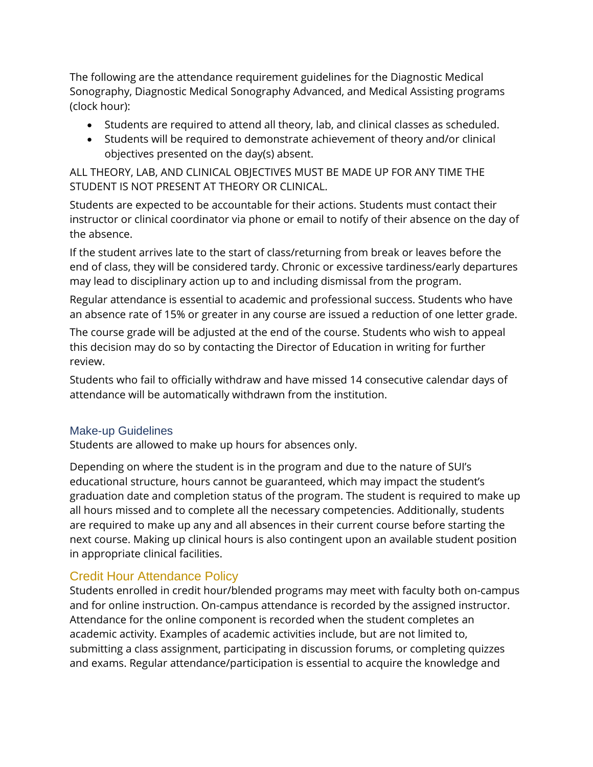The following are the attendance requirement guidelines for the Diagnostic Medical Sonography, Diagnostic Medical Sonography Advanced, and Medical Assisting programs (clock hour):

- Students are required to attend all theory, lab, and clinical classes as scheduled.
- Students will be required to demonstrate achievement of theory and/or clinical objectives presented on the day(s) absent.

ALL THEORY, LAB, AND CLINICAL OBJECTIVES MUST BE MADE UP FOR ANY TIME THE STUDENT IS NOT PRESENT AT THEORY OR CLINICAL.

Students are expected to be accountable for their actions. Students must contact their instructor or clinical coordinator via phone or email to notify of their absence on the day of the absence.

If the student arrives late to the start of class/returning from break or leaves before the end of class, they will be considered tardy. Chronic or excessive tardiness/early departures may lead to disciplinary action up to and including dismissal from the program.

Regular attendance is essential to academic and professional success. Students who have an absence rate of 15% or greater in any course are issued a reduction of one letter grade.

The course grade will be adjusted at the end of the course. Students who wish to appeal this decision may do so by contacting the Director of Education in writing for further review.

Students who fail to officially withdraw and have missed 14 consecutive calendar days of attendance will be automatically withdrawn from the institution.

### Make-up Guidelines

Students are allowed to make up hours for absences only.

Depending on where the student is in the program and due to the nature of SUI's educational structure, hours cannot be guaranteed, which may impact the student's graduation date and completion status of the program. The student is required to make up all hours missed and to complete all the necessary competencies. Additionally, students are required to make up any and all absences in their current course before starting the next course. Making up clinical hours is also contingent upon an available student position in appropriate clinical facilities.

## Credit Hour Attendance Policy

Students enrolled in credit hour/blended programs may meet with faculty both on-campus and for online instruction. On-campus attendance is recorded by the assigned instructor. Attendance for the online component is recorded when the student completes an academic activity. Examples of academic activities include, but are not limited to, submitting a class assignment, participating in discussion forums, or completing quizzes and exams. Regular attendance/participation is essential to acquire the knowledge and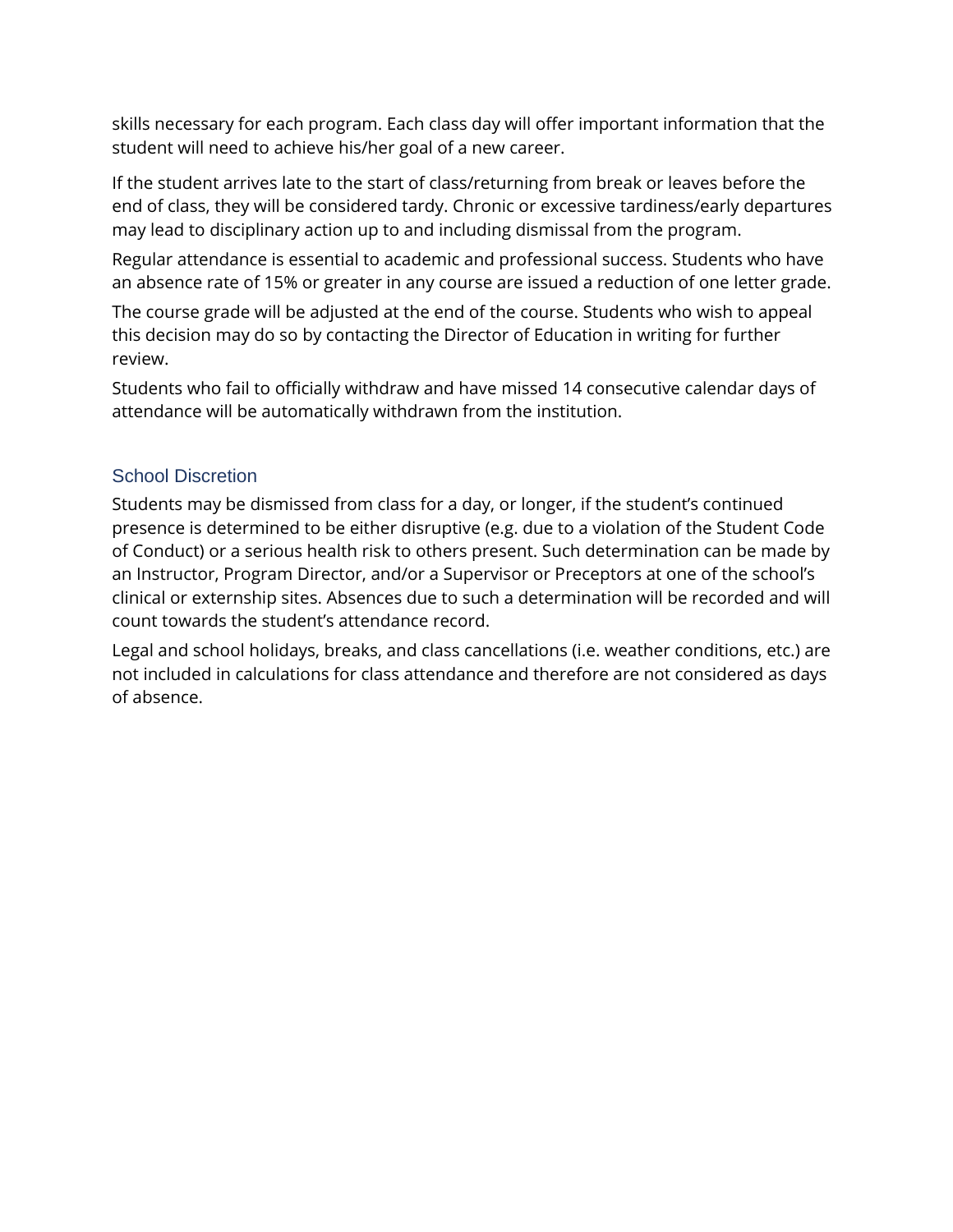skills necessary for each program. Each class day will offer important information that the student will need to achieve his/her goal of a new career.

If the student arrives late to the start of class/returning from break or leaves before the end of class, they will be considered tardy. Chronic or excessive tardiness/early departures may lead to disciplinary action up to and including dismissal from the program.

Regular attendance is essential to academic and professional success. Students who have an absence rate of 15% or greater in any course are issued a reduction of one letter grade.

The course grade will be adjusted at the end of the course. Students who wish to appeal this decision may do so by contacting the Director of Education in writing for further review.

Students who fail to officially withdraw and have missed 14 consecutive calendar days of attendance will be automatically withdrawn from the institution.

## School Discretion

Students may be dismissed from class for a day, or longer, if the student's continued presence is determined to be either disruptive (e.g. due to a violation of the Student Code of Conduct) or a serious health risk to others present. Such determination can be made by an Instructor, Program Director, and/or a Supervisor or Preceptors at one of the school's clinical or externship sites. Absences due to such a determination will be recorded and will count towards the student's attendance record.

Legal and school holidays, breaks, and class cancellations (i.e. weather conditions, etc.) are not included in calculations for class attendance and therefore are not considered as days of absence.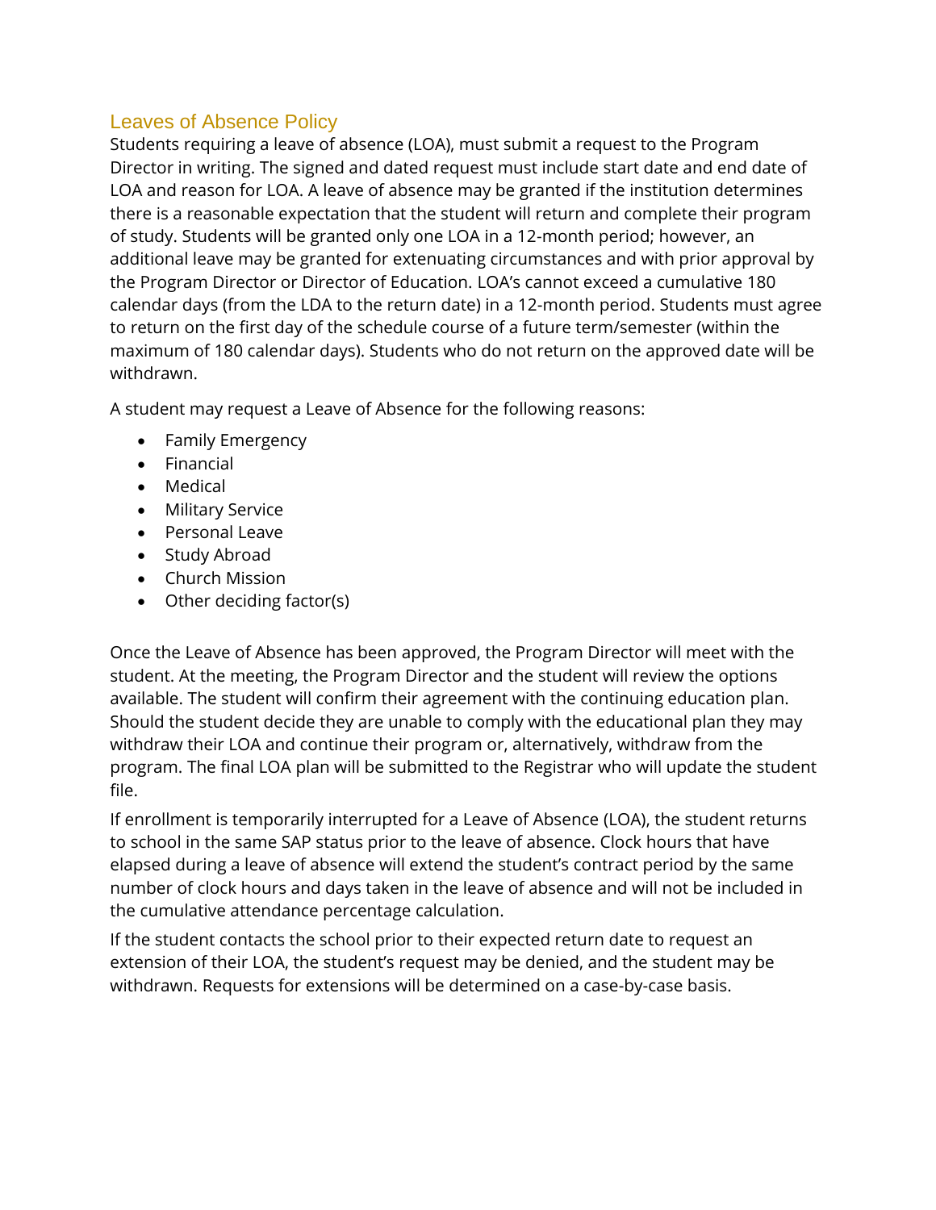## Leaves of Absence Policy

Students requiring a leave of absence (LOA), must submit a request to the Program Director in writing. The signed and dated request must include start date and end date of LOA and reason for LOA. A leave of absence may be granted if the institution determines there is a reasonable expectation that the student will return and complete their program of study. Students will be granted only one LOA in a 12-month period; however, an additional leave may be granted for extenuating circumstances and with prior approval by the Program Director or Director of Education. LOA's cannot exceed a cumulative 180 calendar days (from the LDA to the return date) in a 12-month period. Students must agree to return on the first day of the schedule course of a future term/semester (within the maximum of 180 calendar days). Students who do not return on the approved date will be withdrawn.

A student may request a Leave of Absence for the following reasons:

- Family Emergency
- Financial
- Medical
- Military Service
- Personal Leave
- Study Abroad
- Church Mission
- Other deciding factor(s)

Once the Leave of Absence has been approved, the Program Director will meet with the student. At the meeting, the Program Director and the student will review the options available. The student will confirm their agreement with the continuing education plan. Should the student decide they are unable to comply with the educational plan they may withdraw their LOA and continue their program or, alternatively, withdraw from the program. The final LOA plan will be submitted to the Registrar who will update the student file.

If enrollment is temporarily interrupted for a Leave of Absence (LOA), the student returns to school in the same SAP status prior to the leave of absence. Clock hours that have elapsed during a leave of absence will extend the student's contract period by the same number of clock hours and days taken in the leave of absence and will not be included in the cumulative attendance percentage calculation.

If the student contacts the school prior to their expected return date to request an extension of their LOA, the student's request may be denied, and the student may be withdrawn. Requests for extensions will be determined on a case-by-case basis.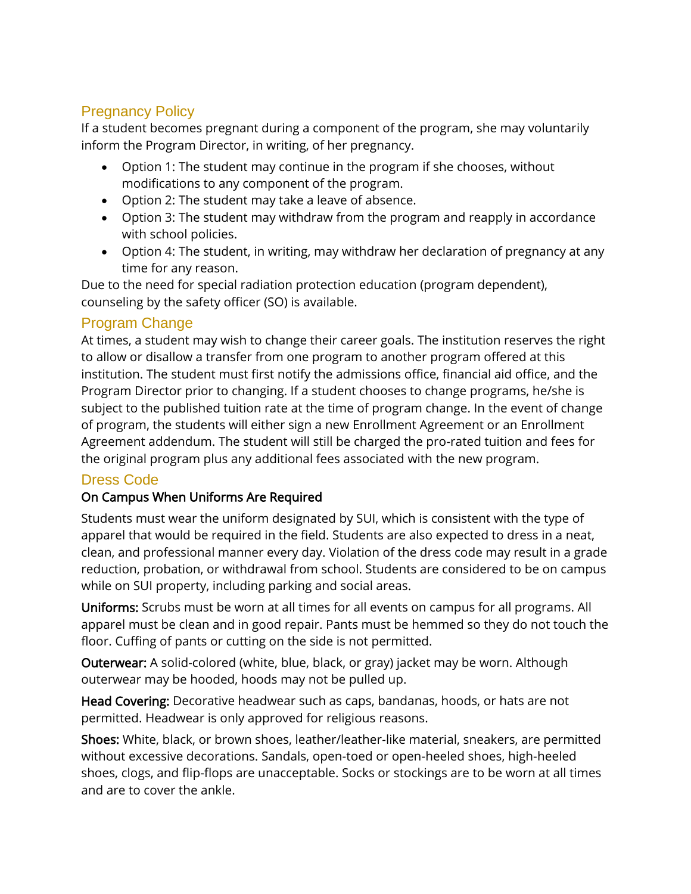## Pregnancy Policy

If a student becomes pregnant during a component of the program, she may voluntarily inform the Program Director, in writing, of her pregnancy.

- Option 1: The student may continue in the program if she chooses, without modifications to any component of the program.
- Option 2: The student may take a leave of absence.
- Option 3: The student may withdraw from the program and reapply in accordance with school policies.
- Option 4: The student, in writing, may withdraw her declaration of pregnancy at any time for any reason.

Due to the need for special radiation protection education (program dependent), counseling by the safety officer (SO) is available.

## Program Change

At times, a student may wish to change their career goals. The institution reserves the right to allow or disallow a transfer from one program to another program offered at this institution. The student must first notify the admissions office, financial aid office, and the Program Director prior to changing. If a student chooses to change programs, he/she is subject to the published tuition rate at the time of program change. In the event of change of program, the students will either sign a new Enrollment Agreement or an Enrollment Agreement addendum. The student will still be charged the pro-rated tuition and fees for the original program plus any additional fees associated with the new program.

## Dress Code

### On Campus When Uniforms Are Required

Students must wear the uniform designated by SUI, which is consistent with the type of apparel that would be required in the field. Students are also expected to dress in a neat, clean, and professional manner every day. Violation of the dress code may result in a grade reduction, probation, or withdrawal from school. Students are considered to be on campus while on SUI property, including parking and social areas.

**Uniforms:** Scrubs must be worn at all times for all events on campus for all programs. All apparel must be clean and in good repair. Pants must be hemmed so they do not touch the floor. Cuffing of pants or cutting on the side is not permitted.

**Outerwear:** A solid-colored (white, blue, black, or gray) jacket may be worn. Although outerwear may be hooded, hoods may not be pulled up.

**Head Covering:** Decorative headwear such as caps, bandanas, hoods, or hats are not permitted. Headwear is only approved for religious reasons.

**Shoes:** White, black, or brown shoes, leather/leather-like material, sneakers, are permitted without excessive decorations. Sandals, open-toed or open-heeled shoes, high-heeled shoes, clogs, and flip-flops are unacceptable. Socks or stockings are to be worn at all times and are to cover the ankle.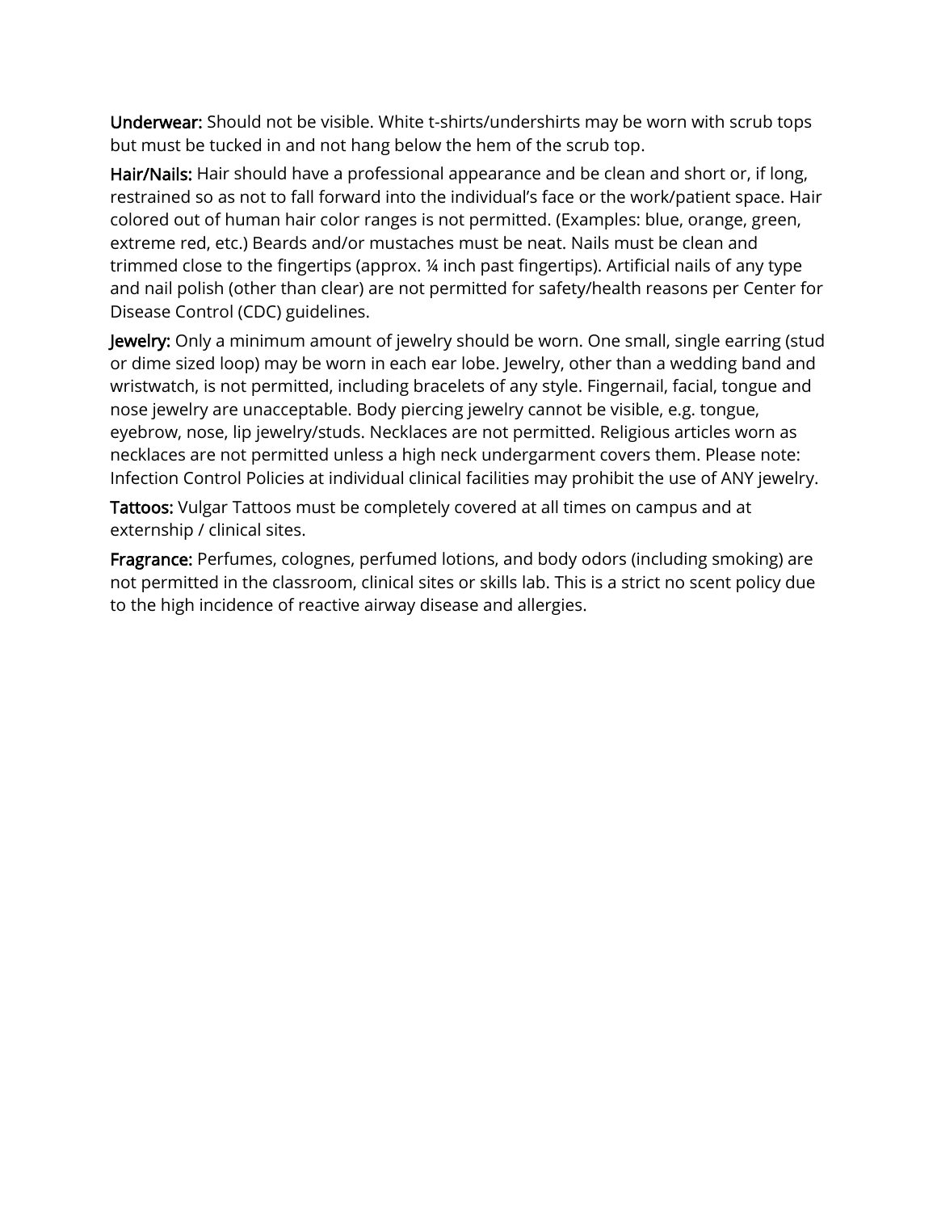**Underwear:** Should not be visible. White t-shirts/undershirts may be worn with scrub tops but must be tucked in and not hang below the hem of the scrub top.

**Hair/Nails:** Hair should have a professional appearance and be clean and short or, if long, restrained so as not to fall forward into the individual's face or the work/patient space. Hair colored out of human hair color ranges is not permitted. (Examples: blue, orange, green, extreme red, etc.) Beards and/or mustaches must be neat. Nails must be clean and trimmed close to the fingertips (approx. ¼ inch past fingertips). Artificial nails of any type and nail polish (other than clear) are not permitted for safety/health reasons per Center for Disease Control (CDC) guidelines.

**Jewelry:** Only a minimum amount of jewelry should be worn. One small, single earring (stud or dime sized loop) may be worn in each ear lobe. Jewelry, other than a wedding band and wristwatch, is not permitted, including bracelets of any style. Fingernail, facial, tongue and nose jewelry are unacceptable. Body piercing jewelry cannot be visible, e.g. tongue, eyebrow, nose, lip jewelry/studs. Necklaces are not permitted. Religious articles worn as necklaces are not permitted unless a high neck undergarment covers them. Please note: Infection Control Policies at individual clinical facilities may prohibit the use of ANY jewelry.

**Tattoos:** Vulgar Tattoos must be completely covered at all times on campus and at externship / clinical sites.

**Fragrance:** Perfumes, colognes, perfumed lotions, and body odors (including smoking) are not permitted in the classroom, clinical sites or skills lab. This is a strict no scent policy due to the high incidence of reactive airway disease and allergies.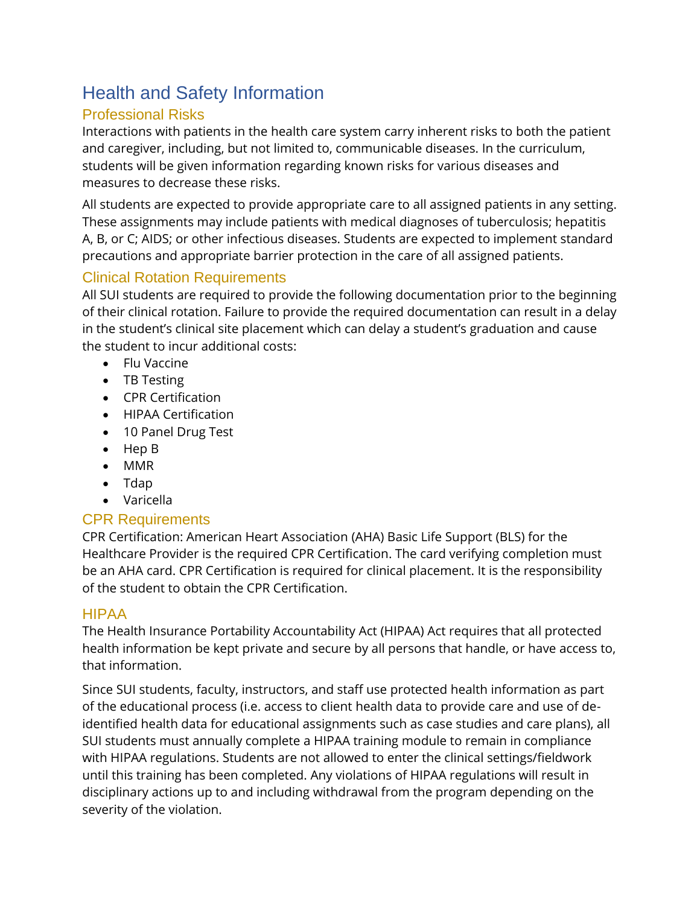# Health and Safety Information

## Professional Risks

Interactions with patients in the health care system carry inherent risks to both the patient and caregiver, including, but not limited to, communicable diseases. In the curriculum, students will be given information regarding known risks for various diseases and measures to decrease these risks.

All students are expected to provide appropriate care to all assigned patients in any setting. These assignments may include patients with medical diagnoses of tuberculosis; hepatitis A, B, or C; AIDS; or other infectious diseases. Students are expected to implement standard precautions and appropriate barrier protection in the care of all assigned patients.

## Clinical Rotation Requirements

All SUI students are required to provide the following documentation prior to the beginning of their clinical rotation. Failure to provide the required documentation can result in a delay in the student's clinical site placement which can delay a student's graduation and cause the student to incur additional costs:

- Flu Vaccine
- TB Testing
- CPR Certification
- HIPAA Certification
- 10 Panel Drug Test
- Hep B
- MMR
- Tdap
- Varicella

## CPR Requirements

CPR Certification: American Heart Association (AHA) Basic Life Support (BLS) for the Healthcare Provider is the required CPR Certification. The card verifying completion must be an AHA card. CPR Certification is required for clinical placement. It is the responsibility of the student to obtain the CPR Certification.

## HIPAA

The Health Insurance Portability Accountability Act (HIPAA) Act requires that all protected health information be kept private and secure by all persons that handle, or have access to, that information.

Since SUI students, faculty, instructors, and staff use protected health information as part of the educational process (i.e. access to client health data to provide care and use of de-identified health data for educational assignments such as case studies and care plans), all SUI students must annually complete a HIPAA training module to remain in compliance with HIPAA regulations. Students are not allowed to enter the clinical settings/fieldwork until this training has been completed. Any violations of HIPAA regulations will result in disciplinary actions up to and including withdrawal from the program depending on the severity of the violation.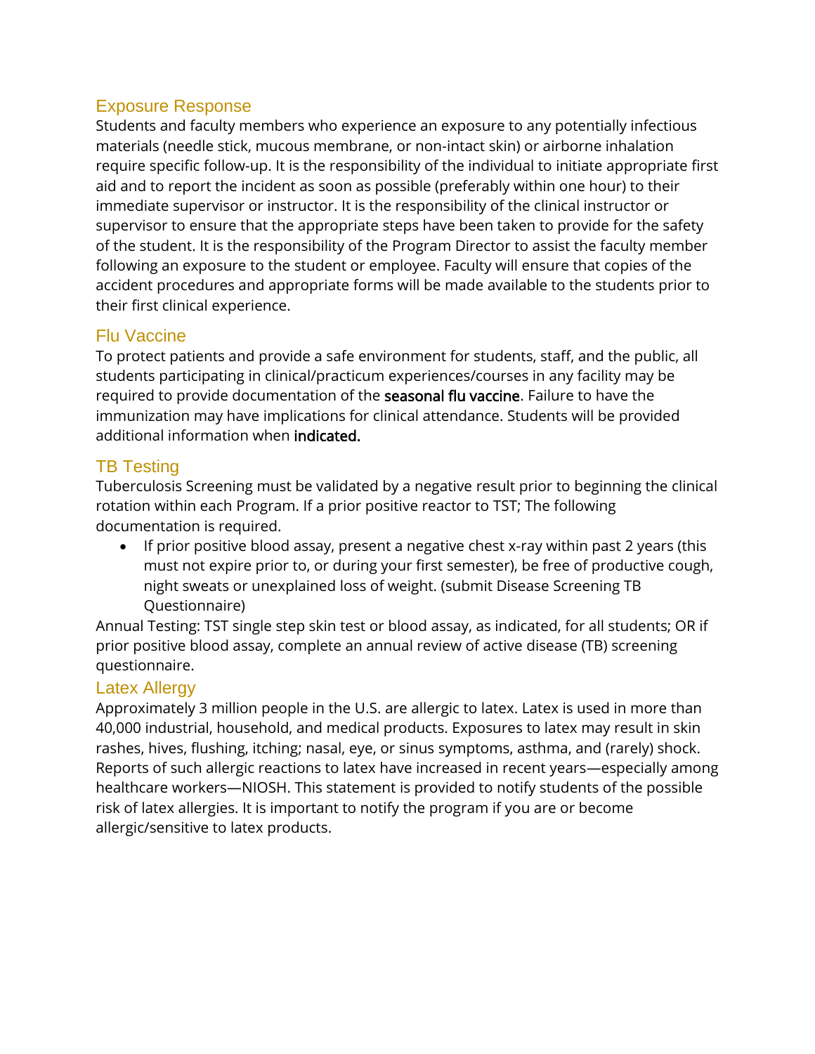## Exposure Response

Students and faculty members who experience an exposure to any potentially infectious materials (needle stick, mucous membrane, or non-intact skin) or airborne inhalation require specific follow-up. It is the responsibility of the individual to initiate appropriate first aid and to report the incident as soon as possible (preferably within one hour) to their immediate supervisor or instructor. It is the responsibility of the clinical instructor or supervisor to ensure that the appropriate steps have been taken to provide for the safety of the student. It is the responsibility of the Program Director to assist the faculty member following an exposure to the student or employee. Faculty will ensure that copies of the accident procedures and appropriate forms will be made available to the students prior to their first clinical experience.

## Flu Vaccine

To protect patients and provide a safe environment for students, staff, and the public, all students participating in clinical/practicum experiences/courses in any facility may be required to provide documentation of the seasonal flu vaccine. Failure to have the immunization may have implications for clinical attendance. Students will be provided additional information when indicated.

## TB Testing

Tuberculosis Screening must be validated by a negative result prior to beginning the clinical rotation within each Program. If a prior positive reactor to TST; The following documentation is required.

- If prior positive blood assay, present a negative chest x-ray within past 2 years (this must not expire prior to, or during your first semester), be free of productive cough, night sweats or unexplained loss of weight. (submit Disease Screening TB Questionnaire)

Annual Testing: TST single step skin test or blood assay, as indicated, for all students; OR if prior positive blood assay, complete an annual review of active disease (TB) screening questionnaire.

## Latex Allergy

Approximately 3 million people in the U.S. are allergic to latex. Latex is used in more than 40,000 industrial, household, and medical products. Exposures to latex may result in skin rashes, hives, flushing, itching; nasal, eye, or sinus symptoms, asthma, and (rarely) shock. Reports of such allergic reactions to latex have increased in recent years—especially among healthcare workers—NIOSH. This statement is provided to notify students of the possible risk of latex allergies. It is important to notify the program if you are or become allergic/sensitive to latex products.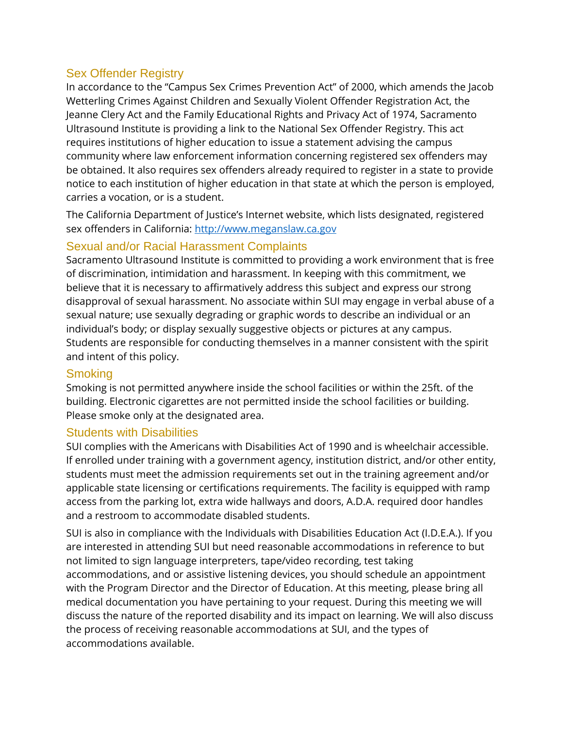## Sex Offender Registry

In accordance to the "Campus Sex Crimes Prevention Act" of 2000, which amends the Jacob Wetterling Crimes Against Children and Sexually Violent Offender Registration Act, the Jeanne Clery Act and the Family Educational Rights and Privacy Act of 1974, Sacramento Ultrasound Institute is providing a link to the National Sex Offender Registry. This act requires institutions of higher education to issue a statement advising the campus community where law enforcement information concerning registered sex offenders may be obtained. It also requires sex offenders already required to register in a state to provide notice to each institution of higher education in that state at which the person is employed, carries a vocation, or is a student.

The California Department of Justice's Internet website, which lists designated, registered sex offenders in California: [http://www.meganslaw.ca.gov](http://www.meganslaw.ca.gov)

## Sexual and/or Racial Harassment Complaints

Sacramento Ultrasound Institute is committed to providing a work environment that is free of discrimination, intimidation and harassment. In keeping with this commitment, we believe that it is necessary to affirmatively address this subject and express our strong disapproval of sexual harassment. No associate within SUI may engage in verbal abuse of a sexual nature; use sexually degrading or graphic words to describe an individual or an individual's body; or display sexually suggestive objects or pictures at any campus. Students are responsible for conducting themselves in a manner consistent with the spirit and intent of this policy.

## Smoking

Smoking is not permitted anywhere inside the school facilities or within the 25ft. of the building. Electronic cigarettes are not permitted inside the school facilities or building. Please smoke only at the designated area.

## Students with Disabilities

SUI complies with the Americans with Disabilities Act of 1990 and is wheelchair accessible. If enrolled under training with a government agency, institution district, and/or other entity, students must meet the admission requirements set out in the training agreement and/or applicable state licensing or certifications requirements. The facility is equipped with ramp access from the parking lot, extra wide hallways and doors, A.D.A. required door handles and a restroom to accommodate disabled students.

SUI is also in compliance with the Individuals with Disabilities Education Act (I.D.E.A.). If you are interested in attending SUI but need reasonable accommodations in reference to but not limited to sign language interpreters, tape/video recording, test taking accommodations, and or assistive listening devices, you should schedule an appointment with the Program Director and the Director of Education. At this meeting, please bring all medical documentation you have pertaining to your request. During this meeting we will discuss the nature of the reported disability and its impact on learning. We will also discuss the process of receiving reasonable accommodations at SUI, and the types of accommodations available.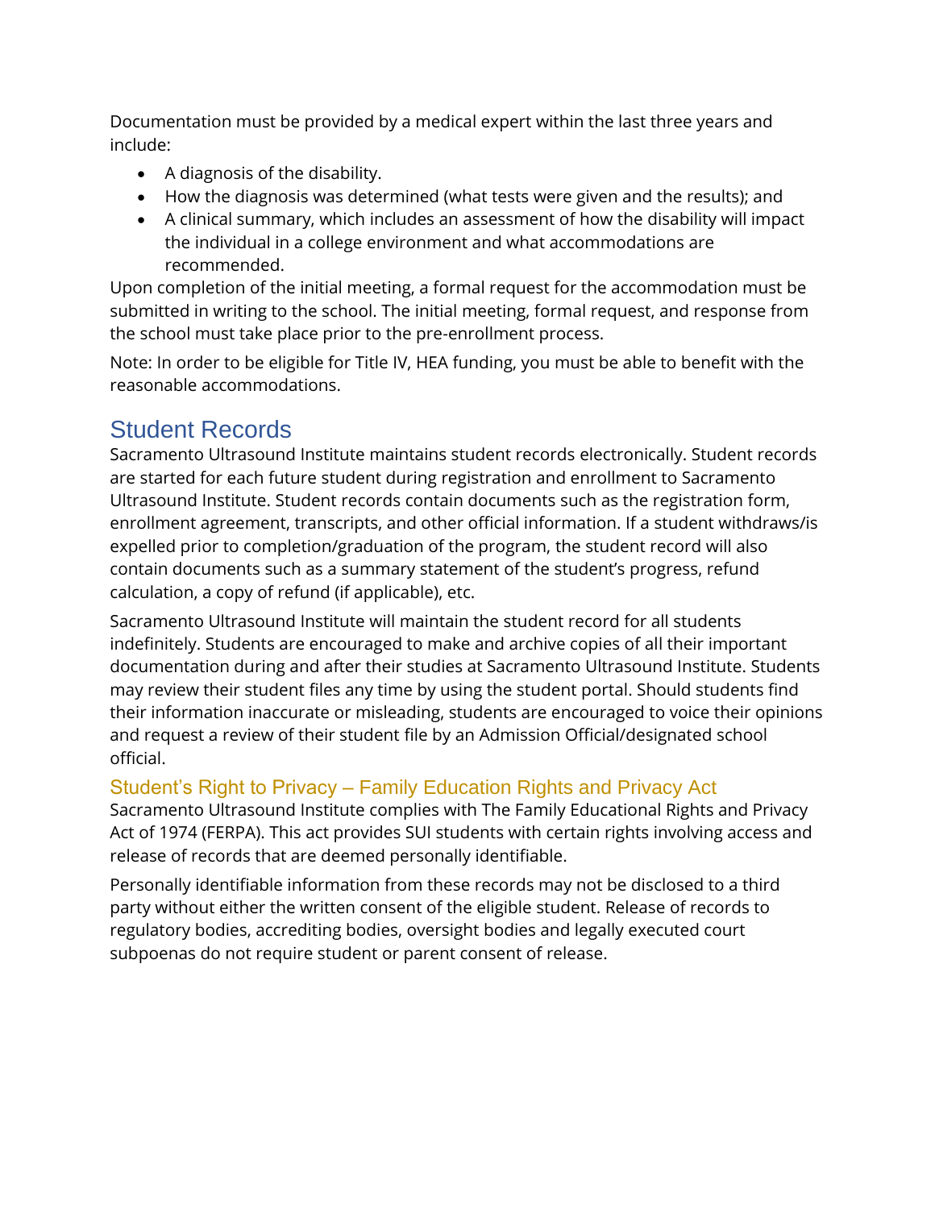Documentation must be provided by a medical expert within the last three years and include:

- A diagnosis of the disability.
- How the diagnosis was determined (what tests were given and the results); and
- A clinical summary, which includes an assessment of how the disability will impact the individual in a college environment and what accommodations are recommended.

Upon completion of the initial meeting, a formal request for the accommodation must be submitted in writing to the school. The initial meeting, formal request, and response from the school must take place prior to the pre-enrollment process.

Note: In order to be eligible for Title IV, HEA funding, you must be able to benefit with the reasonable accommodations.

## Student Records

Sacramento Ultrasound Institute maintains student records electronically. Student records are started for each future student during registration and enrollment to Sacramento Ultrasound Institute. Student records contain documents such as the registration form, enrollment agreement, transcripts, and other official information. If a student withdraws/is expelled prior to completion/graduation of the program, the student record will also contain documents such as a summary statement of the student's progress, refund calculation, a copy of refund (if applicable), etc.

Sacramento Ultrasound Institute will maintain the student record for all students indefinitely. Students are encouraged to make and archive copies of all their important documentation during and after their studies at Sacramento Ultrasound Institute. Students may review their student files any time by using the student portal. Should students find their information inaccurate or misleading, students are encouraged to voice their opinions and request a review of their student file by an Admission Official/designated school official.

### Student's Right to Privacy – Family Education Rights and Privacy Act

Sacramento Ultrasound Institute complies with The Family Educational Rights and Privacy Act of 1974 (FERPA). This act provides SUI students with certain rights involving access and release of records that are deemed personally identifiable.

Personally identifiable information from these records may not be disclosed to a third party without either the written consent of the eligible student. Release of records to regulatory bodies, accrediting bodies, oversight bodies and legally executed court subpoenas do not require student or parent consent of release.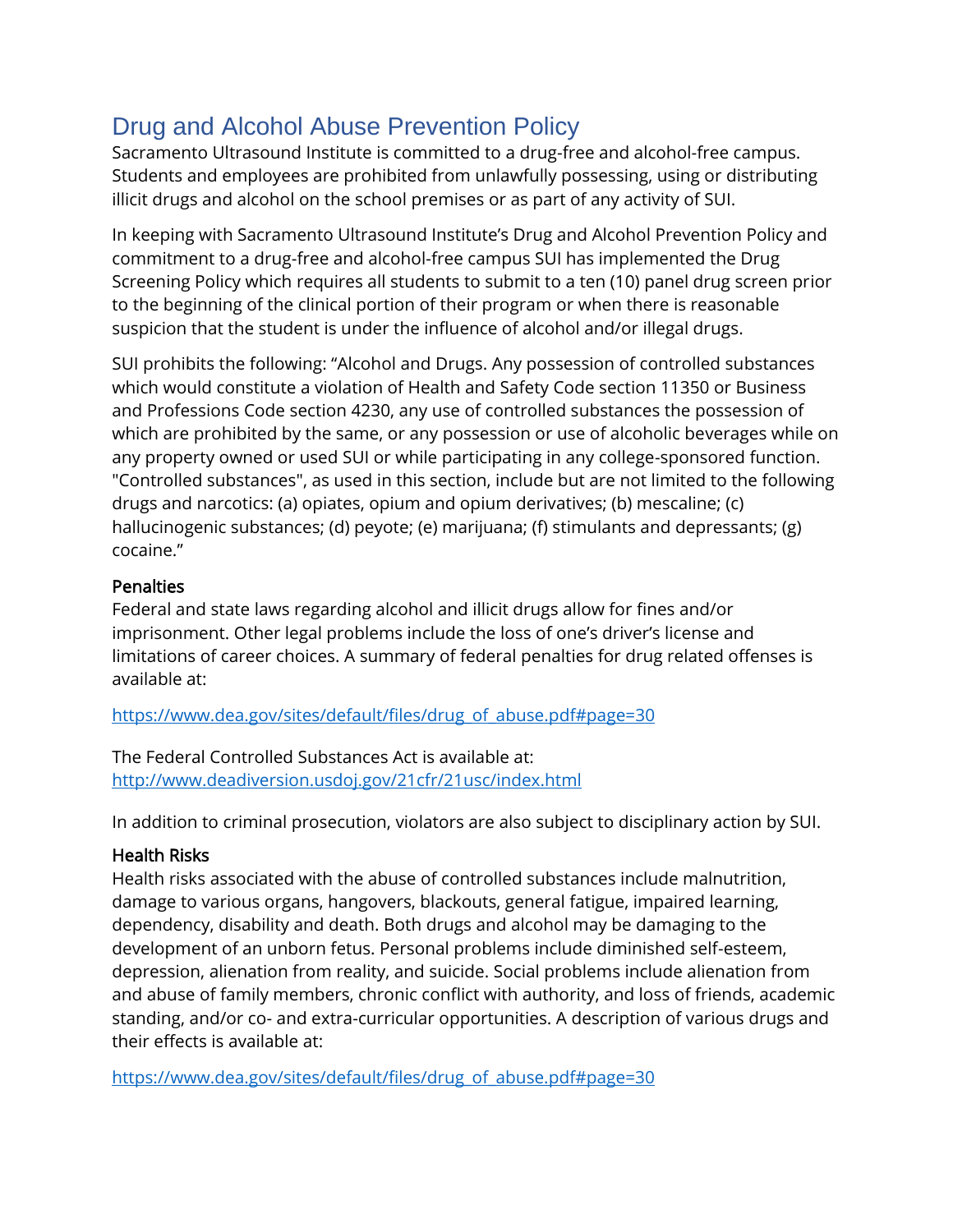# Drug and Alcohol Abuse Prevention Policy

Sacramento Ultrasound Institute is committed to a drug-free and alcohol-free campus. Students and employees are prohibited from unlawfully possessing, using or distributing illicit drugs and alcohol on the school premises or as part of any activity of SUI.

In keeping with Sacramento Ultrasound Institute's Drug and Alcohol Prevention Policy and commitment to a drug-free and alcohol-free campus SUI has implemented the Drug Screening Policy which requires all students to submit to a ten (10) panel drug screen prior to the beginning of the clinical portion of their program or when there is reasonable suspicion that the student is under the influence of alcohol and/or illegal drugs.

SUI prohibits the following: "Alcohol and Drugs. Any possession of controlled substances which would constitute a violation of Health and Safety Code section 11350 or Business and Professions Code section 4230, any use of controlled substances the possession of which are prohibited by the same, or any possession or use of alcoholic beverages while on any property owned or used SUI or while participating in any college-sponsored function. "Controlled substances", as used in this section, include but are not limited to the following drugs and narcotics: (a) opiates, opium and opium derivatives; (b) mescaline; (c) hallucinogenic substances; (d) peyote; (e) marijuana; (f) stimulants and depressants; (g) cocaine."

## Penalties

Federal and state laws regarding alcohol and illicit drugs allow for fines and/or imprisonment. Other legal problems include the loss of one's driver's license and limitations of career choices. A summary of federal penalties for drug related offenses is available at:

https://www.dea.gov/sites/default/files/drug_of_abuse.pdf#page=30

The Federal Controlled Substances Act is available at:
http://www.deadiversion.usdoj.gov/21cfr/21usc/index.html

In addition to criminal prosecution, violators are also subject to disciplinary action by SUI.

## Health Risks

Health risks associated with the abuse of controlled substances include malnutrition, damage to various organs, hangovers, blackouts, general fatigue, impaired learning, dependency, disability and death. Both drugs and alcohol may be damaging to the development of an unborn fetus. Personal problems include diminished self-esteem, depression, alienation from reality, and suicide. Social problems include alienation from and abuse of family members, chronic conflict with authority, and loss of friends, academic standing, and/or co- and extra-curricular opportunities. A description of various drugs and their effects is available at:

https://www.dea.gov/sites/default/files/drug_of_abuse.pdf#page=30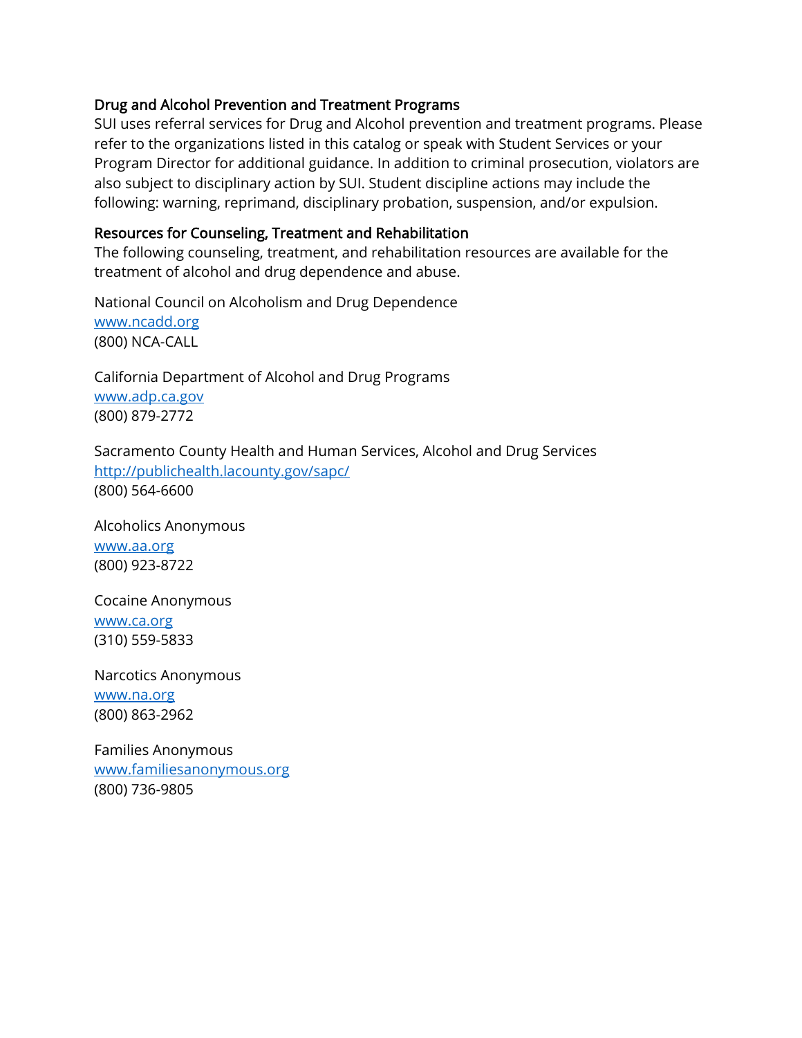### Drug and Alcohol Prevention and Treatment Programs

SUI uses referral services for Drug and Alcohol prevention and treatment programs. Please refer to the organizations listed in this catalog or speak with Student Services or your Program Director for additional guidance. In addition to criminal prosecution, violators are also subject to disciplinary action by SUI. Student discipline actions may include the following: warning, reprimand, disciplinary probation, suspension, and/or expulsion.

### Resources for Counseling, Treatment and Rehabilitation

The following counseling, treatment, and rehabilitation resources are available for the treatment of alcohol and drug dependence and abuse.

National Council on Alcoholism and Drug Dependence
[www.ncadd.org](http://www.ncadd.org)
(800) NCA-CALL

California Department of Alcohol and Drug Programs
[www.adp.ca.gov](http://www.adp.ca.gov)
(800) 879-2772

Sacramento County Health and Human Services, Alcohol and Drug Services
[http://publichealth.lacounty.gov/sapc/](http://publichealth.lacounty.gov/sapc/)
(800) 564-6600

Alcoholics Anonymous
[www.aa.org](http://www.aa.org)
(800) 923-8722

Cocaine Anonymous
[www.ca.org](http://www.ca.org)
(310) 559-5833

Narcotics Anonymous
[www.na.org](http://www.na.org)
(800) 863-2962

Families Anonymous
[www.familiesanonymous.org](http://www.familiesanonymous.org)
(800) 736-9805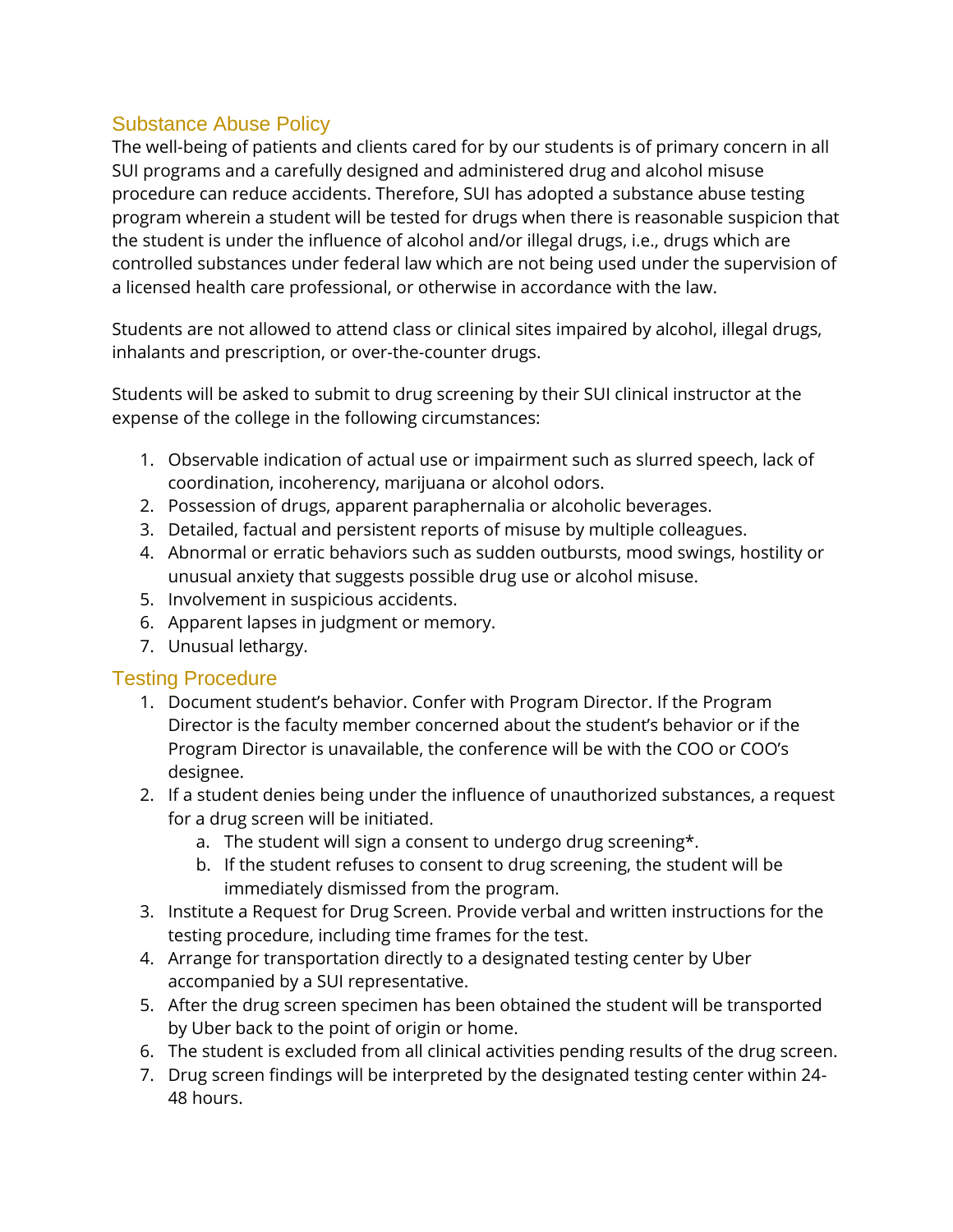## Substance Abuse Policy

The well-being of patients and clients cared for by our students is of primary concern in all SUI programs and a carefully designed and administered drug and alcohol misuse procedure can reduce accidents. Therefore, SUI has adopted a substance abuse testing program wherein a student will be tested for drugs when there is reasonable suspicion that the student is under the influence of alcohol and/or illegal drugs, i.e., drugs which are controlled substances under federal law which are not being used under the supervision of a licensed health care professional, or otherwise in accordance with the law.

Students are not allowed to attend class or clinical sites impaired by alcohol, illegal drugs, inhalants and prescription, or over-the-counter drugs.

Students will be asked to submit to drug screening by their SUI clinical instructor at the expense of the college in the following circumstances:

1. Observable indication of actual use or impairment such as slurred speech, lack of coordination, incoherency, marijuana or alcohol odors.
2. Possession of drugs, apparent paraphernalia or alcoholic beverages.
3. Detailed, factual and persistent reports of misuse by multiple colleagues.
4. Abnormal or erratic behaviors such as sudden outbursts, mood swings, hostility or unusual anxiety that suggests possible drug use or alcohol misuse.
5. Involvement in suspicious accidents.
6. Apparent lapses in judgment or memory.
7. Unusual lethargy.

## Testing Procedure

1. Document student's behavior. Confer with Program Director. If the Program Director is the faculty member concerned about the student's behavior or if the Program Director is unavailable, the conference will be with the COO or COO's designee.
2. If a student denies being under the influence of unauthorized substances, a request for a drug screen will be initiated.
   a. The student will sign a consent to undergo drug screening*.
   b. If the student refuses to consent to drug screening, the student will be immediately dismissed from the program.
3. Institute a Request for Drug Screen. Provide verbal and written instructions for the testing procedure, including time frames for the test.
4. Arrange for transportation directly to a designated testing center by Uber accompanied by a SUI representative.
5. After the drug screen specimen has been obtained the student will be transported by Uber back to the point of origin or home.
6. The student is excluded from all clinical activities pending results of the drug screen.
7. Drug screen findings will be interpreted by the designated testing center within 24-48 hours.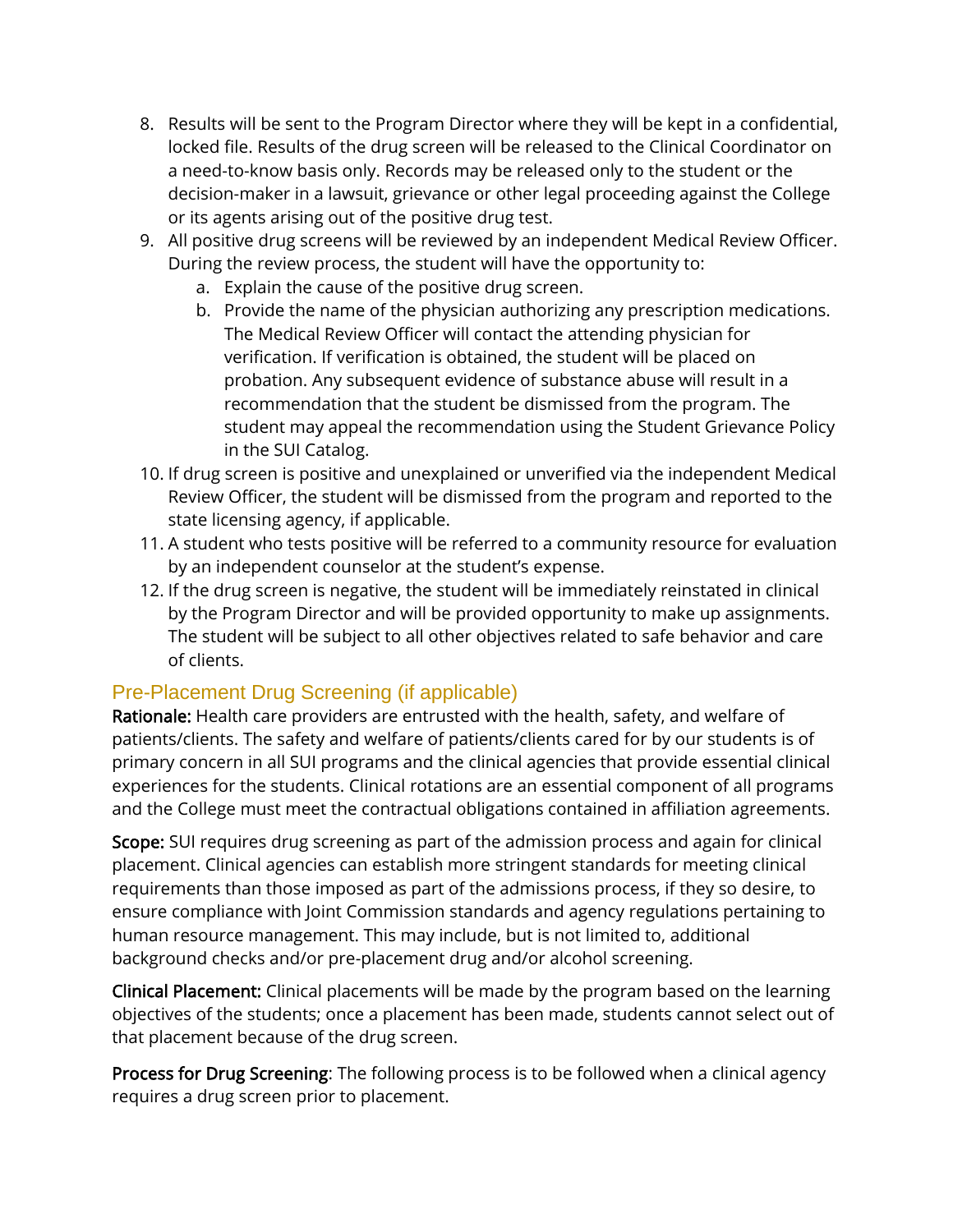8. Results will be sent to the Program Director where they will be kept in a confidential, locked file. Results of the drug screen will be released to the Clinical Coordinator on a need-to-know basis only. Records may be released only to the student or the decision-maker in a lawsuit, grievance or other legal proceeding against the College or its agents arising out of the positive drug test.
9. All positive drug screens will be reviewed by an independent Medical Review Officer. During the review process, the student will have the opportunity to:
   a. Explain the cause of the positive drug screen.
   b. Provide the name of the physician authorizing any prescription medications. The Medical Review Officer will contact the attending physician for verification. If verification is obtained, the student will be placed on probation. Any subsequent evidence of substance abuse will result in a recommendation that the student be dismissed from the program. The student may appeal the recommendation using the Student Grievance Policy in the SUI Catalog.
10. If drug screen is positive and unexplained or unverified via the independent Medical Review Officer, the student will be dismissed from the program and reported to the state licensing agency, if applicable.
11. A student who tests positive will be referred to a community resource for evaluation by an independent counselor at the student's expense.
12. If the drug screen is negative, the student will be immediately reinstated in clinical by the Program Director and will be provided opportunity to make up assignments. The student will be subject to all other objectives related to safe behavior and care of clients.

## Pre-Placement Drug Screening (if applicable)

**Rationale:** Health care providers are entrusted with the health, safety, and welfare of patients/clients. The safety and welfare of patients/clients cared for by our students is of primary concern in all SUI programs and the clinical agencies that provide essential clinical experiences for the students. Clinical rotations are an essential component of all programs and the College must meet the contractual obligations contained in affiliation agreements.

**Scope:** SUI requires drug screening as part of the admission process and again for clinical placement. Clinical agencies can establish more stringent standards for meeting clinical requirements than those imposed as part of the admissions process, if they so desire, to ensure compliance with Joint Commission standards and agency regulations pertaining to human resource management. This may include, but is not limited to, additional background checks and/or pre-placement drug and/or alcohol screening.

**Clinical Placement:** Clinical placements will be made by the program based on the learning objectives of the students; once a placement has been made, students cannot select out of that placement because of the drug screen.

**Process for Drug Screening**: The following process is to be followed when a clinical agency requires a drug screen prior to placement.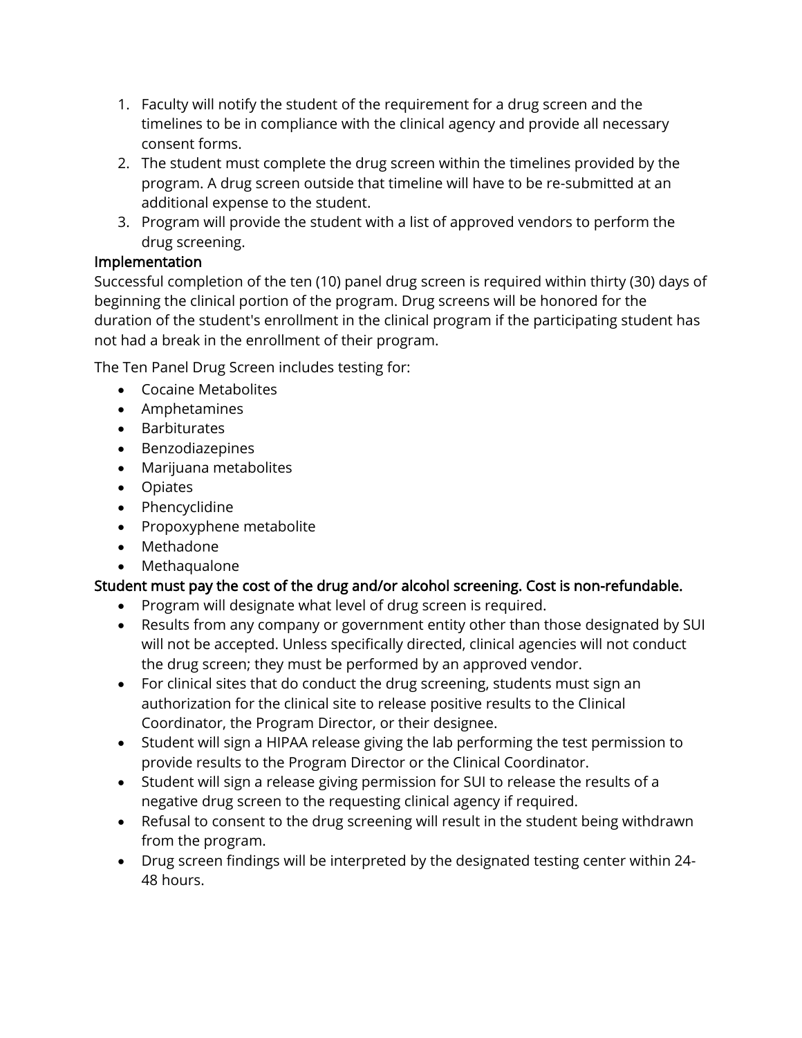1. Faculty will notify the student of the requirement for a drug screen and the timelines to be in compliance with the clinical agency and provide all necessary consent forms.
2. The student must complete the drug screen within the timelines provided by the program. A drug screen outside that timeline will have to be re-submitted at an additional expense to the student.
3. Program will provide the student with a list of approved vendors to perform the drug screening.

### Implementation

Successful completion of the ten (10) panel drug screen is required within thirty (30) days of beginning the clinical portion of the program. Drug screens will be honored for the duration of the student's enrollment in the clinical program if the participating student has not had a break in the enrollment of their program.

The Ten Panel Drug Screen includes testing for:

- Cocaine Metabolites
- Amphetamines
- Barbiturates
- Benzodiazepines
- Marijuana metabolites
- Opiates
- Phencyclidine
- Propoxyphene metabolite
- Methadone
- Methaqualone

### Student must pay the cost of the drug and/or alcohol screening. Cost is non-refundable.

- Program will designate what level of drug screen is required.
- Results from any company or government entity other than those designated by SUI will not be accepted. Unless specifically directed, clinical agencies will not conduct the drug screen; they must be performed by an approved vendor.
- For clinical sites that do conduct the drug screening, students must sign an authorization for the clinical site to release positive results to the Clinical Coordinator, the Program Director, or their designee.
- Student will sign a HIPAA release giving the lab performing the test permission to provide results to the Program Director or the Clinical Coordinator.
- Student will sign a release giving permission for SUI to release the results of a negative drug screen to the requesting clinical agency if required.
- Refusal to consent to the drug screening will result in the student being withdrawn from the program.
- Drug screen findings will be interpreted by the designated testing center within 24-48 hours.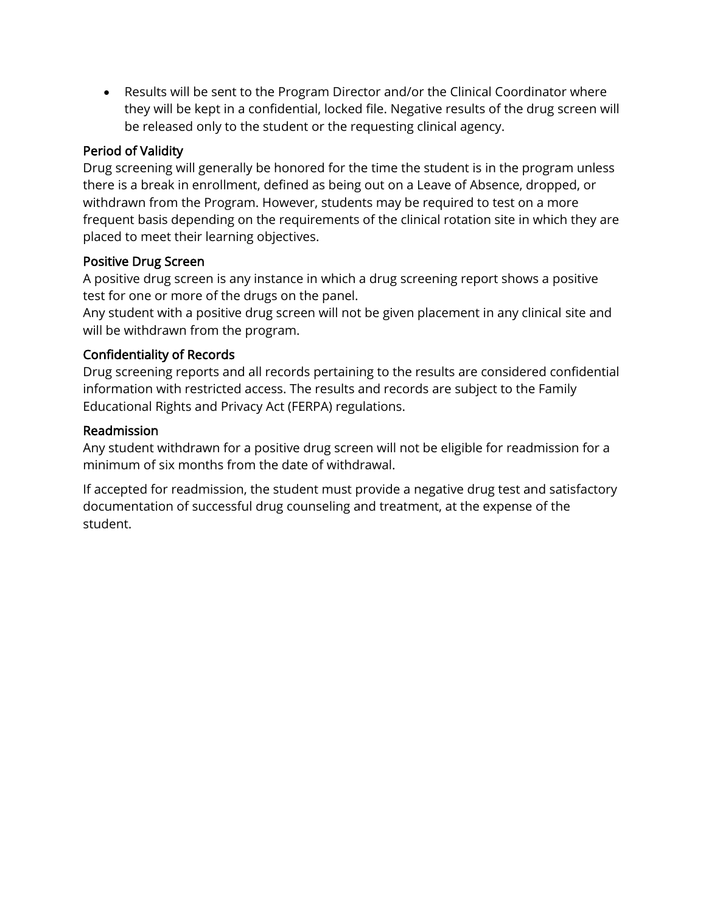- Results will be sent to the Program Director and/or the Clinical Coordinator where they will be kept in a confidential, locked file. Negative results of the drug screen will be released only to the student or the requesting clinical agency.

### Period of Validity

Drug screening will generally be honored for the time the student is in the program unless there is a break in enrollment, defined as being out on a Leave of Absence, dropped, or withdrawn from the Program. However, students may be required to test on a more frequent basis depending on the requirements of the clinical rotation site in which they are placed to meet their learning objectives.

### Positive Drug Screen

A positive drug screen is any instance in which a drug screening report shows a positive test for one or more of the drugs on the panel.
Any student with a positive drug screen will not be given placement in any clinical site and will be withdrawn from the program.

### Confidentiality of Records

Drug screening reports and all records pertaining to the results are considered confidential information with restricted access. The results and records are subject to the Family Educational Rights and Privacy Act (FERPA) regulations.

### Readmission

Any student withdrawn for a positive drug screen will not be eligible for readmission for a minimum of six months from the date of withdrawal.

If accepted for readmission, the student must provide a negative drug test and satisfactory documentation of successful drug counseling and treatment, at the expense of the student.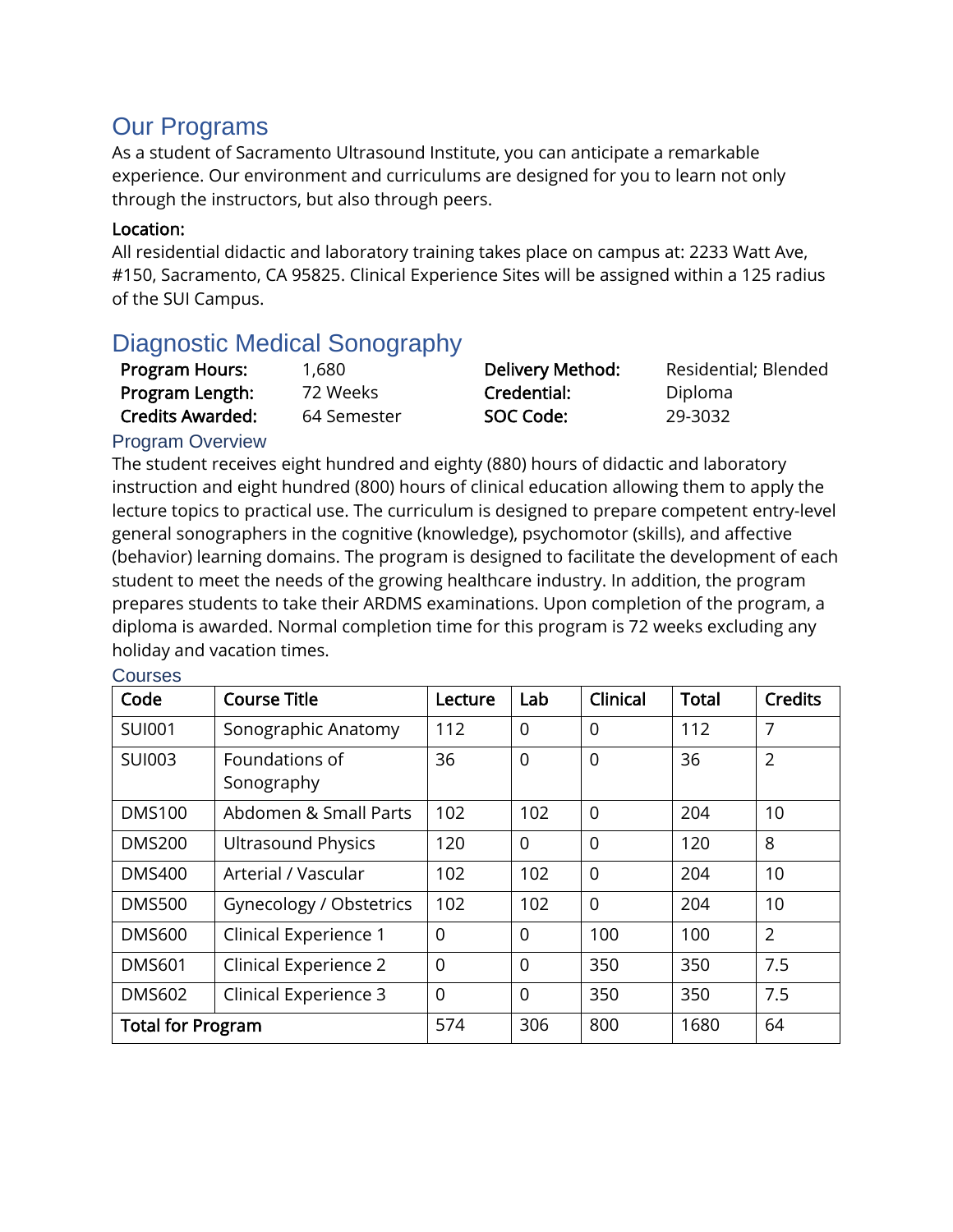## Our Programs

As a student of Sacramento Ultrasound Institute, you can anticipate a remarkable experience. Our environment and curriculums are designed for you to learn not only through the instructors, but also through peers.

**Location:**

All residential didactic and laboratory training takes place on campus at: 2233 Watt Ave, #150, Sacramento, CA 95825. Clinical Experience Sites will be assigned within a 125 radius of the SUI Campus.

## Diagnostic Medical Sonography

| | | | |
|---|---|---|---|
| **Program Hours:** | 1,680 | **Delivery Method:** | Residential; Blended |
| **Program Length:** | 72 Weeks | **Credential:** | Diploma |
| **Credits Awarded:** | 64 Semester | **SOC Code:** | 29-3032 |

### Program Overview

The student receives eight hundred and eighty (880) hours of didactic and laboratory instruction and eight hundred (800) hours of clinical education allowing them to apply the lecture topics to practical use. The curriculum is designed to prepare competent entry-level general sonographers in the cognitive (knowledge), psychomotor (skills), and affective (behavior) learning domains. The program is designed to facilitate the development of each student to meet the needs of the growing healthcare industry. In addition, the program prepares students to take their ARDMS examinations. Upon completion of the program, a diploma is awarded. Normal completion time for this program is 72 weeks excluding any holiday and vacation times.

### Courses

| Code | Course Title | Lecture | Lab | Clinical | Total | Credits |
|---|---|---|---|---|---|---|
| SUI001 | Sonographic Anatomy | 112 | 0 | 0 | 112 | 7 |
| SUI003 | Foundations of Sonography | 36 | 0 | 0 | 36 | 2 |
| DMS100 | Abdomen & Small Parts | 102 | 102 | 0 | 204 | 10 |
| DMS200 | Ultrasound Physics | 120 | 0 | 0 | 120 | 8 |
| DMS400 | Arterial / Vascular | 102 | 102 | 0 | 204 | 10 |
| DMS500 | Gynecology / Obstetrics | 102 | 102 | 0 | 204 | 10 |
| DMS600 | Clinical Experience 1 | 0 | 0 | 100 | 100 | 2 |
| DMS601 | Clinical Experience 2 | 0 | 0 | 350 | 350 | 7.5 |
| DMS602 | Clinical Experience 3 | 0 | 0 | 350 | 350 | 7.5 |
| **Total for Program** | | 574 | 306 | 800 | 1680 | 64 |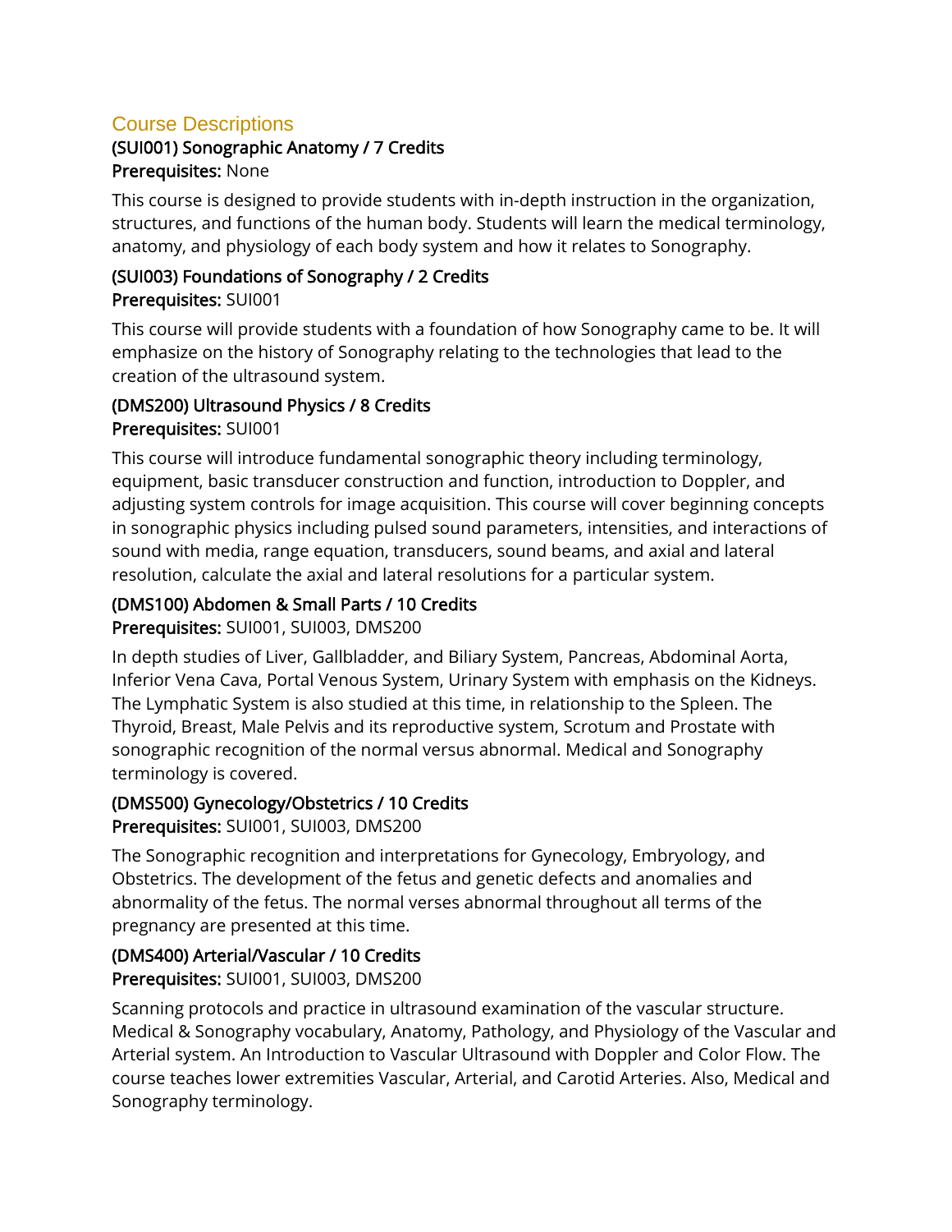## Course Descriptions

### (SUI001) Sonographic Anatomy / 7 Credits

**Prerequisites:** None

This course is designed to provide students with in-depth instruction in the organization, structures, and functions of the human body. Students will learn the medical terminology, anatomy, and physiology of each body system and how it relates to Sonography.

### (SUI003) Foundations of Sonography / 2 Credits

**Prerequisites:** SUI001

This course will provide students with a foundation of how Sonography came to be. It will emphasize on the history of Sonography relating to the technologies that lead to the creation of the ultrasound system.

### (DMS200) Ultrasound Physics / 8 Credits

**Prerequisites:** SUI001

This course will introduce fundamental sonographic theory including terminology, equipment, basic transducer construction and function, introduction to Doppler, and adjusting system controls for image acquisition. This course will cover beginning concepts in sonographic physics including pulsed sound parameters, intensities, and interactions of sound with media, range equation, transducers, sound beams, and axial and lateral resolution, calculate the axial and lateral resolutions for a particular system.

### (DMS100) Abdomen & Small Parts / 10 Credits

**Prerequisites:** SUI001, SUI003, DMS200

In depth studies of Liver, Gallbladder, and Biliary System, Pancreas, Abdominal Aorta, Inferior Vena Cava, Portal Venous System, Urinary System with emphasis on the Kidneys. The Lymphatic System is also studied at this time, in relationship to the Spleen. The Thyroid, Breast, Male Pelvis and its reproductive system, Scrotum and Prostate with sonographic recognition of the normal versus abnormal. Medical and Sonography terminology is covered.

### (DMS500) Gynecology/Obstetrics / 10 Credits

**Prerequisites:** SUI001, SUI003, DMS200

The Sonographic recognition and interpretations for Gynecology, Embryology, and Obstetrics. The development of the fetus and genetic defects and anomalies and abnormality of the fetus. The normal verses abnormal throughout all terms of the pregnancy are presented at this time.

### (DMS400) Arterial/Vascular / 10 Credits

**Prerequisites:** SUI001, SUI003, DMS200

Scanning protocols and practice in ultrasound examination of the vascular structure. Medical & Sonography vocabulary, Anatomy, Pathology, and Physiology of the Vascular and Arterial system. An Introduction to Vascular Ultrasound with Doppler and Color Flow. The course teaches lower extremities Vascular, Arterial, and Carotid Arteries. Also, Medical and Sonography terminology.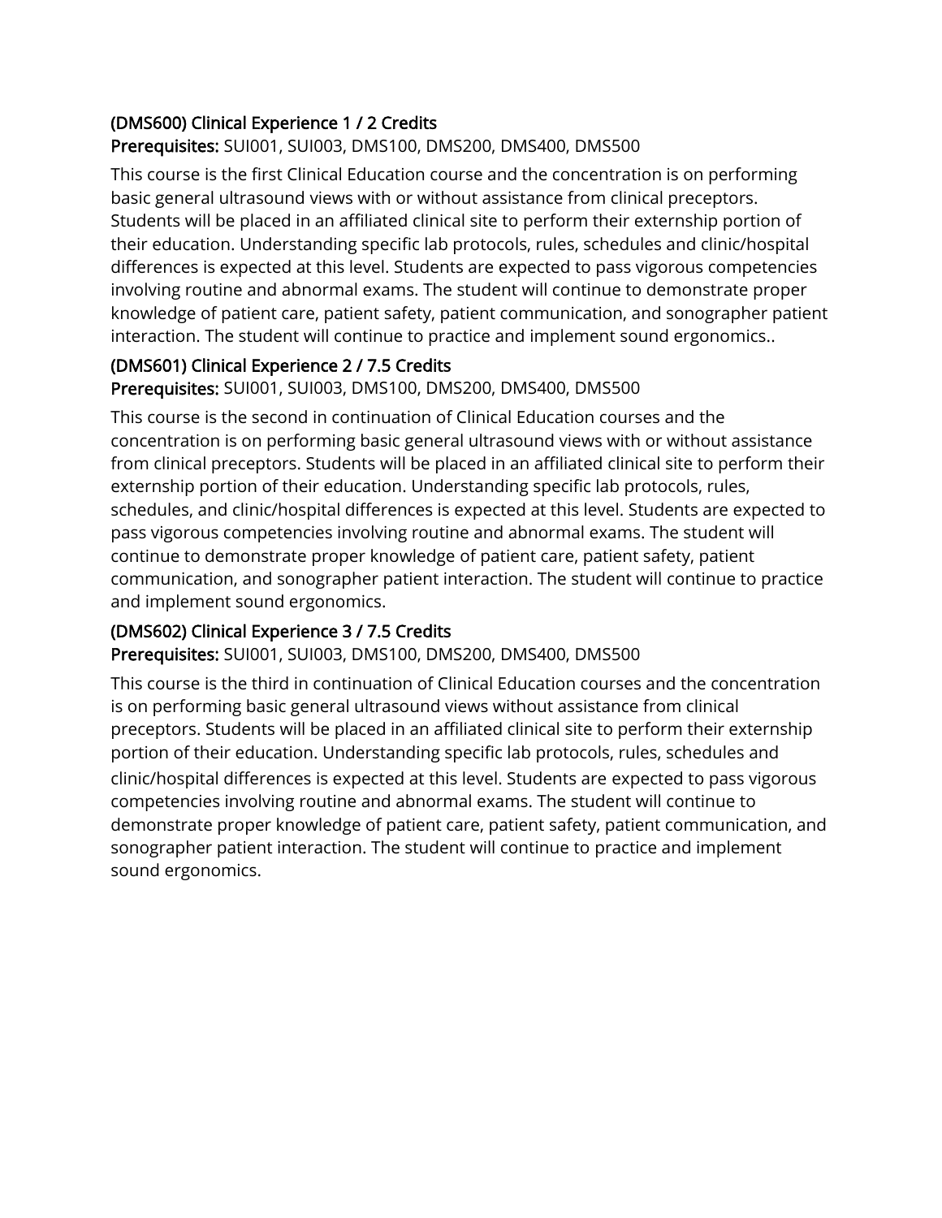### (DMS600) Clinical Experience 1 / 2 Credits

**Prerequisites:** SUI001, SUI003, DMS100, DMS200, DMS400, DMS500

This course is the first Clinical Education course and the concentration is on performing basic general ultrasound views with or without assistance from clinical preceptors. Students will be placed in an affiliated clinical site to perform their externship portion of their education. Understanding specific lab protocols, rules, schedules and clinic/hospital differences is expected at this level. Students are expected to pass vigorous competencies involving routine and abnormal exams. The student will continue to demonstrate proper knowledge of patient care, patient safety, patient communication, and sonographer patient interaction. The student will continue to practice and implement sound ergonomics..

### (DMS601) Clinical Experience 2 / 7.5 Credits

**Prerequisites:** SUI001, SUI003, DMS100, DMS200, DMS400, DMS500

This course is the second in continuation of Clinical Education courses and the concentration is on performing basic general ultrasound views with or without assistance from clinical preceptors. Students will be placed in an affiliated clinical site to perform their externship portion of their education. Understanding specific lab protocols, rules, schedules, and clinic/hospital differences is expected at this level. Students are expected to pass vigorous competencies involving routine and abnormal exams. The student will continue to demonstrate proper knowledge of patient care, patient safety, patient communication, and sonographer patient interaction. The student will continue to practice and implement sound ergonomics.

### (DMS602) Clinical Experience 3 / 7.5 Credits

**Prerequisites:** SUI001, SUI003, DMS100, DMS200, DMS400, DMS500

This course is the third in continuation of Clinical Education courses and the concentration is on performing basic general ultrasound views without assistance from clinical preceptors. Students will be placed in an affiliated clinical site to perform their externship portion of their education. Understanding specific lab protocols, rules, schedules and clinic/hospital differences is expected at this level. Students are expected to pass vigorous competencies involving routine and abnormal exams. The student will continue to demonstrate proper knowledge of patient care, patient safety, patient communication, and sonographer patient interaction. The student will continue to practice and implement sound ergonomics.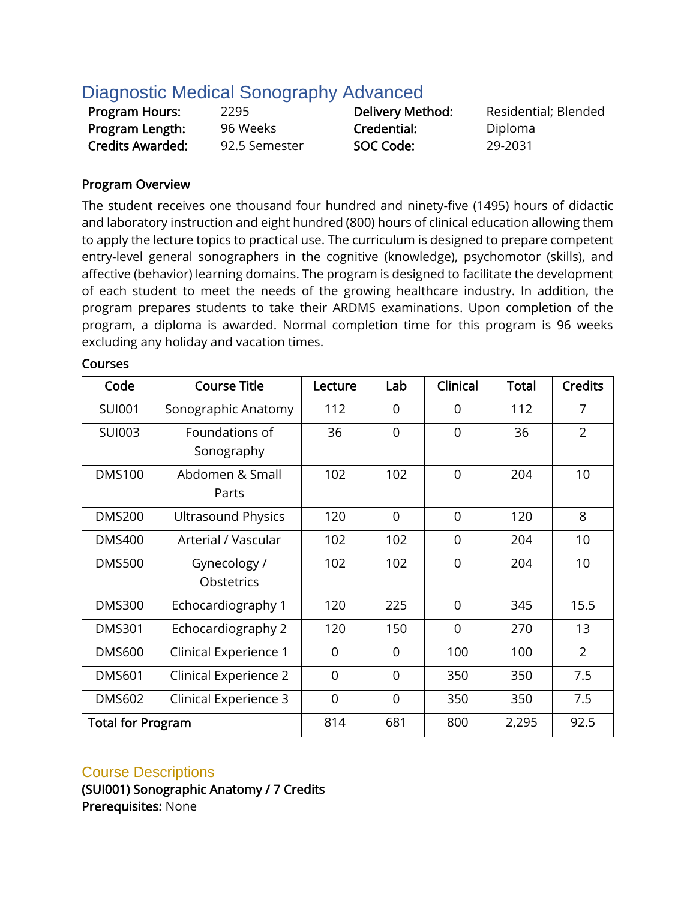# Diagnostic Medical Sonography Advanced

| | | | |
|---|---|---|---|
| **Program Hours:** | 2295 | **Delivery Method:** | Residential; Blended |
| **Program Length:** | 96 Weeks | **Credential:** | Diploma |
| **Credits Awarded:** | 92.5 Semester | **SOC Code:** | 29-2031 |

**Program Overview**

The student receives one thousand four hundred and ninety-five (1495) hours of didactic and laboratory instruction and eight hundred (800) hours of clinical education allowing them to apply the lecture topics to practical use. The curriculum is designed to prepare competent entry-level general sonographers in the cognitive (knowledge), psychomotor (skills), and affective (behavior) learning domains. The program is designed to facilitate the development of each student to meet the needs of the growing healthcare industry. In addition, the program prepares students to take their ARDMS examinations. Upon completion of the program, a diploma is awarded. Normal completion time for this program is 96 weeks excluding any holiday and vacation times.

**Courses**

| Code | Course Title | Lecture | Lab | Clinical | Total | Credits |
|---|---|---|---|---|---|---|
| SUI001 | Sonographic Anatomy | 112 | 0 | 0 | 112 | 7 |
| SUI003 | Foundations of Sonography | 36 | 0 | 0 | 36 | 2 |
| DMS100 | Abdomen & Small Parts | 102 | 102 | 0 | 204 | 10 |
| DMS200 | Ultrasound Physics | 120 | 0 | 0 | 120 | 8 |
| DMS400 | Arterial / Vascular | 102 | 102 | 0 | 204 | 10 |
| DMS500 | Gynecology / Obstetrics | 102 | 102 | 0 | 204 | 10 |
| DMS300 | Echocardiography 1 | 120 | 225 | 0 | 345 | 15.5 |
| DMS301 | Echocardiography 2 | 120 | 150 | 0 | 270 | 13 |
| DMS600 | Clinical Experience 1 | 0 | 0 | 100 | 100 | 2 |
| DMS601 | Clinical Experience 2 | 0 | 0 | 350 | 350 | 7.5 |
| DMS602 | Clinical Experience 3 | 0 | 0 | 350 | 350 | 7.5 |
| **Total for Program** | | 814 | 681 | 800 | 2,295 | 92.5 |

## Course Descriptions

**(SUI001) Sonographic Anatomy / 7 Credits**
**Prerequisites:** None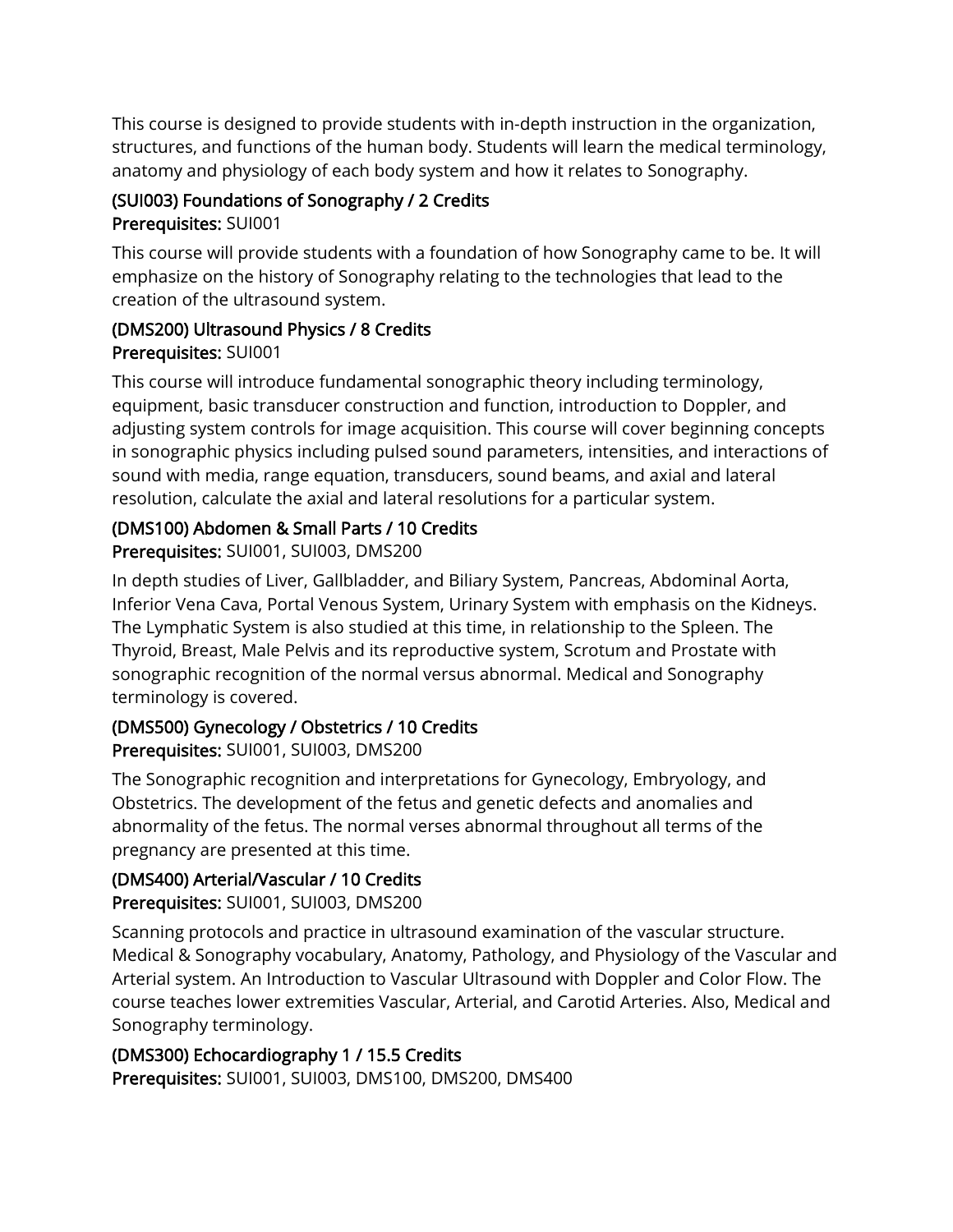This course is designed to provide students with in-depth instruction in the organization, structures, and functions of the human body. Students will learn the medical terminology, anatomy and physiology of each body system and how it relates to Sonography.

### (SUI003) Foundations of Sonography / 2 Credits

**Prerequisites:** SUI001

This course will provide students with a foundation of how Sonography came to be. It will emphasize on the history of Sonography relating to the technologies that lead to the creation of the ultrasound system.

### (DMS200) Ultrasound Physics / 8 Credits

**Prerequisites:** SUI001

This course will introduce fundamental sonographic theory including terminology, equipment, basic transducer construction and function, introduction to Doppler, and adjusting system controls for image acquisition. This course will cover beginning concepts in sonographic physics including pulsed sound parameters, intensities, and interactions of sound with media, range equation, transducers, sound beams, and axial and lateral resolution, calculate the axial and lateral resolutions for a particular system.

### (DMS100) Abdomen & Small Parts / 10 Credits

**Prerequisites:** SUI001, SUI003, DMS200

In depth studies of Liver, Gallbladder, and Biliary System, Pancreas, Abdominal Aorta, Inferior Vena Cava, Portal Venous System, Urinary System with emphasis on the Kidneys. The Lymphatic System is also studied at this time, in relationship to the Spleen. The Thyroid, Breast, Male Pelvis and its reproductive system, Scrotum and Prostate with sonographic recognition of the normal versus abnormal. Medical and Sonography terminology is covered.

### (DMS500) Gynecology / Obstetrics / 10 Credits

**Prerequisites:** SUI001, SUI003, DMS200

The Sonographic recognition and interpretations for Gynecology, Embryology, and Obstetrics. The development of the fetus and genetic defects and anomalies and abnormality of the fetus. The normal verses abnormal throughout all terms of the pregnancy are presented at this time.

### (DMS400) Arterial/Vascular / 10 Credits

**Prerequisites:** SUI001, SUI003, DMS200

Scanning protocols and practice in ultrasound examination of the vascular structure. Medical & Sonography vocabulary, Anatomy, Pathology, and Physiology of the Vascular and Arterial system. An Introduction to Vascular Ultrasound with Doppler and Color Flow. The course teaches lower extremities Vascular, Arterial, and Carotid Arteries. Also, Medical and Sonography terminology.

### (DMS300) Echocardiography 1 / 15.5 Credits

**Prerequisites:** SUI001, SUI003, DMS100, DMS200, DMS400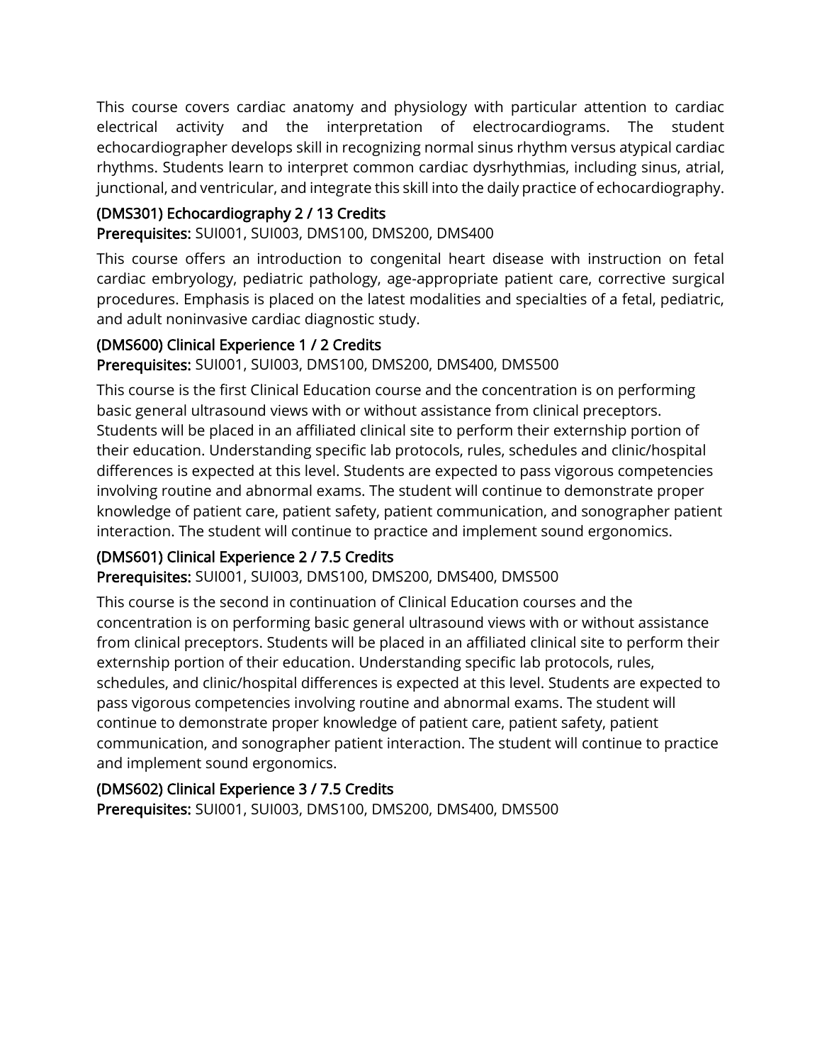This course covers cardiac anatomy and physiology with particular attention to cardiac electrical activity and the interpretation of electrocardiograms. The student echocardiographer develops skill in recognizing normal sinus rhythm versus atypical cardiac rhythms. Students learn to interpret common cardiac dysrhythmias, including sinus, atrial, junctional, and ventricular, and integrate this skill into the daily practice of echocardiography.

### (DMS301) Echocardiography 2 / 13 Credits

**Prerequisites:** SUI001, SUI003, DMS100, DMS200, DMS400

This course offers an introduction to congenital heart disease with instruction on fetal cardiac embryology, pediatric pathology, age-appropriate patient care, corrective surgical procedures. Emphasis is placed on the latest modalities and specialties of a fetal, pediatric, and adult noninvasive cardiac diagnostic study.

### (DMS600) Clinical Experience 1 / 2 Credits

**Prerequisites:** SUI001, SUI003, DMS100, DMS200, DMS400, DMS500

This course is the first Clinical Education course and the concentration is on performing basic general ultrasound views with or without assistance from clinical preceptors. Students will be placed in an affiliated clinical site to perform their externship portion of their education. Understanding specific lab protocols, rules, schedules and clinic/hospital differences is expected at this level. Students are expected to pass vigorous competencies involving routine and abnormal exams. The student will continue to demonstrate proper knowledge of patient care, patient safety, patient communication, and sonographer patient interaction. The student will continue to practice and implement sound ergonomics.

### (DMS601) Clinical Experience 2 / 7.5 Credits

**Prerequisites:** SUI001, SUI003, DMS100, DMS200, DMS400, DMS500

This course is the second in continuation of Clinical Education courses and the concentration is on performing basic general ultrasound views with or without assistance from clinical preceptors. Students will be placed in an affiliated clinical site to perform their externship portion of their education. Understanding specific lab protocols, rules, schedules, and clinic/hospital differences is expected at this level. Students are expected to pass vigorous competencies involving routine and abnormal exams. The student will continue to demonstrate proper knowledge of patient care, patient safety, patient communication, and sonographer patient interaction. The student will continue to practice and implement sound ergonomics.

### (DMS602) Clinical Experience 3 / 7.5 Credits

**Prerequisites:** SUI001, SUI003, DMS100, DMS200, DMS400, DMS500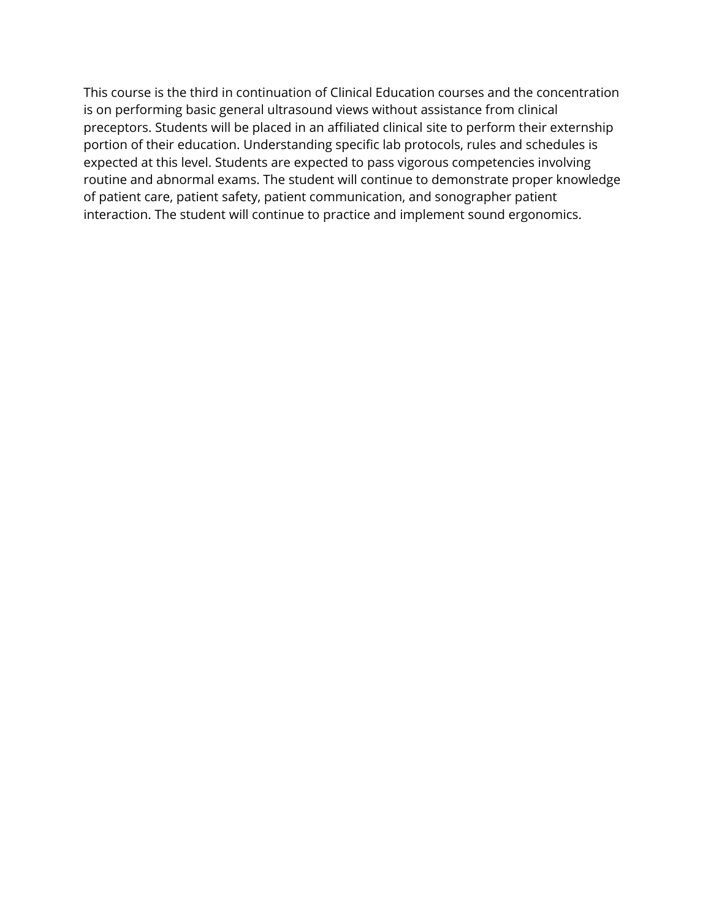This course is the third in continuation of Clinical Education courses and the concentration is on performing basic general ultrasound views without assistance from clinical preceptors. Students will be placed in an affiliated clinical site to perform their externship portion of their education. Understanding specific lab protocols, rules and schedules is expected at this level. Students are expected to pass vigorous competencies involving routine and abnormal exams. The student will continue to demonstrate proper knowledge of patient care, patient safety, patient communication, and sonographer patient interaction. The student will continue to practice and implement sound ergonomics.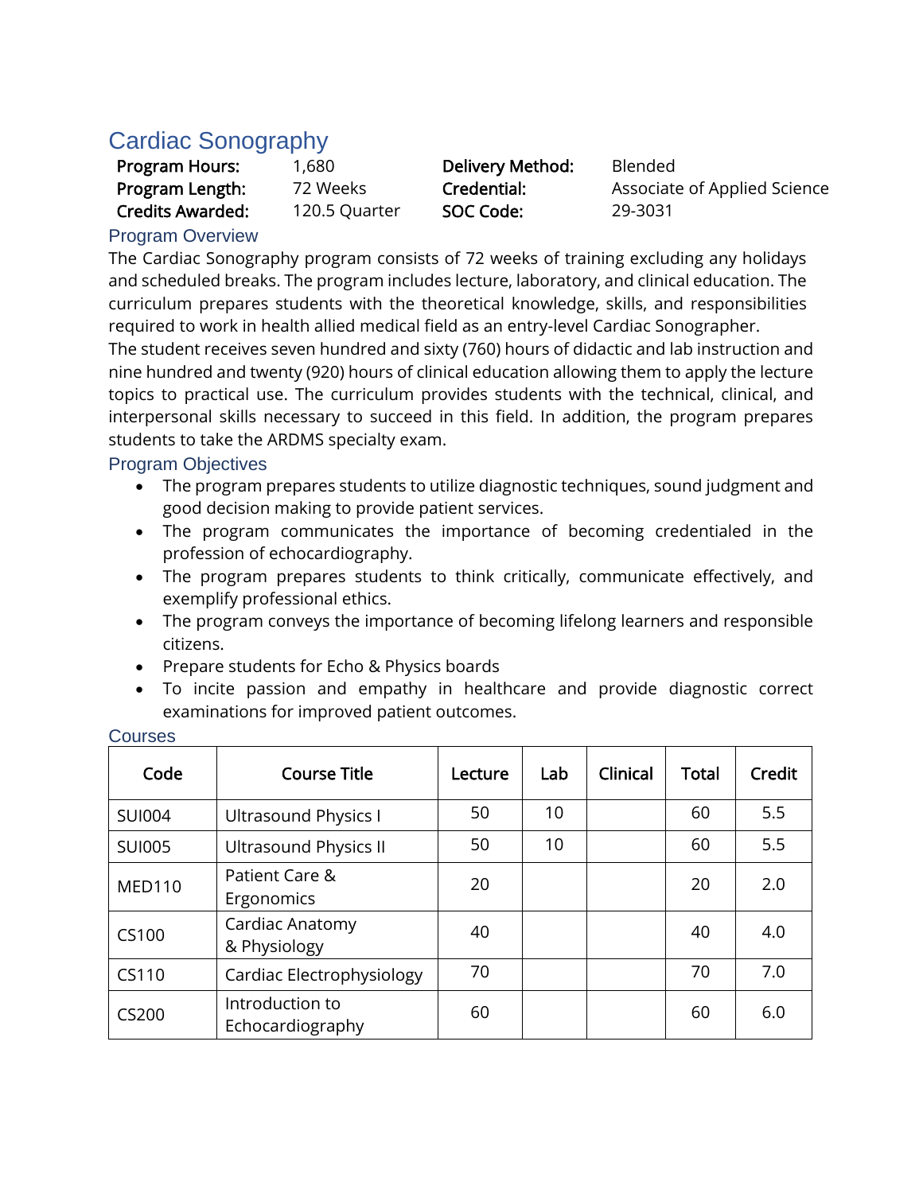# Cardiac Sonography

| | | | |
|---|---|---|---|
| **Program Hours:** | 1,680 | **Delivery Method:** | Blended |
| **Program Length:** | 72 Weeks | **Credential:** | Associate of Applied Science |
| **Credits Awarded:** | 120.5 Quarter | **SOC Code:** | 29-3031 |

## Program Overview

The Cardiac Sonography program consists of 72 weeks of training excluding any holidays and scheduled breaks. The program includes lecture, laboratory, and clinical education. The curriculum prepares students with the theoretical knowledge, skills, and responsibilities required to work in health allied medical field as an entry-level Cardiac Sonographer.

The student receives seven hundred and sixty (760) hours of didactic and lab instruction and nine hundred and twenty (920) hours of clinical education allowing them to apply the lecture topics to practical use. The curriculum provides students with the technical, clinical, and interpersonal skills necessary to succeed in this field. In addition, the program prepares students to take the ARDMS specialty exam.

## Program Objectives

- The program prepares students to utilize diagnostic techniques, sound judgment and good decision making to provide patient services.
- The program communicates the importance of becoming credentialed in the profession of echocardiography.
- The program prepares students to think critically, communicate effectively, and exemplify professional ethics.
- The program conveys the importance of becoming lifelong learners and responsible citizens.
- Prepare students for Echo & Physics boards
- To incite passion and empathy in healthcare and provide diagnostic correct examinations for improved patient outcomes.

## Courses

| Code | Course Title | Lecture | Lab | Clinical | Total | Credit |
|---|---|---|---|---|---|---|
| SUI004 | Ultrasound Physics I | 50 | 10 | | 60 | 5.5 |
| SUI005 | Ultrasound Physics II | 50 | 10 | | 60 | 5.5 |
| MED110 | Patient Care & Ergonomics | 20 | | | 20 | 2.0 |
| CS100 | Cardiac Anatomy & Physiology | 40 | | | 40 | 4.0 |
| CS110 | Cardiac Electrophysiology | 70 | | | 70 | 7.0 |
| CS200 | Introduction to Echocardiography | 60 | | | 60 | 6.0 |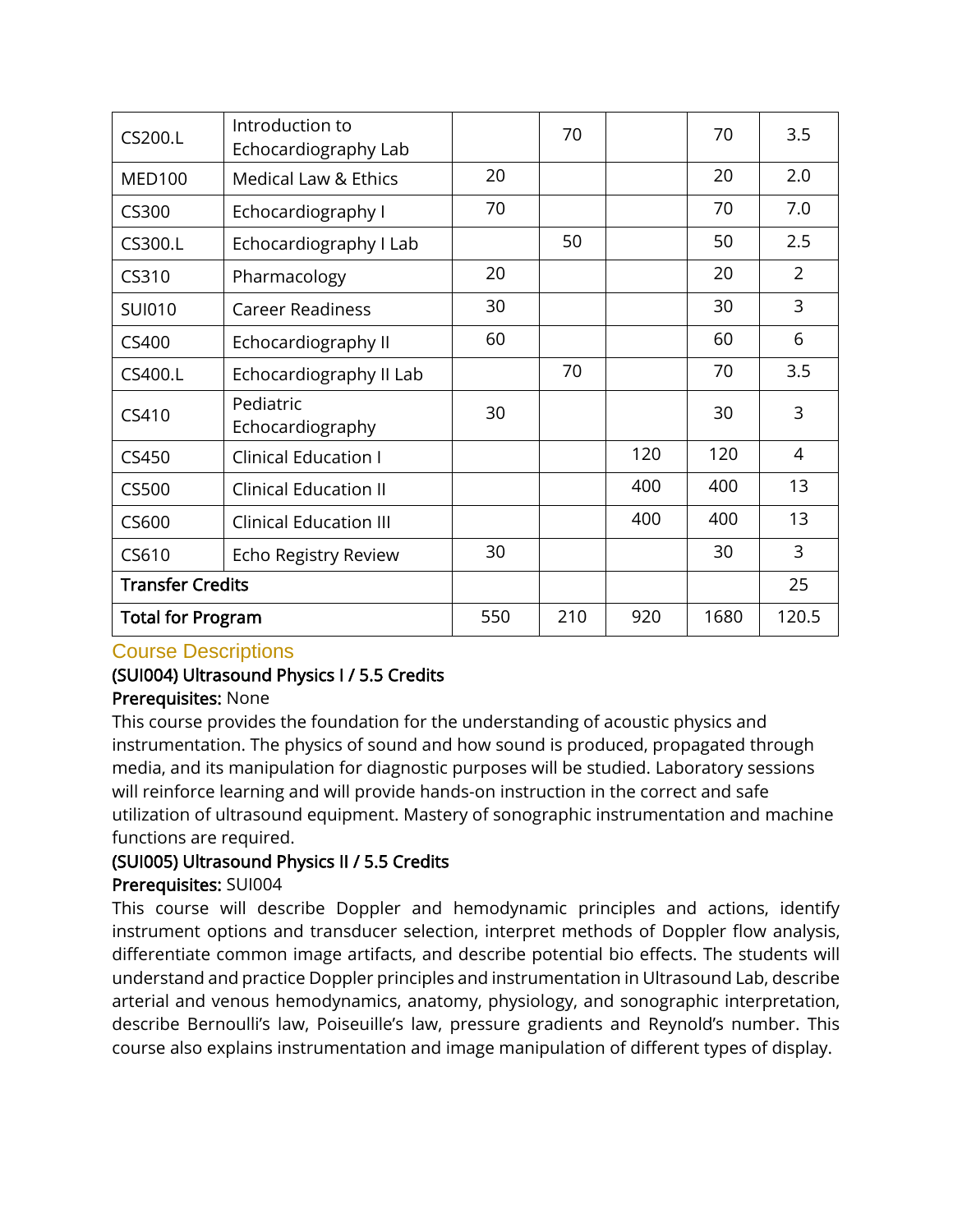| | | | | | | |
|---|---|---|---|---|---|---|
| CS200.L | Introduction to Echocardiography Lab | | 70 | | 70 | 3.5 |
| MED100 | Medical Law & Ethics | 20 | | | 20 | 2.0 |
| CS300 | Echocardiography I | 70 | | | 70 | 7.0 |
| CS300.L | Echocardiography I Lab | | 50 | | 50 | 2.5 |
| CS310 | Pharmacology | 20 | | | 20 | 2 |
| SUI010 | Career Readiness | 30 | | | 30 | 3 |
| CS400 | Echocardiography II | 60 | | | 60 | 6 |
| CS400.L | Echocardiography II Lab | | 70 | | 70 | 3.5 |
| CS410 | Pediatric Echocardiography | 30 | | | 30 | 3 |
| CS450 | Clinical Education I | | | 120 | 120 | 4 |
| CS500 | Clinical Education II | | | 400 | 400 | 13 |
| CS600 | Clinical Education III | | | 400 | 400 | 13 |
| CS610 | Echo Registry Review | 30 | | | 30 | 3 |
| **Transfer Credits** | | | | | | 25 |
| **Total for Program** | | 550 | 210 | 920 | 1680 | 120.5 |

## Course Descriptions

**(SUI004) Ultrasound Physics I / 5.5 Credits**

**Prerequisites:** None

This course provides the foundation for the understanding of acoustic physics and instrumentation. The physics of sound and how sound is produced, propagated through media, and its manipulation for diagnostic purposes will be studied. Laboratory sessions will reinforce learning and will provide hands-on instruction in the correct and safe utilization of ultrasound equipment. Mastery of sonographic instrumentation and machine functions are required.

**(SUI005) Ultrasound Physics II / 5.5 Credits**

**Prerequisites:** SUI004

This course will describe Doppler and hemodynamic principles and actions, identify instrument options and transducer selection, interpret methods of Doppler flow analysis, differentiate common image artifacts, and describe potential bio effects. The students will understand and practice Doppler principles and instrumentation in Ultrasound Lab, describe arterial and venous hemodynamics, anatomy, physiology, and sonographic interpretation, describe Bernoulli's law, Poiseuille's law, pressure gradients and Reynold's number. This course also explains instrumentation and image manipulation of different types of display.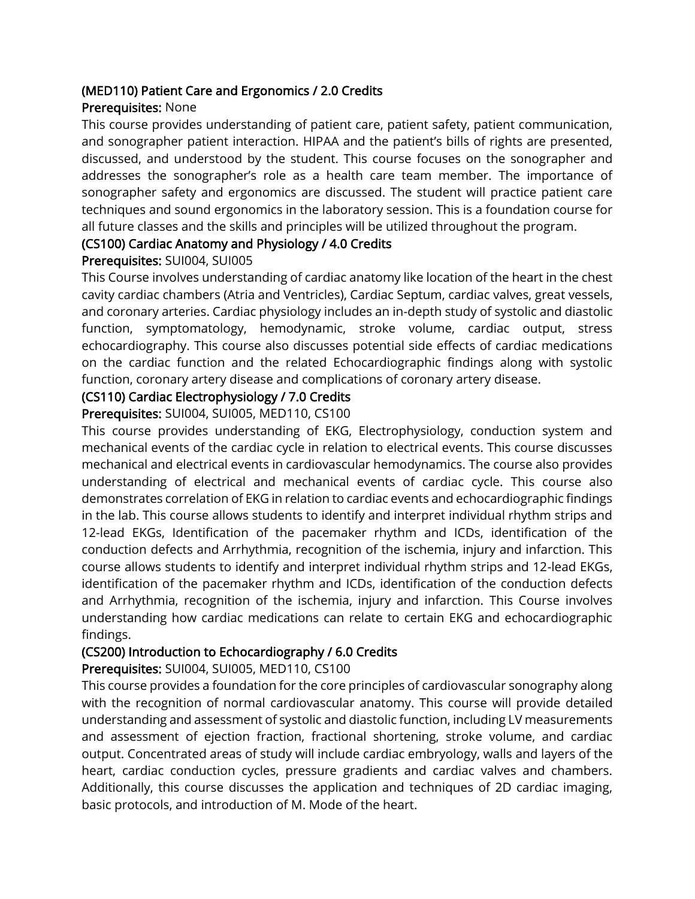**(MED110) Patient Care and Ergonomics / 2.0 Credits**

**Prerequisites:** None

This course provides understanding of patient care, patient safety, patient communication, and sonographer patient interaction. HIPAA and the patient's bills of rights are presented, discussed, and understood by the student. This course focuses on the sonographer and addresses the sonographer's role as a health care team member. The importance of sonographer safety and ergonomics are discussed. The student will practice patient care techniques and sound ergonomics in the laboratory session. This is a foundation course for all future classes and the skills and principles will be utilized throughout the program.

**(CS100) Cardiac Anatomy and Physiology / 4.0 Credits**

**Prerequisites:** SUI004, SUI005

This Course involves understanding of cardiac anatomy like location of the heart in the chest cavity cardiac chambers (Atria and Ventricles), Cardiac Septum, cardiac valves, great vessels, and coronary arteries. Cardiac physiology includes an in-depth study of systolic and diastolic function, symptomatology, hemodynamic, stroke volume, cardiac output, stress echocardiography. This course also discusses potential side effects of cardiac medications on the cardiac function and the related Echocardiographic findings along with systolic function, coronary artery disease and complications of coronary artery disease.

**(CS110) Cardiac Electrophysiology / 7.0 Credits**

**Prerequisites:** SUI004, SUI005, MED110, CS100

This course provides understanding of EKG, Electrophysiology, conduction system and mechanical events of the cardiac cycle in relation to electrical events. This course discusses mechanical and electrical events in cardiovascular hemodynamics. The course also provides understanding of electrical and mechanical events of cardiac cycle. This course also demonstrates correlation of EKG in relation to cardiac events and echocardiographic findings in the lab. This course allows students to identify and interpret individual rhythm strips and 12-lead EKGs, Identification of the pacemaker rhythm and ICDs, identification of the conduction defects and Arrhythmia, recognition of the ischemia, injury and infarction. This course allows students to identify and interpret individual rhythm strips and 12-lead EKGs, identification of the pacemaker rhythm and ICDs, identification of the conduction defects and Arrhythmia, recognition of the ischemia, injury and infarction. This Course involves understanding how cardiac medications can relate to certain EKG and echocardiographic findings.

**(CS200) Introduction to Echocardiography / 6.0 Credits**

**Prerequisites:** SUI004, SUI005, MED110, CS100

This course provides a foundation for the core principles of cardiovascular sonography along with the recognition of normal cardiovascular anatomy. This course will provide detailed understanding and assessment of systolic and diastolic function, including LV measurements and assessment of ejection fraction, fractional shortening, stroke volume, and cardiac output. Concentrated areas of study will include cardiac embryology, walls and layers of the heart, cardiac conduction cycles, pressure gradients and cardiac valves and chambers. Additionally, this course discusses the application and techniques of 2D cardiac imaging, basic protocols, and introduction of M. Mode of the heart.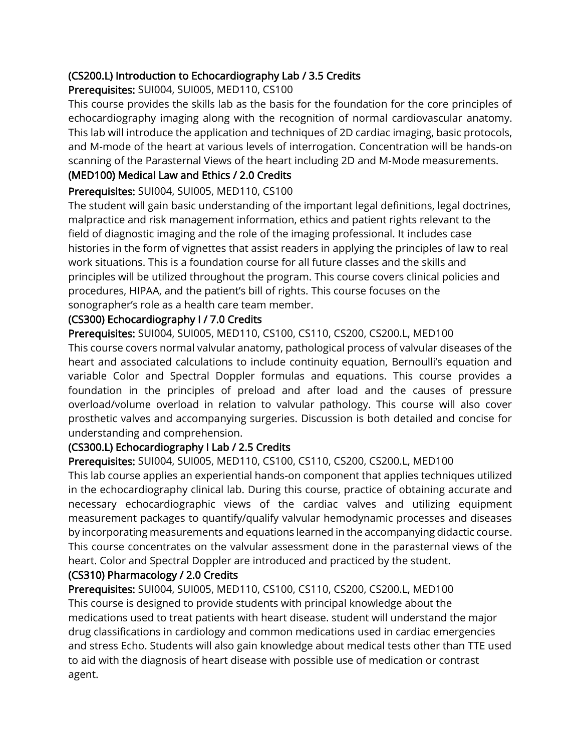### (CS200.L) Introduction to Echocardiography Lab / 3.5 Credits

**Prerequisites:** SUI004, SUI005, MED110, CS100

This course provides the skills lab as the basis for the foundation for the core principles of echocardiography imaging along with the recognition of normal cardiovascular anatomy. This lab will introduce the application and techniques of 2D cardiac imaging, basic protocols, and M-mode of the heart at various levels of interrogation. Concentration will be hands-on scanning of the Parasternal Views of the heart including 2D and M-Mode measurements.

### (MED100) Medical Law and Ethics / 2.0 Credits

**Prerequisites:** SUI004, SUI005, MED110, CS100

The student will gain basic understanding of the important legal definitions, legal doctrines, malpractice and risk management information, ethics and patient rights relevant to the field of diagnostic imaging and the role of the imaging professional. It includes case histories in the form of vignettes that assist readers in applying the principles of law to real work situations. This is a foundation course for all future classes and the skills and principles will be utilized throughout the program. This course covers clinical policies and procedures, HIPAA, and the patient's bill of rights. This course focuses on the sonographer's role as a health care team member.

### (CS300) Echocardiography I / 7.0 Credits

**Prerequisites:** SUI004, SUI005, MED110, CS100, CS110, CS200, CS200.L, MED100

This course covers normal valvular anatomy, pathological process of valvular diseases of the heart and associated calculations to include continuity equation, Bernoulli's equation and variable Color and Spectral Doppler formulas and equations. This course provides a foundation in the principles of preload and after load and the causes of pressure overload/volume overload in relation to valvular pathology. This course will also cover prosthetic valves and accompanying surgeries. Discussion is both detailed and concise for understanding and comprehension.

### (CS300.L) Echocardiography I Lab / 2.5 Credits

**Prerequisites:** SUI004, SUI005, MED110, CS100, CS110, CS200, CS200.L, MED100

This lab course applies an experiential hands-on component that applies techniques utilized in the echocardiography clinical lab. During this course, practice of obtaining accurate and necessary echocardiographic views of the cardiac valves and utilizing equipment measurement packages to quantify/qualify valvular hemodynamic processes and diseases by incorporating measurements and equations learned in the accompanying didactic course. This course concentrates on the valvular assessment done in the parasternal views of the heart. Color and Spectral Doppler are introduced and practiced by the student.

### (CS310) Pharmacology / 2.0 Credits

**Prerequisites:** SUI004, SUI005, MED110, CS100, CS110, CS200, CS200.L, MED100

This course is designed to provide students with principal knowledge about the medications used to treat patients with heart disease. student will understand the major drug classifications in cardiology and common medications used in cardiac emergencies and stress Echo. Students will also gain knowledge about medical tests other than TTE used to aid with the diagnosis of heart disease with possible use of medication or contrast agent.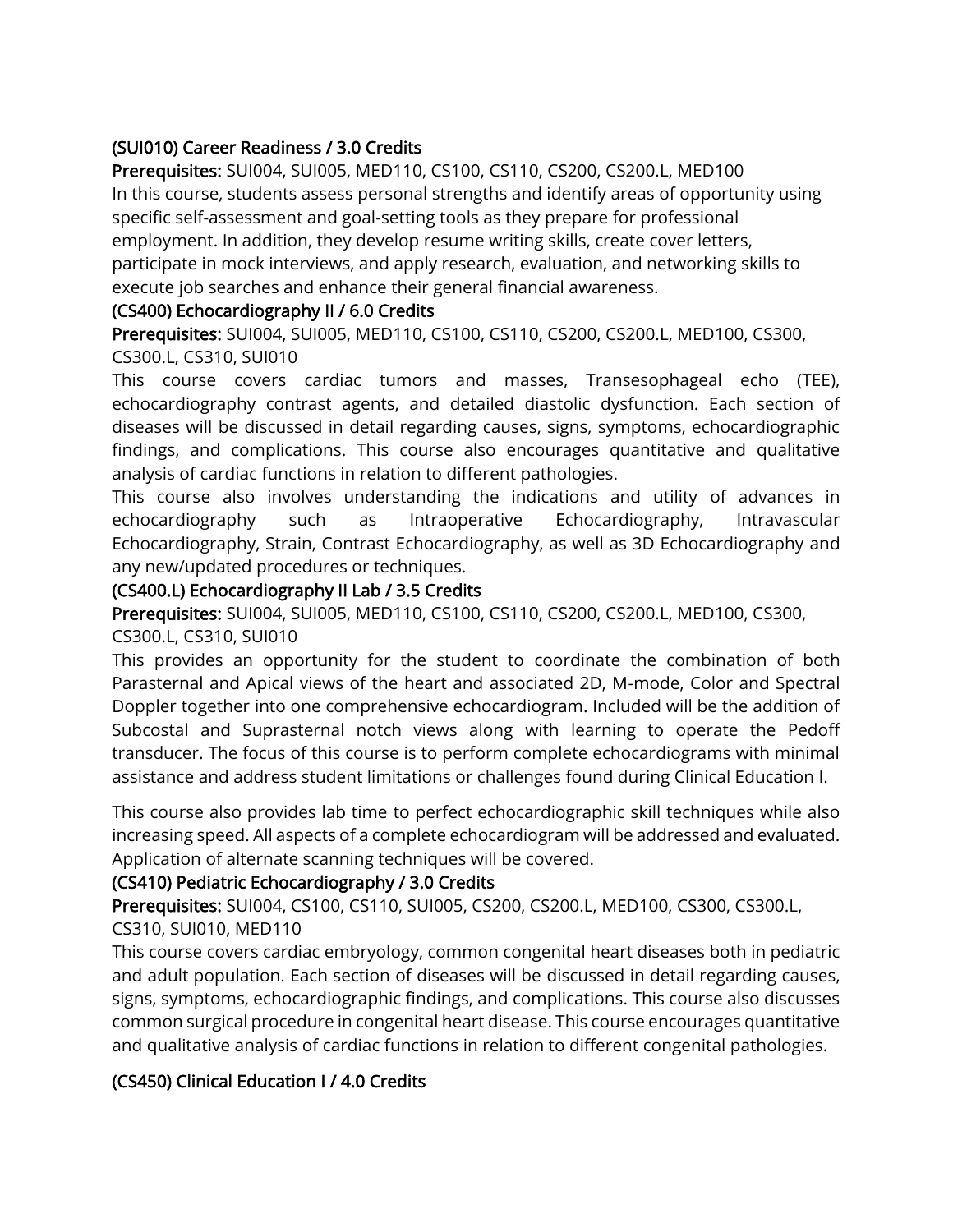### (SUI010) Career Readiness / 3.0 Credits

**Prerequisites:** SUI004, SUI005, MED110, CS100, CS110, CS200, CS200.L, MED100

In this course, students assess personal strengths and identify areas of opportunity using specific self-assessment and goal-setting tools as they prepare for professional employment. In addition, they develop resume writing skills, create cover letters, participate in mock interviews, and apply research, evaluation, and networking skills to execute job searches and enhance their general financial awareness.

### (CS400) Echocardiography II / 6.0 Credits

**Prerequisites:** SUI004, SUI005, MED110, CS100, CS110, CS200, CS200.L, MED100, CS300, CS300.L, CS310, SUI010

This course covers cardiac tumors and masses, Transesophageal echo (TEE), echocardiography contrast agents, and detailed diastolic dysfunction. Each section of diseases will be discussed in detail regarding causes, signs, symptoms, echocardiographic findings, and complications. This course also encourages quantitative and qualitative analysis of cardiac functions in relation to different pathologies.

This course also involves understanding the indications and utility of advances in echocardiography such as Intraoperative Echocardiography, Intravascular Echocardiography, Strain, Contrast Echocardiography, as well as 3D Echocardiography and any new/updated procedures or techniques.

### (CS400.L) Echocardiography II Lab / 3.5 Credits

**Prerequisites:** SUI004, SUI005, MED110, CS100, CS110, CS200, CS200.L, MED100, CS300, CS300.L, CS310, SUI010

This provides an opportunity for the student to coordinate the combination of both Parasternal and Apical views of the heart and associated 2D, M-mode, Color and Spectral Doppler together into one comprehensive echocardiogram. Included will be the addition of Subcostal and Suprasternal notch views along with learning to operate the Pedoff transducer. The focus of this course is to perform complete echocardiograms with minimal assistance and address student limitations or challenges found during Clinical Education I.

This course also provides lab time to perfect echocardiographic skill techniques while also increasing speed. All aspects of a complete echocardiogram will be addressed and evaluated. Application of alternate scanning techniques will be covered.

### (CS410) Pediatric Echocardiography / 3.0 Credits

**Prerequisites:** SUI004, CS100, CS110, SUI005, CS200, CS200.L, MED100, CS300, CS300.L, CS310, SUI010, MED110

This course covers cardiac embryology, common congenital heart diseases both in pediatric and adult population. Each section of diseases will be discussed in detail regarding causes, signs, symptoms, echocardiographic findings, and complications. This course also discusses common surgical procedure in congenital heart disease. This course encourages quantitative and qualitative analysis of cardiac functions in relation to different congenital pathologies.

### (CS450) Clinical Education I / 4.0 Credits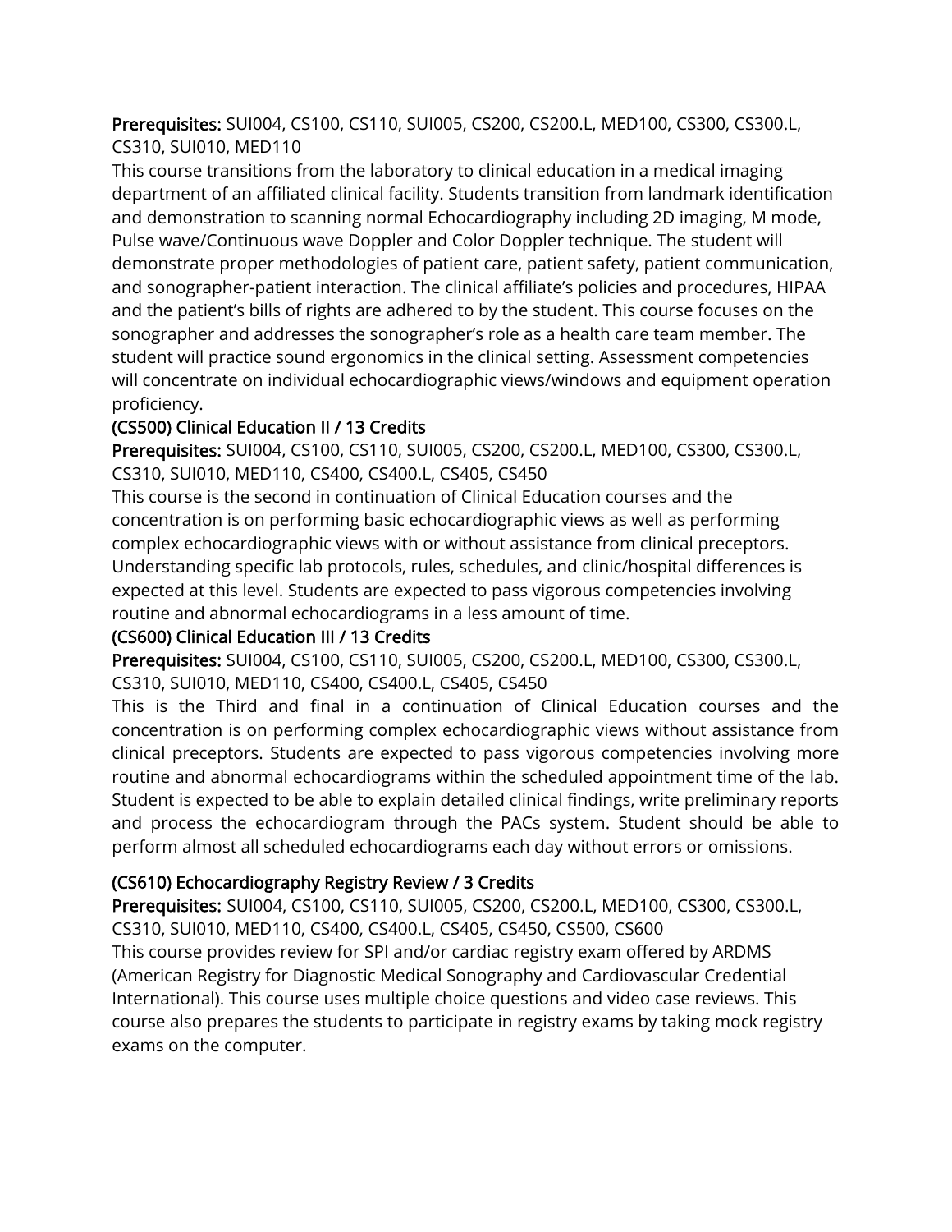**Prerequisites:** SUI004, CS100, CS110, SUI005, CS200, CS200.L, MED100, CS300, CS300.L, CS310, SUI010, MED110

This course transitions from the laboratory to clinical education in a medical imaging department of an affiliated clinical facility. Students transition from landmark identification and demonstration to scanning normal Echocardiography including 2D imaging, M mode, Pulse wave/Continuous wave Doppler and Color Doppler technique. The student will demonstrate proper methodologies of patient care, patient safety, patient communication, and sonographer-patient interaction. The clinical affiliate's policies and procedures, HIPAA and the patient's bills of rights are adhered to by the student. This course focuses on the sonographer and addresses the sonographer's role as a health care team member. The student will practice sound ergonomics in the clinical setting. Assessment competencies will concentrate on individual echocardiographic views/windows and equipment operation proficiency.

### (CS500) Clinical Education II / 13 Credits

**Prerequisites:** SUI004, CS100, CS110, SUI005, CS200, CS200.L, MED100, CS300, CS300.L, CS310, SUI010, MED110, CS400, CS400.L, CS405, CS450

This course is the second in continuation of Clinical Education courses and the concentration is on performing basic echocardiographic views as well as performing complex echocardiographic views with or without assistance from clinical preceptors. Understanding specific lab protocols, rules, schedules, and clinic/hospital differences is expected at this level. Students are expected to pass vigorous competencies involving routine and abnormal echocardiograms in a less amount of time.

### (CS600) Clinical Education III / 13 Credits

**Prerequisites:** SUI004, CS100, CS110, SUI005, CS200, CS200.L, MED100, CS300, CS300.L, CS310, SUI010, MED110, CS400, CS400.L, CS405, CS450

This is the Third and final in a continuation of Clinical Education courses and the concentration is on performing complex echocardiographic views without assistance from clinical preceptors. Students are expected to pass vigorous competencies involving more routine and abnormal echocardiograms within the scheduled appointment time of the lab. Student is expected to be able to explain detailed clinical findings, write preliminary reports and process the echocardiogram through the PACs system. Student should be able to perform almost all scheduled echocardiograms each day without errors or omissions.

### (CS610) Echocardiography Registry Review / 3 Credits

**Prerequisites:** SUI004, CS100, CS110, SUI005, CS200, CS200.L, MED100, CS300, CS300.L, CS310, SUI010, MED110, CS400, CS400.L, CS405, CS450, CS500, CS600

This course provides review for SPI and/or cardiac registry exam offered by ARDMS (American Registry for Diagnostic Medical Sonography and Cardiovascular Credential International). This course uses multiple choice questions and video case reviews. This course also prepares the students to participate in registry exams by taking mock registry exams on the computer.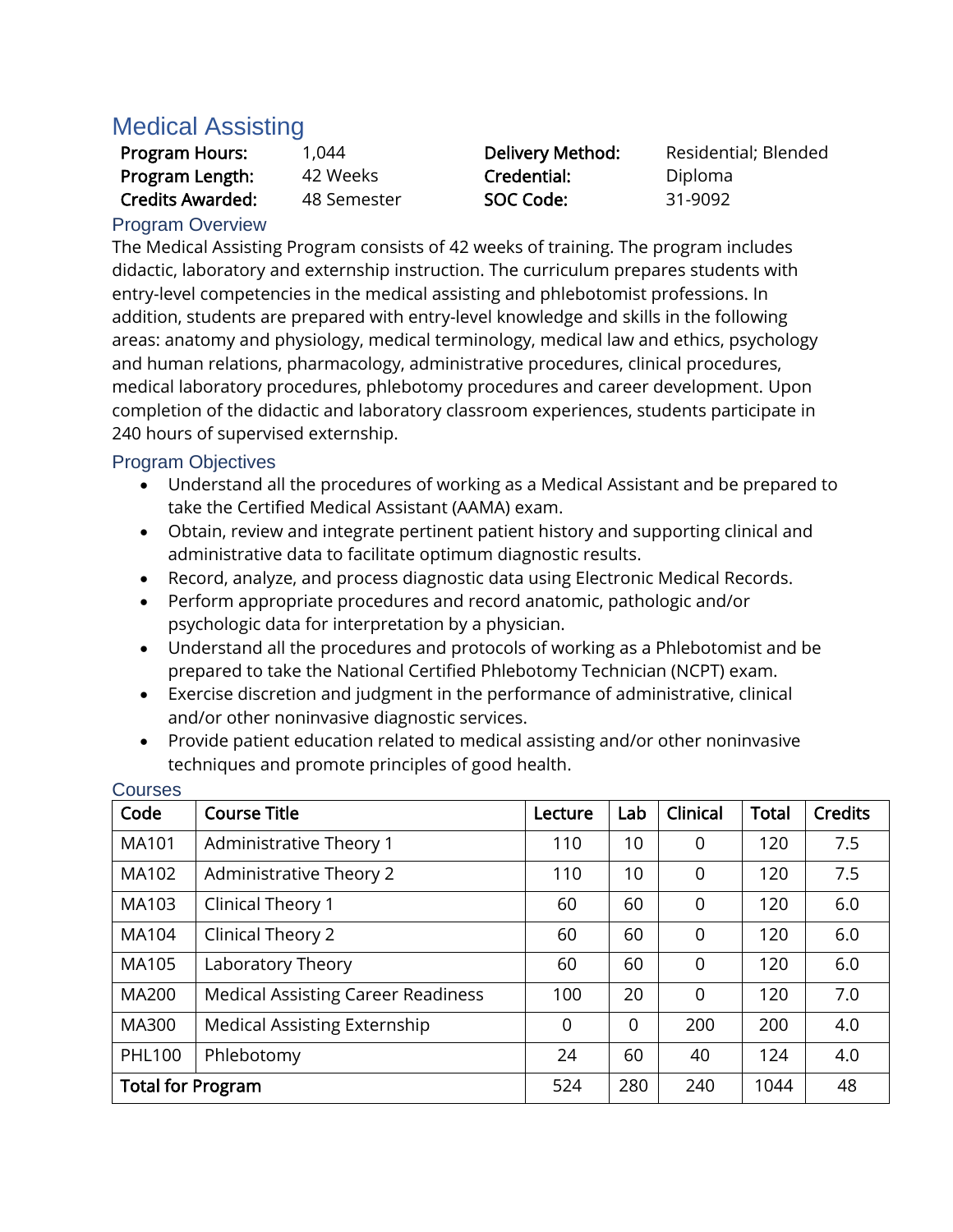# Medical Assisting

| | | | |
|---|---|---|---|
| **Program Hours:** | 1,044 | **Delivery Method:** | Residential; Blended |
| **Program Length:** | 42 Weeks | **Credential:** | Diploma |
| **Credits Awarded:** | 48 Semester | **SOC Code:** | 31-9092 |

## Program Overview

The Medical Assisting Program consists of 42 weeks of training. The program includes didactic, laboratory and externship instruction. The curriculum prepares students with entry-level competencies in the medical assisting and phlebotomist professions. In addition, students are prepared with entry-level knowledge and skills in the following areas: anatomy and physiology, medical terminology, medical law and ethics, psychology and human relations, pharmacology, administrative procedures, clinical procedures, medical laboratory procedures, phlebotomy procedures and career development. Upon completion of the didactic and laboratory classroom experiences, students participate in 240 hours of supervised externship.

## Program Objectives

- Understand all the procedures of working as a Medical Assistant and be prepared to take the Certified Medical Assistant (AAMA) exam.
- Obtain, review and integrate pertinent patient history and supporting clinical and administrative data to facilitate optimum diagnostic results.
- Record, analyze, and process diagnostic data using Electronic Medical Records.
- Perform appropriate procedures and record anatomic, pathologic and/or psychologic data for interpretation by a physician.
- Understand all the procedures and protocols of working as a Phlebotomist and be prepared to take the National Certified Phlebotomy Technician (NCPT) exam.
- Exercise discretion and judgment in the performance of administrative, clinical and/or other noninvasive diagnostic services.
- Provide patient education related to medical assisting and/or other noninvasive techniques and promote principles of good health.

## Courses

| Code | Course Title | Lecture | Lab | Clinical | Total | Credits |
|---|---|---|---|---|---|---|
| MA101 | Administrative Theory 1 | 110 | 10 | 0 | 120 | 7.5 |
| MA102 | Administrative Theory 2 | 110 | 10 | 0 | 120 | 7.5 |
| MA103 | Clinical Theory 1 | 60 | 60 | 0 | 120 | 6.0 |
| MA104 | Clinical Theory 2 | 60 | 60 | 0 | 120 | 6.0 |
| MA105 | Laboratory Theory | 60 | 60 | 0 | 120 | 6.0 |
| MA200 | Medical Assisting Career Readiness | 100 | 20 | 0 | 120 | 7.0 |
| MA300 | Medical Assisting Externship | 0 | 0 | 200 | 200 | 4.0 |
| PHL100 | Phlebotomy | 24 | 60 | 40 | 124 | 4.0 |
| **Total for Program** | | 524 | 280 | 240 | 1044 | 48 |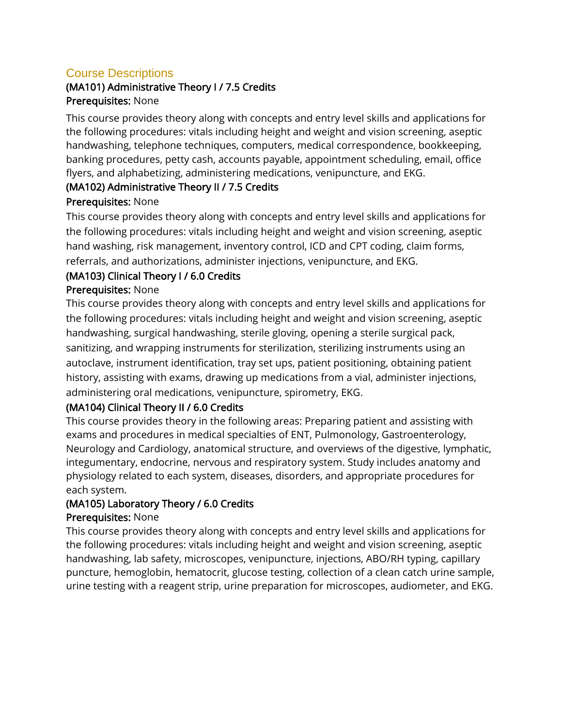## Course Descriptions

### (MA101) Administrative Theory I / 7.5 Credits

**Prerequisites:** None

This course provides theory along with concepts and entry level skills and applications for the following procedures: vitals including height and weight and vision screening, aseptic handwashing, telephone techniques, computers, medical correspondence, bookkeeping, banking procedures, petty cash, accounts payable, appointment scheduling, email, office flyers, and alphabetizing, administering medications, venipuncture, and EKG.

### (MA102) Administrative Theory II / 7.5 Credits

**Prerequisites:** None

This course provides theory along with concepts and entry level skills and applications for the following procedures: vitals including height and weight and vision screening, aseptic hand washing, risk management, inventory control, ICD and CPT coding, claim forms, referrals, and authorizations, administer injections, venipuncture, and EKG.

### (MA103) Clinical Theory I / 6.0 Credits

**Prerequisites:** None

This course provides theory along with concepts and entry level skills and applications for the following procedures: vitals including height and weight and vision screening, aseptic handwashing, surgical handwashing, sterile gloving, opening a sterile surgical pack, sanitizing, and wrapping instruments for sterilization, sterilizing instruments using an autoclave, instrument identification, tray set ups, patient positioning, obtaining patient history, assisting with exams, drawing up medications from a vial, administer injections, administering oral medications, venipuncture, spirometry, EKG.

### (MA104) Clinical Theory II / 6.0 Credits

This course provides theory in the following areas: Preparing patient and assisting with exams and procedures in medical specialties of ENT, Pulmonology, Gastroenterology, Neurology and Cardiology, anatomical structure, and overviews of the digestive, lymphatic, integumentary, endocrine, nervous and respiratory system. Study includes anatomy and physiology related to each system, diseases, disorders, and appropriate procedures for each system.

### (MA105) Laboratory Theory / 6.0 Credits

**Prerequisites:** None

This course provides theory along with concepts and entry level skills and applications for the following procedures: vitals including height and weight and vision screening, aseptic handwashing, lab safety, microscopes, venipuncture, injections, ABO/RH typing, capillary puncture, hemoglobin, hematocrit, glucose testing, collection of a clean catch urine sample, urine testing with a reagent strip, urine preparation for microscopes, audiometer, and EKG.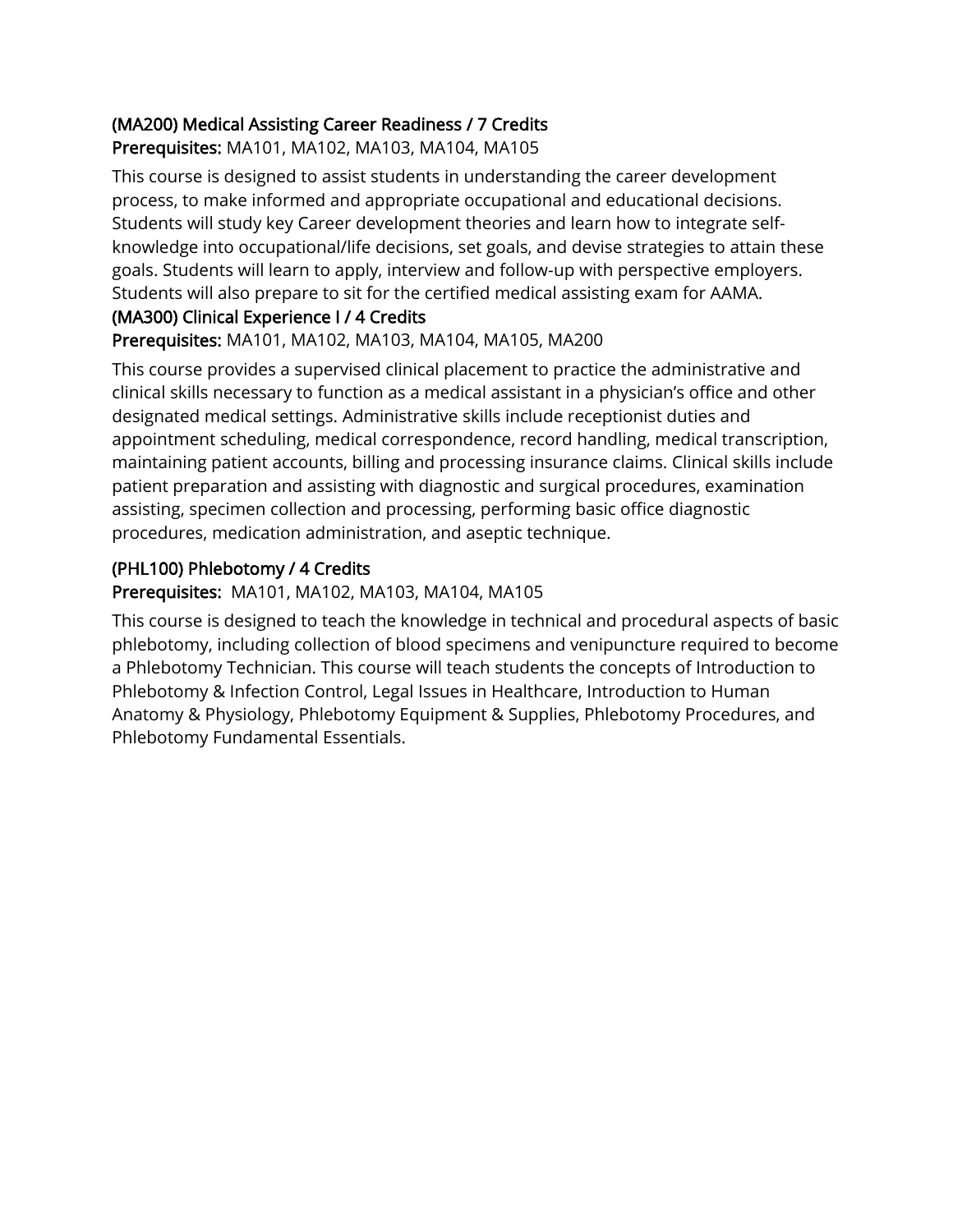### (MA200) Medical Assisting Career Readiness / 7 Credits

**Prerequisites:** MA101, MA102, MA103, MA104, MA105

This course is designed to assist students in understanding the career development process, to make informed and appropriate occupational and educational decisions. Students will study key Career development theories and learn how to integrate self-knowledge into occupational/life decisions, set goals, and devise strategies to attain these goals. Students will learn to apply, interview and follow-up with perspective employers. Students will also prepare to sit for the certified medical assisting exam for AAMA.

### (MA300) Clinical Experience I / 4 Credits

**Prerequisites:** MA101, MA102, MA103, MA104, MA105, MA200

This course provides a supervised clinical placement to practice the administrative and clinical skills necessary to function as a medical assistant in a physician's office and other designated medical settings. Administrative skills include receptionist duties and appointment scheduling, medical correspondence, record handling, medical transcription, maintaining patient accounts, billing and processing insurance claims. Clinical skills include patient preparation and assisting with diagnostic and surgical procedures, examination assisting, specimen collection and processing, performing basic office diagnostic procedures, medication administration, and aseptic technique.

### (PHL100) Phlebotomy / 4 Credits

**Prerequisites:** MA101, MA102, MA103, MA104, MA105

This course is designed to teach the knowledge in technical and procedural aspects of basic phlebotomy, including collection of blood specimens and venipuncture required to become a Phlebotomy Technician. This course will teach students the concepts of Introduction to Phlebotomy & Infection Control, Legal Issues in Healthcare, Introduction to Human Anatomy & Physiology, Phlebotomy Equipment & Supplies, Phlebotomy Procedures, and Phlebotomy Fundamental Essentials.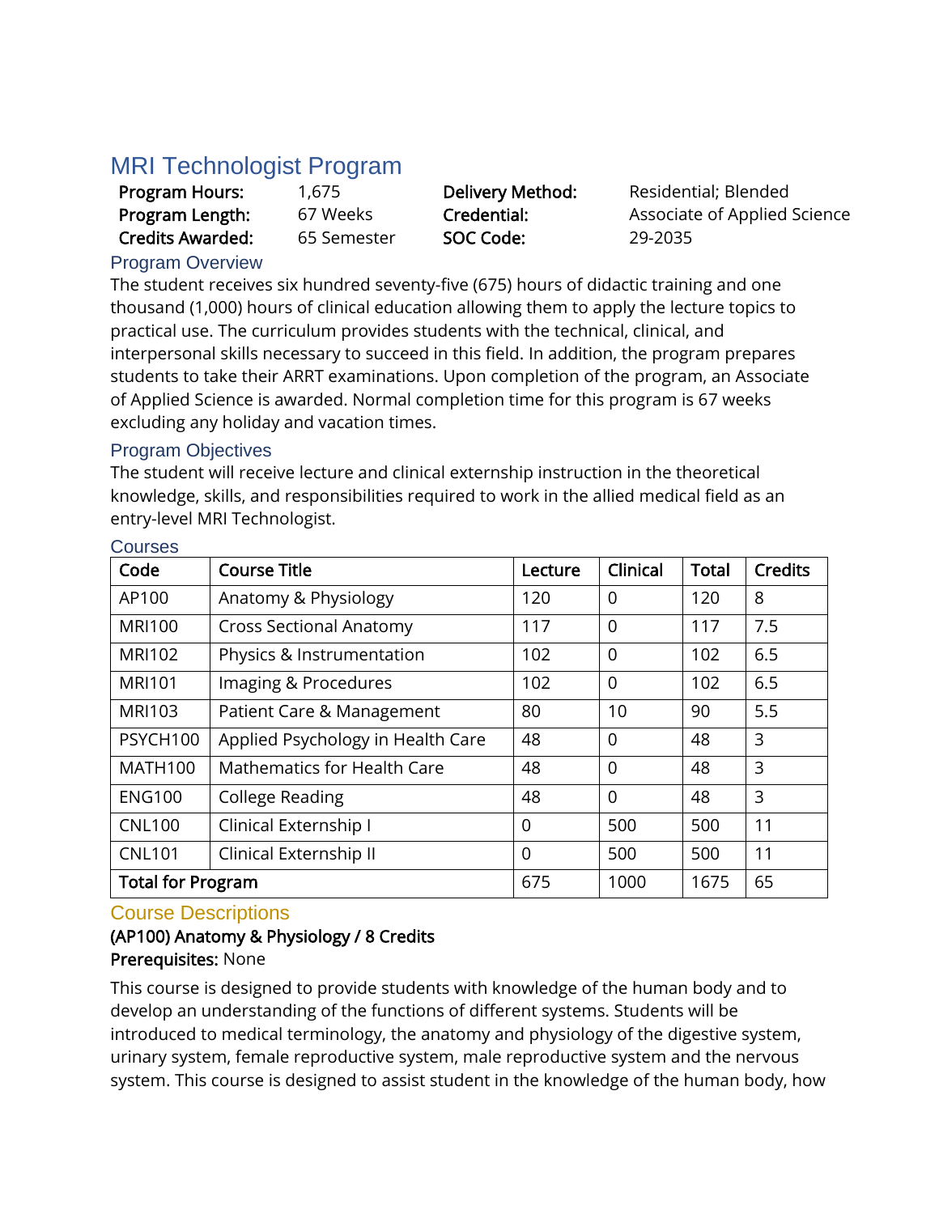## MRI Technologist Program

| | | | |
|---|---|---|---|
| **Program Hours:** | 1,675 | **Delivery Method:** | Residential; Blended |
| **Program Length:** | 67 Weeks | **Credential:** | Associate of Applied Science |
| **Credits Awarded:** | 65 Semester | **SOC Code:** | 29-2035 |

### Program Overview

The student receives six hundred seventy-five (675) hours of didactic training and one thousand (1,000) hours of clinical education allowing them to apply the lecture topics to practical use. The curriculum provides students with the technical, clinical, and interpersonal skills necessary to succeed in this field. In addition, the program prepares students to take their ARRT examinations. Upon completion of the program, an Associate of Applied Science is awarded. Normal completion time for this program is 67 weeks excluding any holiday and vacation times.

### Program Objectives

The student will receive lecture and clinical externship instruction in the theoretical knowledge, skills, and responsibilities required to work in the allied medical field as an entry-level MRI Technologist.

### Courses

| Code | Course Title | Lecture | Clinical | Total | Credits |
|---|---|---|---|---|---|
| AP100 | Anatomy & Physiology | 120 | 0 | 120 | 8 |
| MRI100 | Cross Sectional Anatomy | 117 | 0 | 117 | 7.5 |
| MRI102 | Physics & Instrumentation | 102 | 0 | 102 | 6.5 |
| MRI101 | Imaging & Procedures | 102 | 0 | 102 | 6.5 |
| MRI103 | Patient Care & Management | 80 | 10 | 90 | 5.5 |
| PSYCH100 | Applied Psychology in Health Care | 48 | 0 | 48 | 3 |
| MATH100 | Mathematics for Health Care | 48 | 0 | 48 | 3 |
| ENG100 | College Reading | 48 | 0 | 48 | 3 |
| CNL100 | Clinical Externship I | 0 | 500 | 500 | 11 |
| CNL101 | Clinical Externship II | 0 | 500 | 500 | 11 |
| **Total for Program** | | 675 | 1000 | 1675 | 65 |

### Course Descriptions

**(AP100) Anatomy & Physiology / 8 Credits**
**Prerequisites:** None

This course is designed to provide students with knowledge of the human body and to develop an understanding of the functions of different systems. Students will be introduced to medical terminology, the anatomy and physiology of the digestive system, urinary system, female reproductive system, male reproductive system and the nervous system. This course is designed to assist student in the knowledge of the human body, how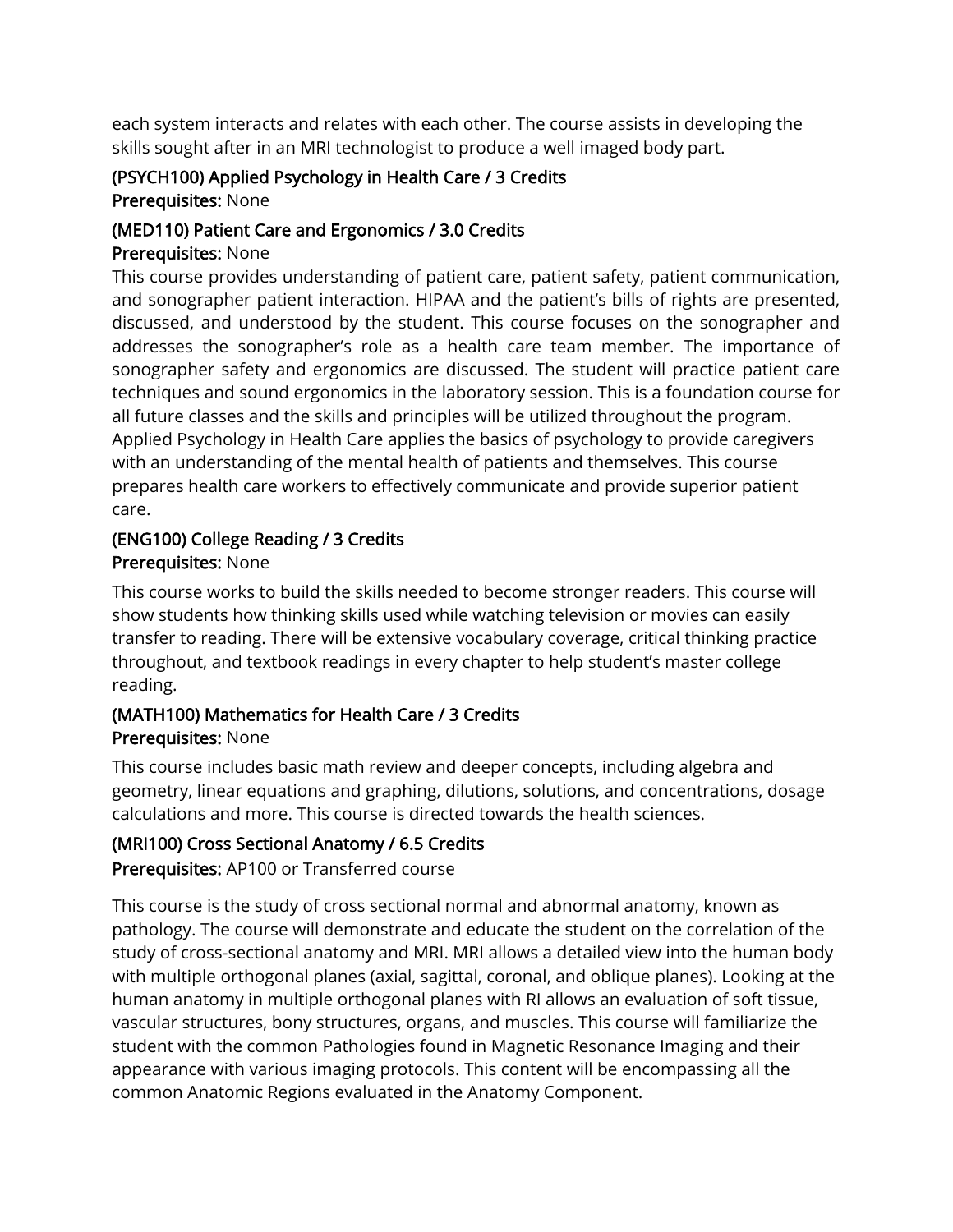each system interacts and relates with each other. The course assists in developing the skills sought after in an MRI technologist to produce a well imaged body part.

### (PSYCH100) Applied Psychology in Health Care / 3 Credits

**Prerequisites:** None

### (MED110) Patient Care and Ergonomics / 3.0 Credits

**Prerequisites:** None

This course provides understanding of patient care, patient safety, patient communication, and sonographer patient interaction. HIPAA and the patient's bills of rights are presented, discussed, and understood by the student. This course focuses on the sonographer and addresses the sonographer's role as a health care team member. The importance of sonographer safety and ergonomics are discussed. The student will practice patient care techniques and sound ergonomics in the laboratory session. This is a foundation course for all future classes and the skills and principles will be utilized throughout the program.
Applied Psychology in Health Care applies the basics of psychology to provide caregivers with an understanding of the mental health of patients and themselves. This course prepares health care workers to effectively communicate and provide superior patient care.

### (ENG100) College Reading / 3 Credits

**Prerequisites:** None

This course works to build the skills needed to become stronger readers. This course will show students how thinking skills used while watching television or movies can easily transfer to reading. There will be extensive vocabulary coverage, critical thinking practice throughout, and textbook readings in every chapter to help student's master college reading.

### (MATH100) Mathematics for Health Care / 3 Credits

**Prerequisites:** None

This course includes basic math review and deeper concepts, including algebra and geometry, linear equations and graphing, dilutions, solutions, and concentrations, dosage calculations and more. This course is directed towards the health sciences.

### (MRI100) Cross Sectional Anatomy / 6.5 Credits

**Prerequisites:** AP100 or Transferred course

This course is the study of cross sectional normal and abnormal anatomy, known as pathology. The course will demonstrate and educate the student on the correlation of the study of cross-sectional anatomy and MRI. MRI allows a detailed view into the human body with multiple orthogonal planes (axial, sagittal, coronal, and oblique planes). Looking at the human anatomy in multiple orthogonal planes with RI allows an evaluation of soft tissue, vascular structures, bony structures, organs, and muscles. This course will familiarize the student with the common Pathologies found in Magnetic Resonance Imaging and their appearance with various imaging protocols. This content will be encompassing all the common Anatomic Regions evaluated in the Anatomy Component.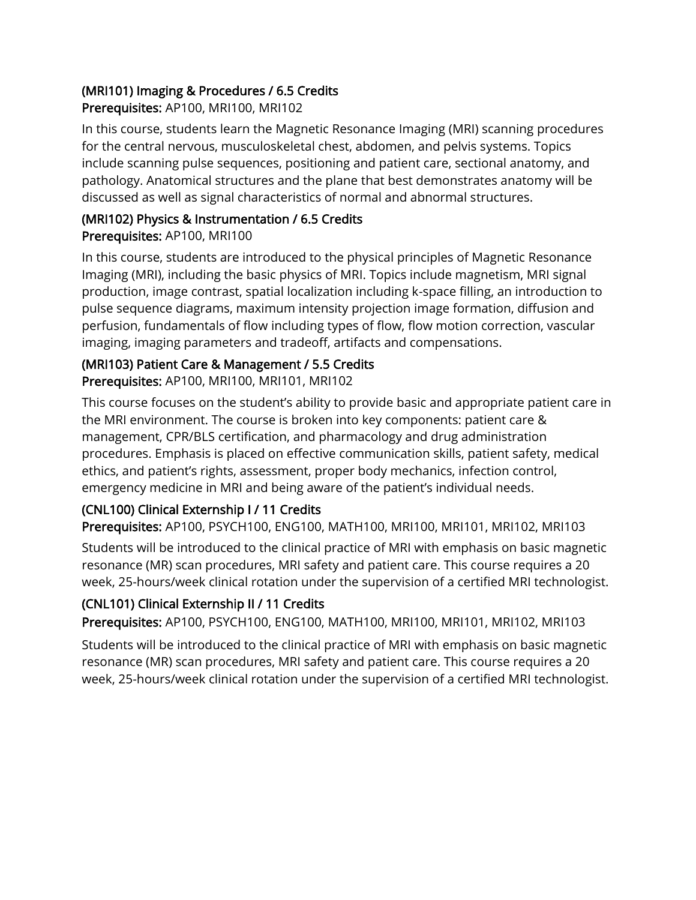### (MRI101) Imaging & Procedures / 6.5 Credits

**Prerequisites:** AP100, MRI100, MRI102

In this course, students learn the Magnetic Resonance Imaging (MRI) scanning procedures for the central nervous, musculoskeletal chest, abdomen, and pelvis systems. Topics include scanning pulse sequences, positioning and patient care, sectional anatomy, and pathology. Anatomical structures and the plane that best demonstrates anatomy will be discussed as well as signal characteristics of normal and abnormal structures.

### (MRI102) Physics & Instrumentation / 6.5 Credits

**Prerequisites:** AP100, MRI100

In this course, students are introduced to the physical principles of Magnetic Resonance Imaging (MRI), including the basic physics of MRI. Topics include magnetism, MRI signal production, image contrast, spatial localization including k-space filling, an introduction to pulse sequence diagrams, maximum intensity projection image formation, diffusion and perfusion, fundamentals of flow including types of flow, flow motion correction, vascular imaging, imaging parameters and tradeoff, artifacts and compensations.

### (MRI103) Patient Care & Management / 5.5 Credits

**Prerequisites:** AP100, MRI100, MRI101, MRI102

This course focuses on the student's ability to provide basic and appropriate patient care in the MRI environment. The course is broken into key components: patient care & management, CPR/BLS certification, and pharmacology and drug administration procedures. Emphasis is placed on effective communication skills, patient safety, medical ethics, and patient's rights, assessment, proper body mechanics, infection control, emergency medicine in MRI and being aware of the patient's individual needs.

### (CNL100) Clinical Externship I / 11 Credits

**Prerequisites:** AP100, PSYCH100, ENG100, MATH100, MRI100, MRI101, MRI102, MRI103

Students will be introduced to the clinical practice of MRI with emphasis on basic magnetic resonance (MR) scan procedures, MRI safety and patient care. This course requires a 20 week, 25-hours/week clinical rotation under the supervision of a certified MRI technologist.

### (CNL101) Clinical Externship II / 11 Credits

**Prerequisites:** AP100, PSYCH100, ENG100, MATH100, MRI100, MRI101, MRI102, MRI103

Students will be introduced to the clinical practice of MRI with emphasis on basic magnetic resonance (MR) scan procedures, MRI safety and patient care. This course requires a 20 week, 25-hours/week clinical rotation under the supervision of a certified MRI technologist.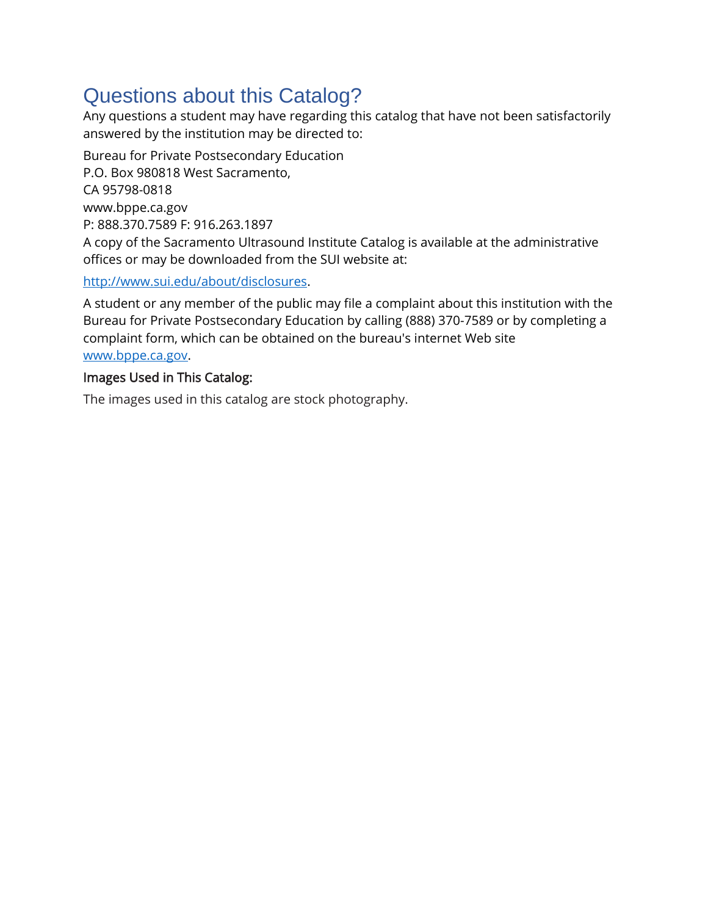# Questions about this Catalog?

Any questions a student may have regarding this catalog that have not been satisfactorily answered by the institution may be directed to:

Bureau for Private Postsecondary Education
P.O. Box 980818 West Sacramento,
CA 95798-0818
www.bppe.ca.gov
P: 888.370.7589 F: 916.263.1897
A copy of the Sacramento Ultrasound Institute Catalog is available at the administrative offices or may be downloaded from the SUI website at:

http://www.sui.edu/about/disclosures.

A student or any member of the public may file a complaint about this institution with the Bureau for Private Postsecondary Education by calling (888) 370-7589 or by completing a complaint form, which can be obtained on the bureau's internet Web site www.bppe.ca.gov.

### Images Used in This Catalog:

The images used in this catalog are stock photography.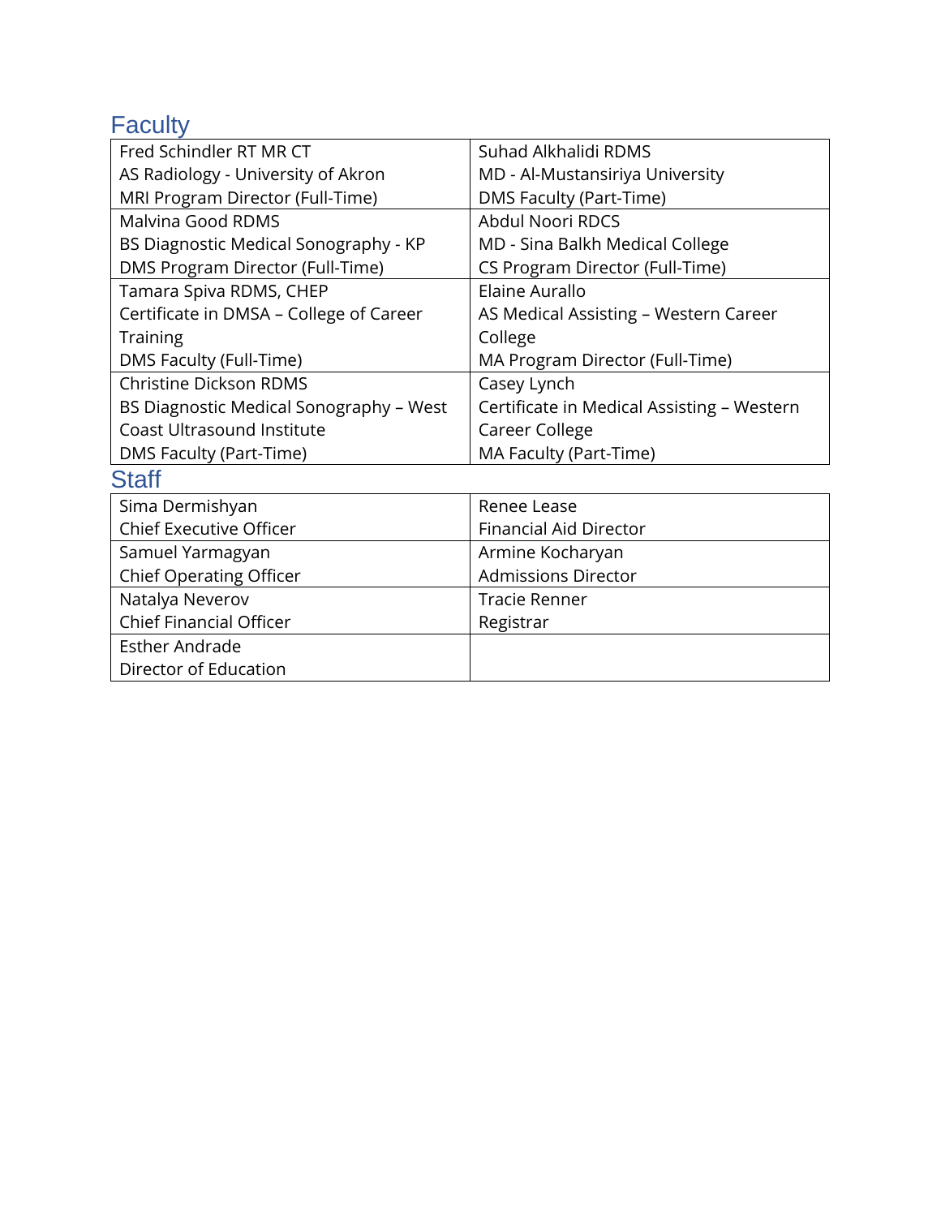## Faculty

| | |
|---|---|
| Fred Schindler RT MR CT<br>AS Radiology - University of Akron<br>MRI Program Director (Full-Time) | Suhad Alkhalidi RDMS<br>MD - Al-Mustansiriya University<br>DMS Faculty (Part-Time) |
| Malvina Good RDMS<br>BS Diagnostic Medical Sonography - KP<br>DMS Program Director (Full-Time) | Abdul Noori RDCS<br>MD - Sina Balkh Medical College<br>CS Program Director (Full-Time) |
| Tamara Spiva RDMS, CHEP<br>Certificate in DMSA – College of Career Training<br>DMS Faculty (Full-Time) | Elaine Aurallo<br>AS Medical Assisting – Western Career College<br>MA Program Director (Full-Time) |
| Christine Dickson RDMS<br>BS Diagnostic Medical Sonography – West Coast Ultrasound Institute<br>DMS Faculty (Part-Time) | Casey Lynch<br>Certificate in Medical Assisting – Western Career College<br>MA Faculty (Part-Time) |

## Staff

| | |
|---|---|
| Sima Dermishyan<br>Chief Executive Officer | Renee Lease<br>Financial Aid Director |
| Samuel Yarmagyan<br>Chief Operating Officer | Armine Kocharyan<br>Admissions Director |
| Natalya Neverov<br>Chief Financial Officer | Tracie Renner<br>Registrar |
| Esther Andrade<br>Director of Education | |